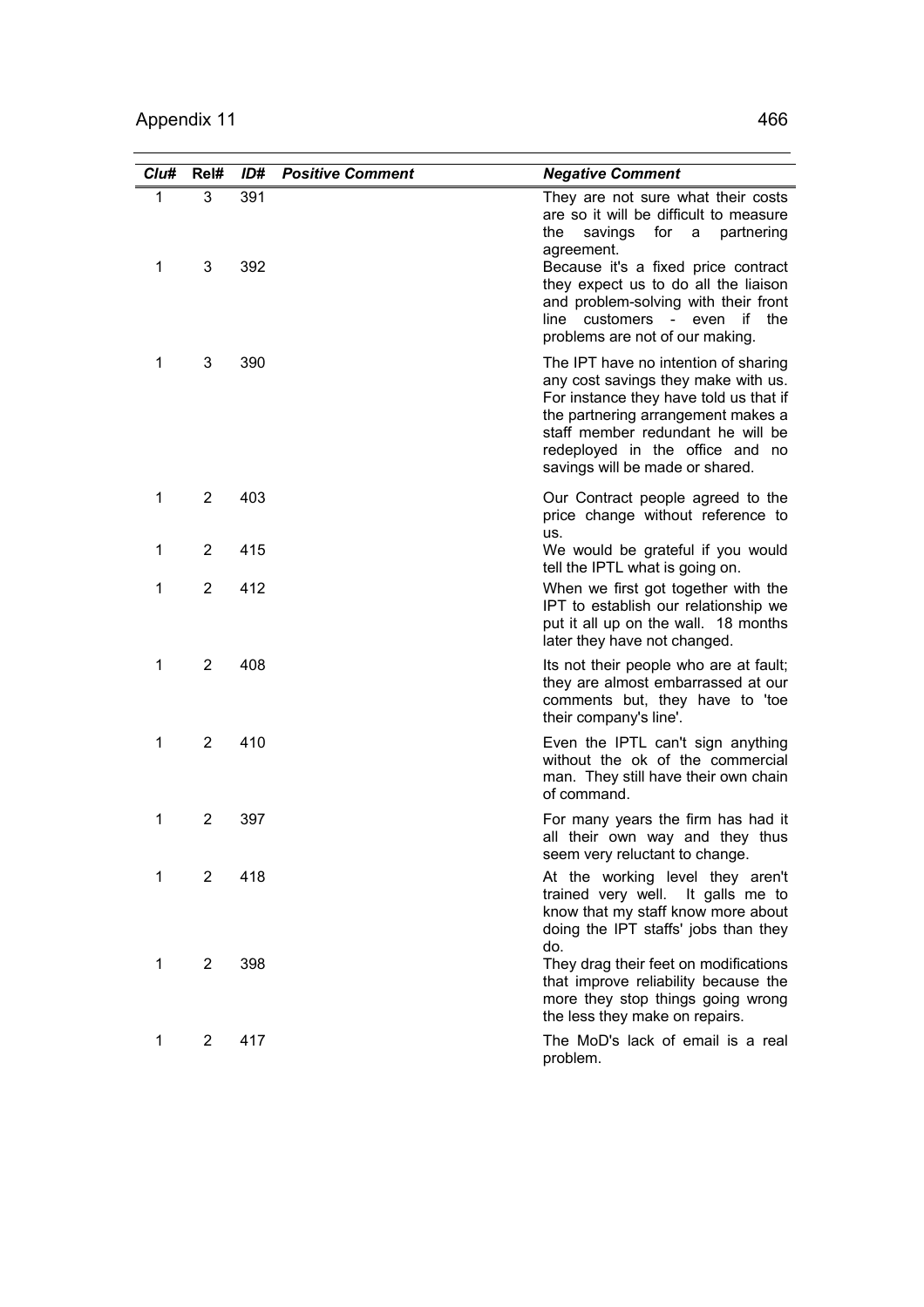| Clu# | Rel# | ID# | Positive Comment | Negative Comment |
|---|---|---|---|---|
| 1 | 3 | 391 | | They are not sure what their costs are so it will be difficult to measure the savings for a partnering agreement. |
| 1 | 3 | 392 | | Because it's a fixed price contract they expect us to do all the liaison and problem-solving with their front line customers - even if the problems are not of our making. |
| 1 | 3 | 390 | | The IPT have no intention of sharing any cost savings they make with us. For instance they have told us that if the partnering arrangement makes a staff member redundant he will be redeployed in the office and no savings will be made or shared. |
| 1 | 2 | 403 | | Our Contract people agreed to the price change without reference to us. |
| 1 | 2 | 415 | | We would be grateful if you would tell the IPTL what is going on. |
| 1 | 2 | 412 | | When we first got together with the IPT to establish our relationship we put it all up on the wall. 18 months later they have not changed. |
| 1 | 2 | 408 | | Its not their people who are at fault; they are almost embarrassed at our comments but, they have to 'toe their company's line'. |
| 1 | 2 | 410 | | Even the IPTL can't sign anything without the ok of the commercial man. They still have their own chain of command. |
| 1 | 2 | 397 | | For many years the firm has had it all their own way and they thus seem very reluctant to change. |
| 1 | 2 | 418 | | At the working level they aren't trained very well. It galls me to know that my staff know more about doing the IPT staffs' jobs than they do. |
| 1 | 2 | 398 | | They drag their feet on modifications that improve reliability because the more they stop things going wrong the less they make on repairs. |
| 1 | 2 | 417 | | The MoD's lack of email is a real problem. |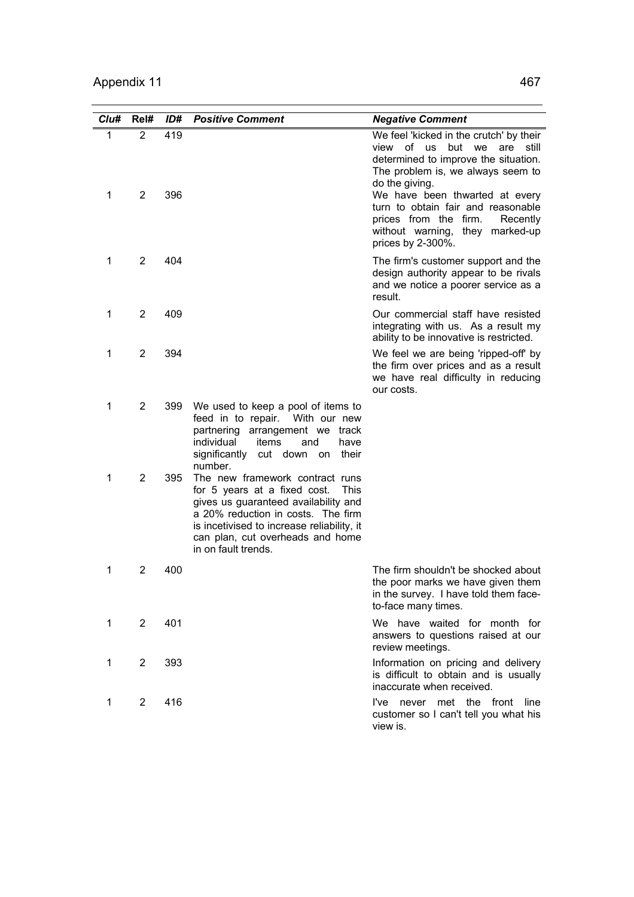| *Clu#* | **Rel#** | *ID#* | ***Positive Comment*** | ***Negative Comment*** |
|---|---|---|---|---|
| 1 | 2 | 419 | | We feel 'kicked in the crutch' by their view of us but we are still determined to improve the situation. The problem is, we always seem to do the giving. |
| 1 | 2 | 396 | | We have been thwarted at every turn to obtain fair and reasonable prices from the firm. Recently without warning, they marked-up prices by 2-300%. |
| 1 | 2 | 404 | | The firm's customer support and the design authority appear to be rivals and we notice a poorer service as a result. |
| 1 | 2 | 409 | | Our commercial staff have resisted integrating with us. As a result my ability to be innovative is restricted. |
| 1 | 2 | 394 | | We feel we are being 'ripped-off' by the firm over prices and as a result we have real difficulty in reducing our costs. |
| 1 | 2 | 399 | We used to keep a pool of items to feed in to repair. With our new partnering arrangement we track individual items and have significantly cut down on their number. | |
| 1 | 2 | 395 | The new framework contract runs for 5 years at a fixed cost. This gives us guaranteed availability and a 20% reduction in costs. The firm is incetivised to increase reliability, it can plan, cut overheads and home in on fault trends. | |
| 1 | 2 | 400 | | The firm shouldn't be shocked about the poor marks we have given them in the survey. I have told them face-to-face many times. |
| 1 | 2 | 401 | | We have waited for month for answers to questions raised at our review meetings. |
| 1 | 2 | 393 | | Information on pricing and delivery is difficult to obtain and is usually inaccurate when received. |
| 1 | 2 | 416 | | I've never met the front line customer so I can't tell you what his view is. |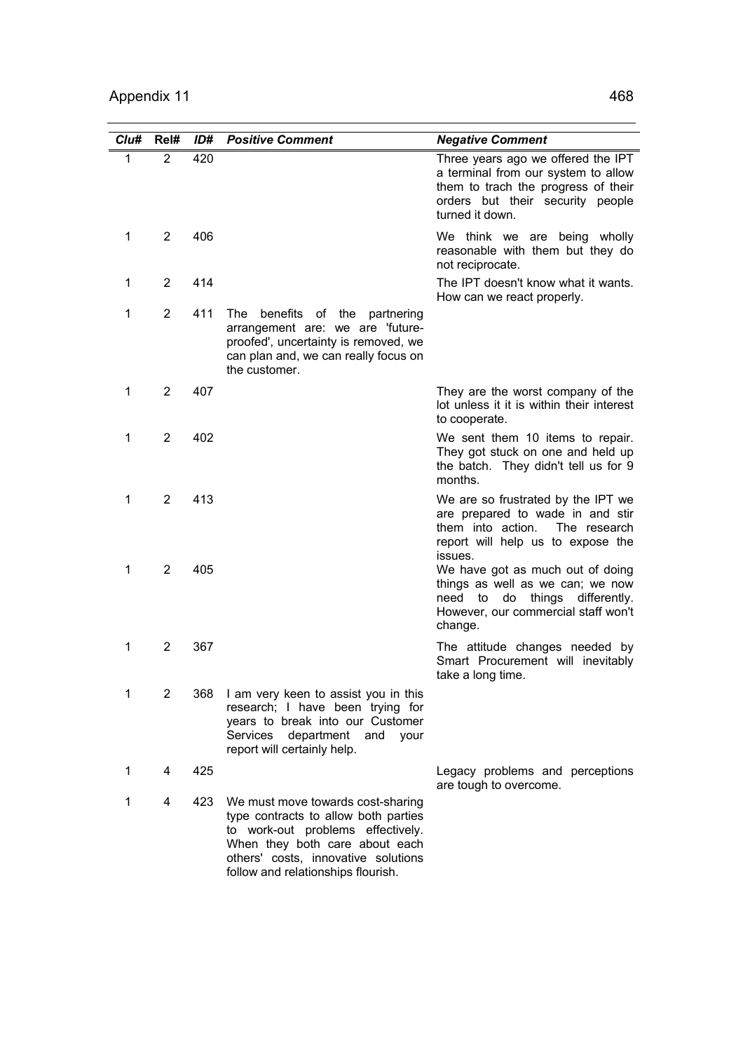| *Clu#* | Rel# | *ID#* | *Positive Comment* | *Negative Comment* |
|---|---|---|---|---|
| 1 | 2 | 420 | | Three years ago we offered the IPT a terminal from our system to allow them to trach the progress of their orders but their security people turned it down. |
| 1 | 2 | 406 | | We think we are being wholly reasonable with them but they do not reciprocate. |
| 1 | 2 | 414 | | The IPT doesn't know what it wants. How can we react properly. |
| 1 | 2 | 411 | The benefits of the partnering arrangement are: we are 'future-proofed', uncertainty is removed, we can plan and, we can really focus on the customer. | |
| 1 | 2 | 407 | | They are the worst company of the lot unless it it is within their interest to cooperate. |
| 1 | 2 | 402 | | We sent them 10 items to repair. They got stuck on one and held up the batch. They didn't tell us for 9 months. |
| 1 | 2 | 413 | | We are so frustrated by the IPT we are prepared to wade in and stir them into action. The research report will help us to expose the issues. |
| 1 | 2 | 405 | | We have got as much out of doing things as well as we can; we now need to do things differently. However, our commercial staff won't change. |
| 1 | 2 | 367 | | The attitude changes needed by Smart Procurement will inevitably take a long time. |
| 1 | 2 | 368 | I am very keen to assist you in this research; I have been trying for years to break into our Customer Services department and your report will certainly help. | |
| 1 | 4 | 425 | | Legacy problems and perceptions are tough to overcome. |
| 1 | 4 | 423 | We must move towards cost-sharing type contracts to allow both parties to work-out problems effectively. When they both care about each others' costs, innovative solutions follow and relationships flourish. | |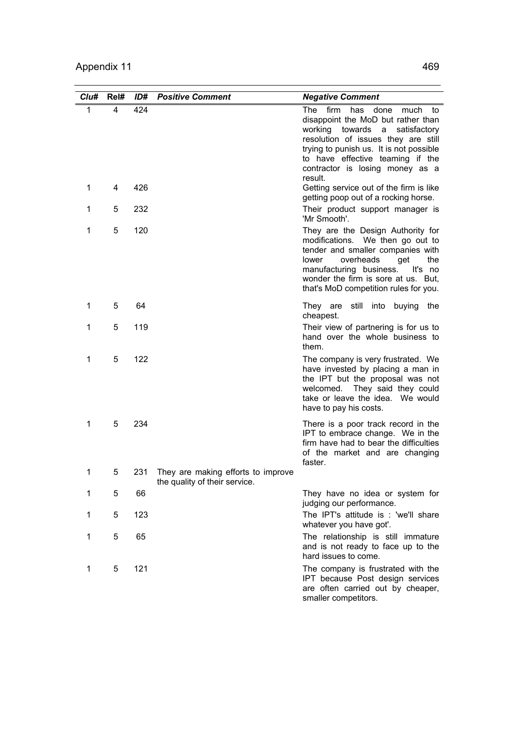| *Clu#* | **Rel#** | *ID#* | ***Positive Comment*** | ***Negative Comment*** |
|---|---|---|---|---|
| 1 | 4 | 424 | | The firm has done much to disappoint the MoD but rather than working towards a satisfactory resolution of issues they are still trying to punish us. It is not possible to have effective teaming if the contractor is losing money as a result. |
| 1 | 4 | 426 | | Getting service out of the firm is like getting poop out of a rocking horse. |
| 1 | 5 | 232 | | Their product support manager is 'Mr Smooth'. |
| 1 | 5 | 120 | | They are the Design Authority for modifications. We then go out to tender and smaller companies with lower overheads get the manufacturing business. It's no wonder the firm is sore at us. But, that's MoD competition rules for you. |
| 1 | 5 | 64 | | They are still into buying the cheapest. |
| 1 | 5 | 119 | | Their view of partnering is for us to hand over the whole business to them. |
| 1 | 5 | 122 | | The company is very frustrated. We have invested by placing a man in the IPT but the proposal was not welcomed. They said they could take or leave the idea. We would have to pay his costs. |
| 1 | 5 | 234 | | There is a poor track record in the IPT to embrace change. We in the firm have had to bear the difficulties of the market and are changing faster. |
| 1 | 5 | 231 | They are making efforts to improve the quality of their service. | |
| 1 | 5 | 66 | | They have no idea or system for judging our performance. |
| 1 | 5 | 123 | | The IPT's attitude is : 'we'll share whatever you have got'. |
| 1 | 5 | 65 | | The relationship is still immature and is not ready to face up to the hard issues to come. |
| 1 | 5 | 121 | | The company is frustrated with the IPT because Post design services are often carried out by cheaper, smaller competitors. |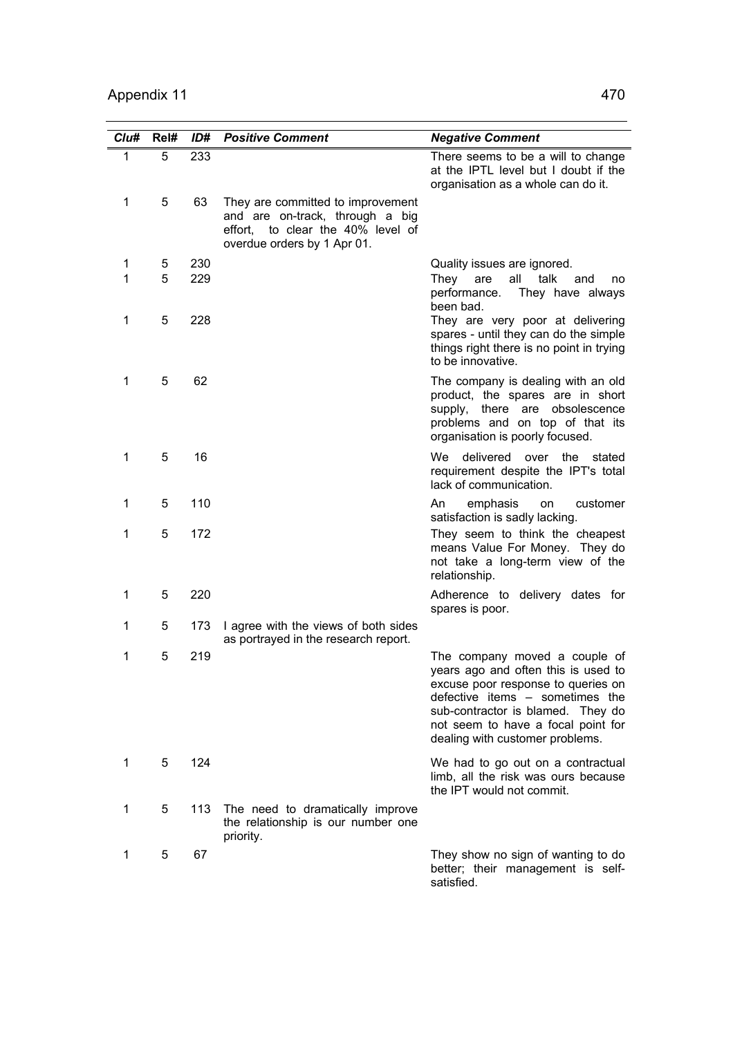| *Clu#* | Rel# | *ID#* | *Positive Comment* | *Negative Comment* |
|---|---|---|---|---|
| 1 | 5 | 233 | | There seems to be a will to change at the IPTL level but I doubt if the organisation as a whole can do it. |
| 1 | 5 | 63 | They are committed to improvement and are on-track, through a big effort, to clear the 40% level of overdue orders by 1 Apr 01. | |
| 1 | 5 | 230 | | Quality issues are ignored. |
| 1 | 5 | 229 | | They are all talk and no performance. They have always been bad. |
| 1 | 5 | 228 | | They are very poor at delivering spares - until they can do the simple things right there is no point in trying to be innovative. |
| 1 | 5 | 62 | | The company is dealing with an old product, the spares are in short supply, there are obsolescence problems and on top of that its organisation is poorly focused. |
| 1 | 5 | 16 | | We delivered over the stated requirement despite the IPT's total lack of communication. |
| 1 | 5 | 110 | | An emphasis on customer satisfaction is sadly lacking. |
| 1 | 5 | 172 | | They seem to think the cheapest means Value For Money. They do not take a long-term view of the relationship. |
| 1 | 5 | 220 | | Adherence to delivery dates for spares is poor. |
| 1 | 5 | 173 | I agree with the views of both sides as portrayed in the research report. | |
| 1 | 5 | 219 | | The company moved a couple of years ago and often this is used to excuse poor response to queries on defective items – sometimes the sub-contractor is blamed. They do not seem to have a focal point for dealing with customer problems. |
| 1 | 5 | 124 | | We had to go out on a contractual limb, all the risk was ours because the IPT would not commit. |
| 1 | 5 | 113 | The need to dramatically improve the relationship is our number one priority. | |
| 1 | 5 | 67 | | They show no sign of wanting to do better; their management is self-satisfied. |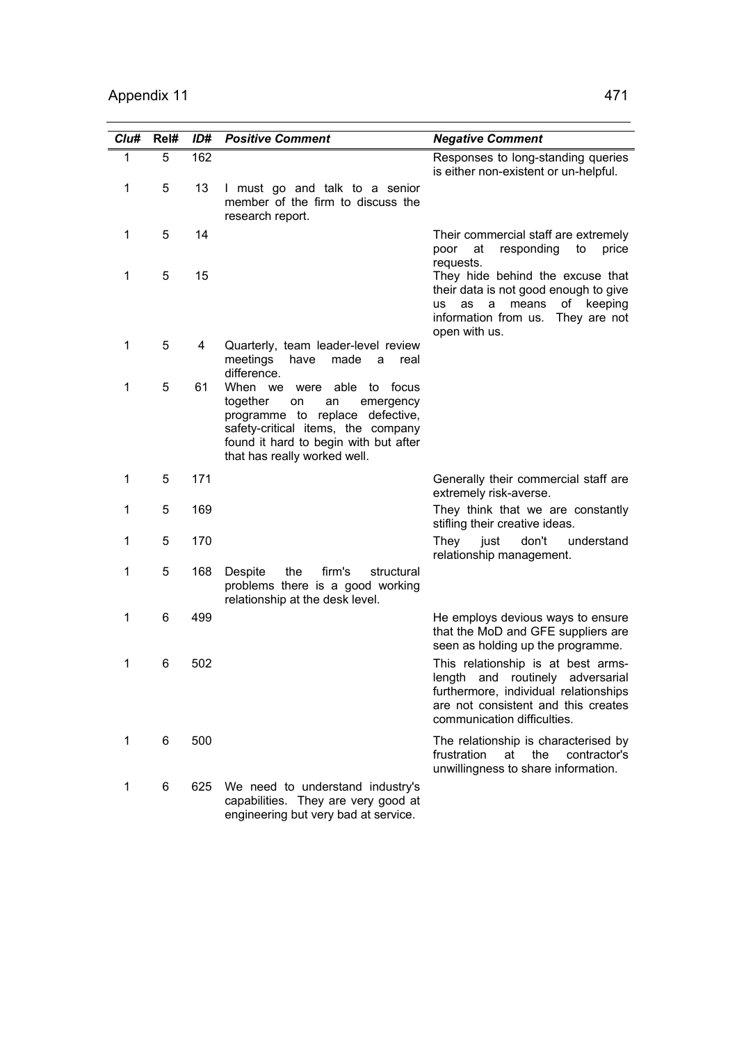| *Clu#* | Rel# | *ID#* | *Positive Comment* | *Negative Comment* |
|---|---|---|---|---|
| 1 | 5 | 162 | | Responses to long-standing queries is either non-existent or un-helpful. |
| 1 | 5 | 13 | I must go and talk to a senior member of the firm to discuss the research report. | |
| 1 | 5 | 14 | | Their commercial staff are extremely poor at responding to price requests. |
| 1 | 5 | 15 | | They hide behind the excuse that their data is not good enough to give us as a means of keeping information from us. They are not open with us. |
| 1 | 5 | 4 | Quarterly, team leader-level review meetings have made a real difference. | |
| 1 | 5 | 61 | When we were able to focus together on an emergency programme to replace defective, safety-critical items, the company found it hard to begin with but after that has really worked well. | |
| 1 | 5 | 171 | | Generally their commercial staff are extremely risk-averse. |
| 1 | 5 | 169 | | They think that we are constantly stifling their creative ideas. |
| 1 | 5 | 170 | | They just don't understand relationship management. |
| 1 | 5 | 168 | Despite the firm's structural problems there is a good working relationship at the desk level. | |
| 1 | 6 | 499 | | He employs devious ways to ensure that the MoD and GFE suppliers are seen as holding up the programme. |
| 1 | 6 | 502 | | This relationship is at best arms-length and routinely adversarial furthermore, individual relationships are not consistent and this creates communication difficulties. |
| 1 | 6 | 500 | | The relationship is characterised by frustration at the contractor's unwillingness to share information. |
| 1 | 6 | 625 | We need to understand industry's capabilities. They are very good at engineering but very bad at service. | |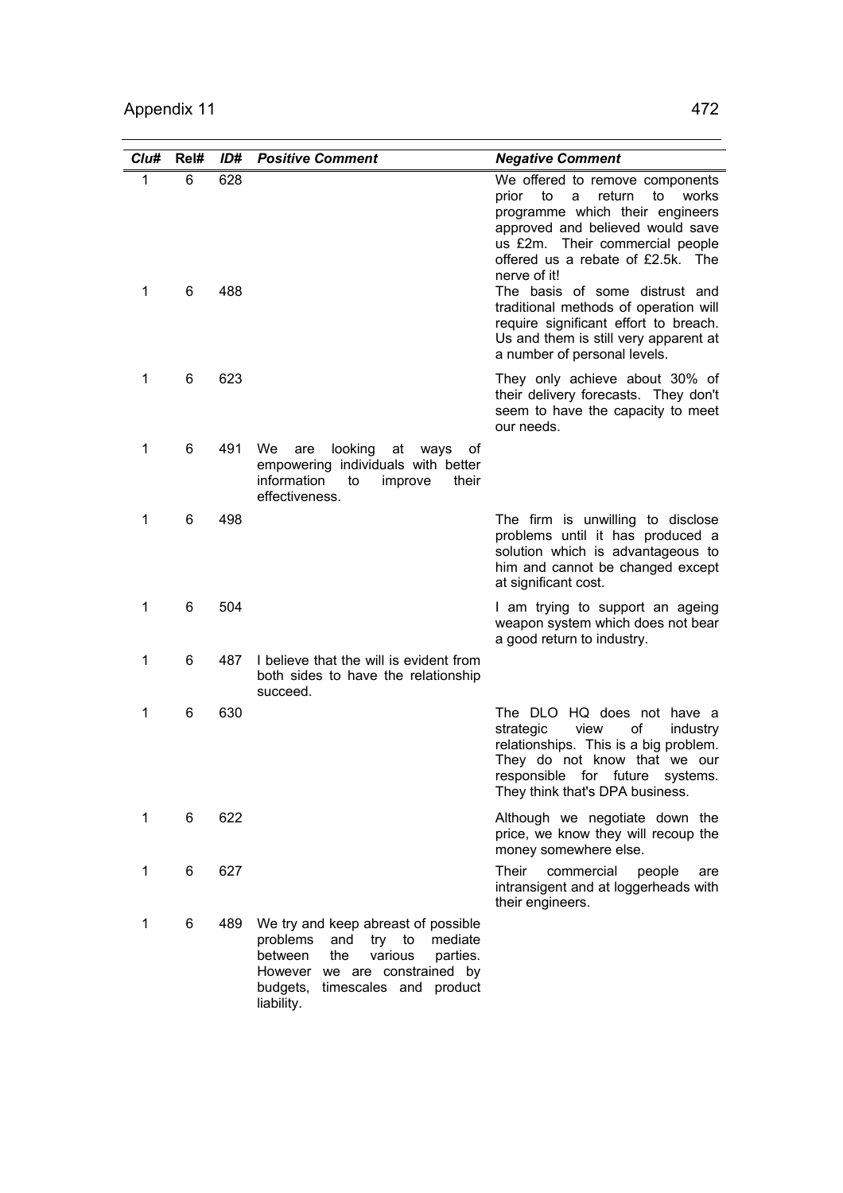| Clu# | Rel# | ID# | Positive Comment | Negative Comment |
|---|---|---|---|---|
| 1 | 6 | 628 | | We offered to remove components prior to a return to works programme which their engineers approved and believed would save us £2m. Their commercial people offered us a rebate of £2.5k. The nerve of it! |
| 1 | 6 | 488 | | The basis of some distrust and traditional methods of operation will require significant effort to breach. Us and them is still very apparent at a number of personal levels. |
| 1 | 6 | 623 | | They only achieve about 30% of their delivery forecasts. They don't seem to have the capacity to meet our needs. |
| 1 | 6 | 491 | We are looking at ways of empowering individuals with better information to improve their effectiveness. | |
| 1 | 6 | 498 | | The firm is unwilling to disclose problems until it has produced a solution which is advantageous to him and cannot be changed except at significant cost. |
| 1 | 6 | 504 | | I am trying to support an ageing weapon system which does not bear a good return to industry. |
| 1 | 6 | 487 | I believe that the will is evident from both sides to have the relationship succeed. | |
| 1 | 6 | 630 | | The DLO HQ does not have a strategic view of industry relationships. This is a big problem. They do not know that we our responsible for future systems. They think that's DPA business. |
| 1 | 6 | 622 | | Although we negotiate down the price, we know they will recoup the money somewhere else. |
| 1 | 6 | 627 | | Their commercial people are intransigent and at loggerheads with their engineers. |
| 1 | 6 | 489 | We try and keep abreast of possible problems and try to mediate between the various parties. However we are constrained by budgets, timescales and product liability. | |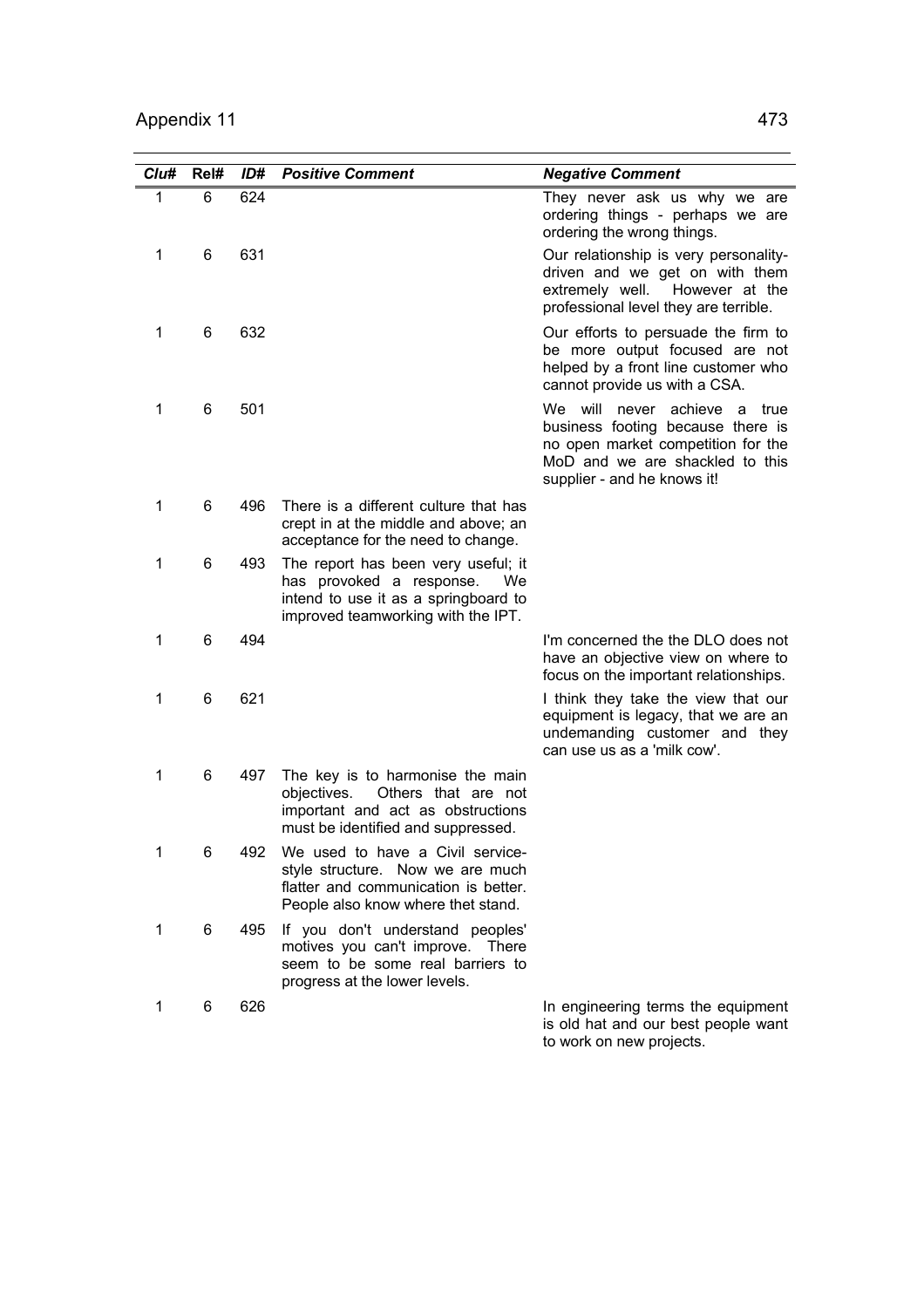| Clu# | Rel# | ID# | Positive Comment | Negative Comment |
|---|---|---|---|---|
| 1 | 6 | 624 | | They never ask us why we are ordering things - perhaps we are ordering the wrong things. |
| 1 | 6 | 631 | | Our relationship is very personality-driven and we get on with them extremely well. However at the professional level they are terrible. |
| 1 | 6 | 632 | | Our efforts to persuade the firm to be more output focused are not helped by a front line customer who cannot provide us with a CSA. |
| 1 | 6 | 501 | | We will never achieve a true business footing because there is no open market competition for the MoD and we are shackled to this supplier - and he knows it! |
| 1 | 6 | 496 | There is a different culture that has crept in at the middle and above; an acceptance for the need to change. | |
| 1 | 6 | 493 | The report has been very useful; it has provoked a response. We intend to use it as a springboard to improved teamworking with the IPT. | |
| 1 | 6 | 494 | | I'm concerned the the DLO does not have an objective view on where to focus on the important relationships. |
| 1 | 6 | 621 | | I think they take the view that our equipment is legacy, that we are an undemanding customer and they can use us as a 'milk cow'. |
| 1 | 6 | 497 | The key is to harmonise the main objectives. Others that are not important and act as obstructions must be identified and suppressed. | |
| 1 | 6 | 492 | We used to have a Civil service-style structure. Now we are much flatter and communication is better. People also know where thet stand. | |
| 1 | 6 | 495 | If you don't understand peoples' motives you can't improve. There seem to be some real barriers to progress at the lower levels. | |
| 1 | 6 | 626 | | In engineering terms the equipment is old hat and our best people want to work on new projects. |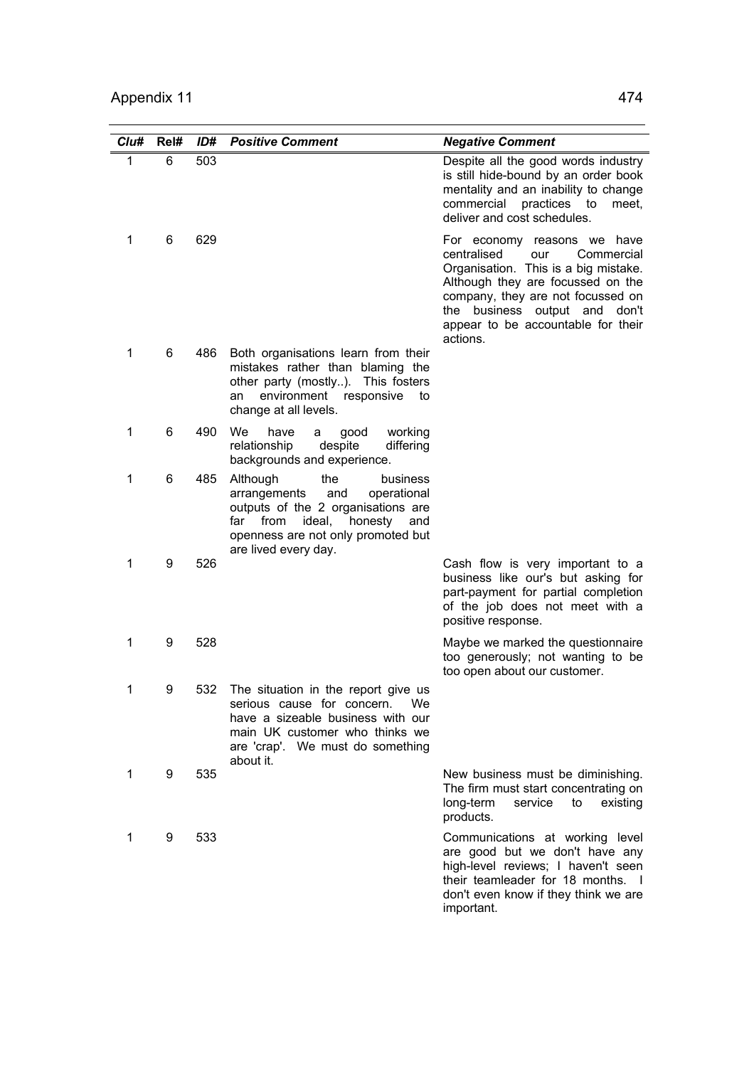| Clu# | Rel# | ID# | Positive Comment | Negative Comment |
|---|---|---|---|---|
| 1 | 6 | 503 | | Despite all the good words industry is still hide-bound by an order book mentality and an inability to change commercial practices to meet, deliver and cost schedules. |
| 1 | 6 | 629 | | For economy reasons we have centralised our Commercial Organisation. This is a big mistake. Although they are focussed on the company, they are not focussed on the business output and don't appear to be accountable for their actions. |
| 1 | 6 | 486 | Both organisations learn from their mistakes rather than blaming the other party (mostly..). This fosters an environment responsive to change at all levels. | |
| 1 | 6 | 490 | We have a good working relationship despite differing backgrounds and experience. | |
| 1 | 6 | 485 | Although the business arrangements and operational outputs of the 2 organisations are far from ideal, honesty and openness are not only promoted but are lived every day. | |
| 1 | 9 | 526 | | Cash flow is very important to a business like our's but asking for part-payment for partial completion of the job does not meet with a positive response. |
| 1 | 9 | 528 | | Maybe we marked the questionnaire too generously; not wanting to be too open about our customer. |
| 1 | 9 | 532 | The situation in the report give us serious cause for concern. We have a sizeable business with our main UK customer who thinks we are 'crap'. We must do something about it. | |
| 1 | 9 | 535 | | New business must be diminishing. The firm must start concentrating on long-term service to existing products. |
| 1 | 9 | 533 | | Communications at working level are good but we don't have any high-level reviews; I haven't seen their teamleader for 18 months. I don't even know if they think we are important. |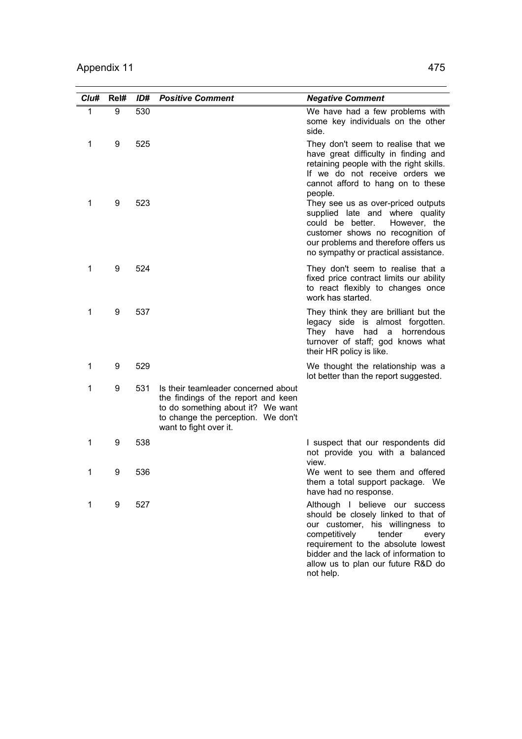| *Clu#* | Rel# | *ID#* | *Positive Comment* | *Negative Comment* |
|---|---|---|---|---|
| 1 | 9 | 530 | | We have had a few problems with some key individuals on the other side. |
| 1 | 9 | 525 | | They don't seem to realise that we have great difficulty in finding and retaining people with the right skills. If we do not receive orders we cannot afford to hang on to these people. |
| 1 | 9 | 523 | | They see us as over-priced outputs supplied late and where quality could be better. However, the customer shows no recognition of our problems and therefore offers us no sympathy or practical assistance. |
| 1 | 9 | 524 | | They don't seem to realise that a fixed price contract limits our ability to react flexibly to changes once work has started. |
| 1 | 9 | 537 | | They think they are brilliant but the legacy side is almost forgotten. They have had a horrendous turnover of staff; god knows what their HR policy is like. |
| 1 | 9 | 529 | | We thought the relationship was a lot better than the report suggested. |
| 1 | 9 | 531 | Is their teamleader concerned about the findings of the report and keen to do something about it? We want to change the perception. We don't want to fight over it. | |
| 1 | 9 | 538 | | I suspect that our respondents did not provide you with a balanced view. |
| 1 | 9 | 536 | | We went to see them and offered them a total support package. We have had no response. |
| 1 | 9 | 527 | | Although I believe our success should be closely linked to that of our customer, his willingness to competitively tender every requirement to the absolute lowest bidder and the lack of information to allow us to plan our future R&D do not help. |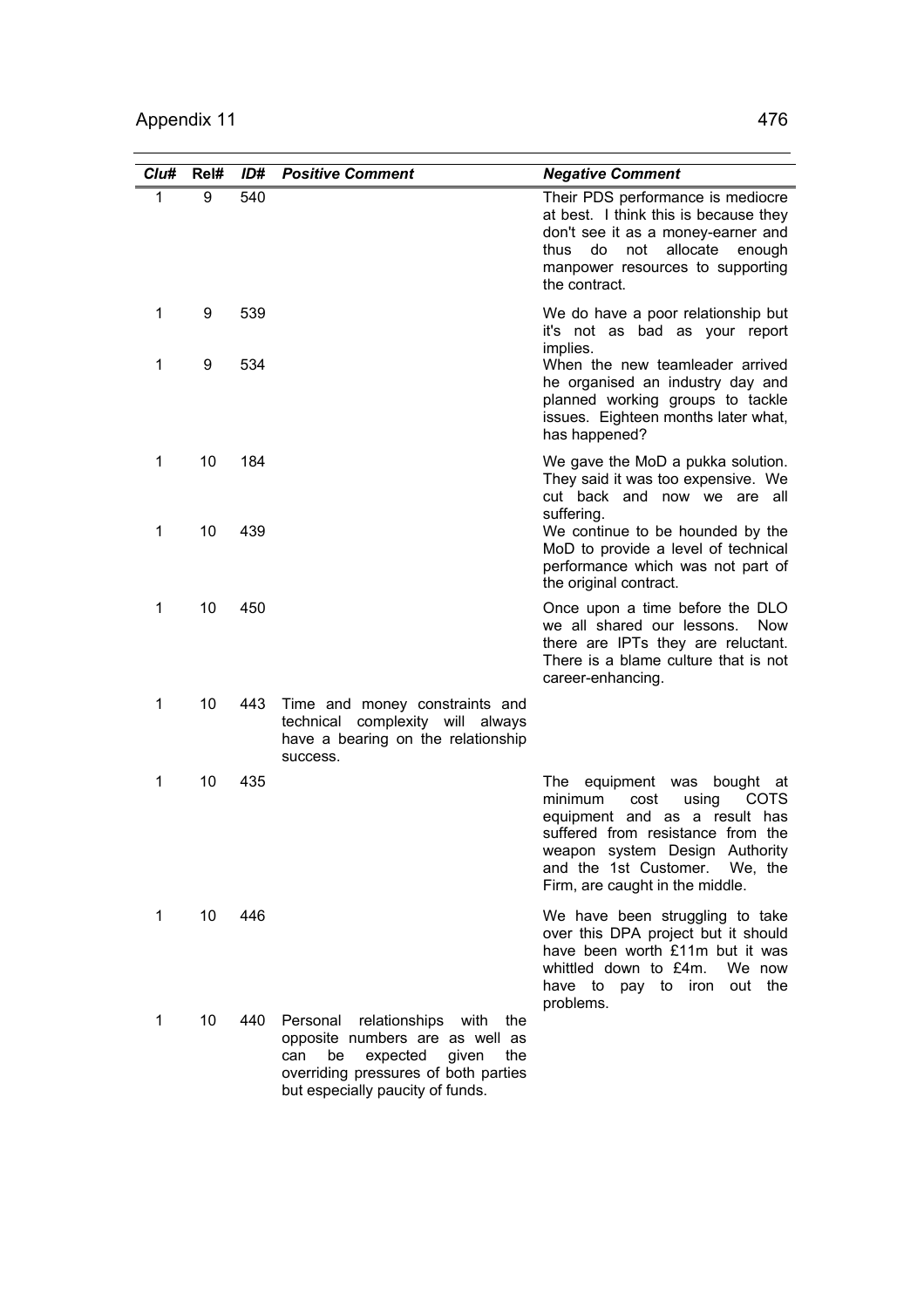| Clu# | Rel# | ID# | Positive Comment | Negative Comment |
|---|---|---|---|---|
| 1 | 9 | 540 | | Their PDS performance is mediocre at best. I think this is because they don't see it as a money-earner and thus do not allocate enough manpower resources to supporting the contract. |
| 1 | 9 | 539 | | We do have a poor relationship but it's not as bad as your report implies. |
| 1 | 9 | 534 | | When the new teamleader arrived he organised an industry day and planned working groups to tackle issues. Eighteen months later what, has happened? |
| 1 | 10 | 184 | | We gave the MoD a pukka solution. They said it was too expensive. We cut back and now we are all suffering. |
| 1 | 10 | 439 | | We continue to be hounded by the MoD to provide a level of technical performance which was not part of the original contract. |
| 1 | 10 | 450 | | Once upon a time before the DLO we all shared our lessons. Now there are IPTs they are reluctant. There is a blame culture that is not career-enhancing. |
| 1 | 10 | 443 | Time and money constraints and technical complexity will always have a bearing on the relationship success. | |
| 1 | 10 | 435 | | The equipment was bought at minimum cost using COTS equipment and as a result has suffered from resistance from the weapon system Design Authority and the 1st Customer. We, the Firm, are caught in the middle. |
| 1 | 10 | 446 | | We have been struggling to take over this DPA project but it should have been worth £11m but it was whittled down to £4m. We now have to pay to iron out the problems. |
| 1 | 10 | 440 | Personal relationships with the opposite numbers are as well as can be expected given the overriding pressures of both parties but especially paucity of funds. | |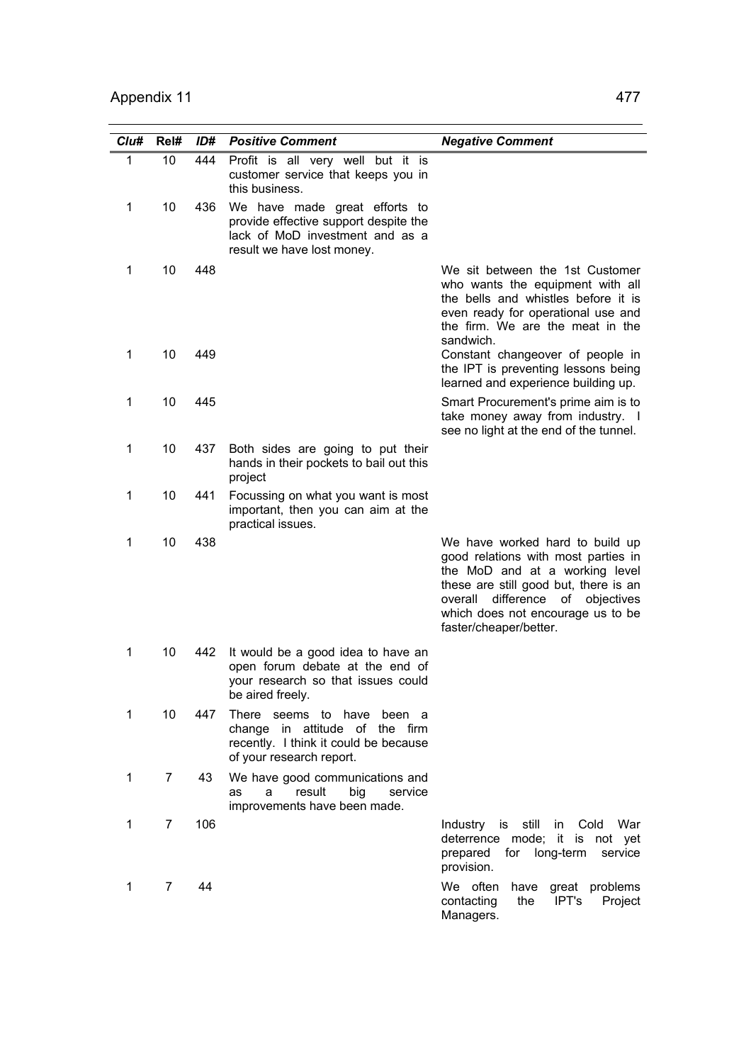| Clu# | Rel# | ID# | Positive Comment | Negative Comment |
|---|---|---|---|---|
| 1 | 10 | 444 | Profit is all very well but it is customer service that keeps you in this business. | |
| 1 | 10 | 436 | We have made great efforts to provide effective support despite the lack of MoD investment and as a result we have lost money. | |
| 1 | 10 | 448 | | We sit between the 1st Customer who wants the equipment with all the bells and whistles before it is even ready for operational use and the firm. We are the meat in the sandwich. |
| 1 | 10 | 449 | | Constant changeover of people in the IPT is preventing lessons being learned and experience building up. |
| 1 | 10 | 445 | | Smart Procurement's prime aim is to take money away from industry. I see no light at the end of the tunnel. |
| 1 | 10 | 437 | Both sides are going to put their hands in their pockets to bail out this project | |
| 1 | 10 | 441 | Focussing on what you want is most important, then you can aim at the practical issues. | |
| 1 | 10 | 438 | | We have worked hard to build up good relations with most parties in the MoD and at a working level these are still good but, there is an overall difference of objectives which does not encourage us to be faster/cheaper/better. |
| 1 | 10 | 442 | It would be a good idea to have an open forum debate at the end of your research so that issues could be aired freely. | |
| 1 | 10 | 447 | There seems to have been a change in attitude of the firm recently. I think it could be because of your research report. | |
| 1 | 7 | 43 | We have good communications and as a result big service improvements have been made. | |
| 1 | 7 | 106 | | Industry is still in Cold War deterrence mode; it is not yet prepared for long-term service provision. |
| 1 | 7 | 44 | | We often have great problems contacting the IPT's Project Managers. |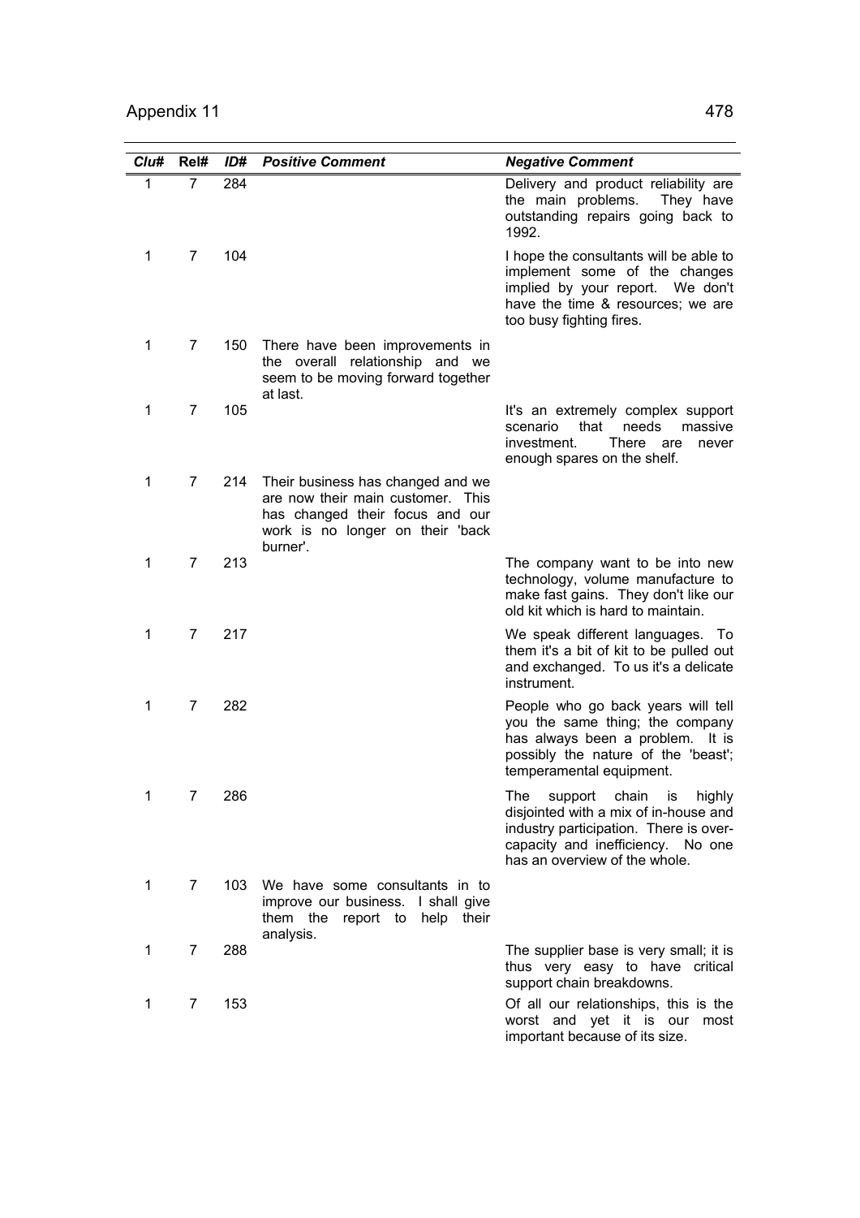| *Clu#* | **Rel#** | *ID#* | ***Positive Comment*** | ***Negative Comment*** |
|---|---|---|---|---|
| 1 | 7 | 284 | | Delivery and product reliability are the main problems. They have outstanding repairs going back to 1992. |
| 1 | 7 | 104 | | I hope the consultants will be able to implement some of the changes implied by your report. We don't have the time & resources; we are too busy fighting fires. |
| 1 | 7 | 150 | There have been improvements in the overall relationship and we seem to be moving forward together at last. | |
| 1 | 7 | 105 | | It's an extremely complex support scenario that needs massive investment. There are never enough spares on the shelf. |
| 1 | 7 | 214 | Their business has changed and we are now their main customer. This has changed their focus and our work is no longer on their 'back burner'. | |
| 1 | 7 | 213 | | The company want to be into new technology, volume manufacture to make fast gains. They don't like our old kit which is hard to maintain. |
| 1 | 7 | 217 | | We speak different languages. To them it's a bit of kit to be pulled out and exchanged. To us it's a delicate instrument. |
| 1 | 7 | 282 | | People who go back years will tell you the same thing; the company has always been a problem. It is possibly the nature of the 'beast'; temperamental equipment. |
| 1 | 7 | 286 | | The support chain is highly disjointed with a mix of in-house and industry participation. There is over-capacity and inefficiency. No one has an overview of the whole. |
| 1 | 7 | 103 | We have some consultants in to improve our business. I shall give them the report to help their analysis. | |
| 1 | 7 | 288 | | The supplier base is very small; it is thus very easy to have critical support chain breakdowns. |
| 1 | 7 | 153 | | Of all our relationships, this is the worst and yet it is our most important because of its size. |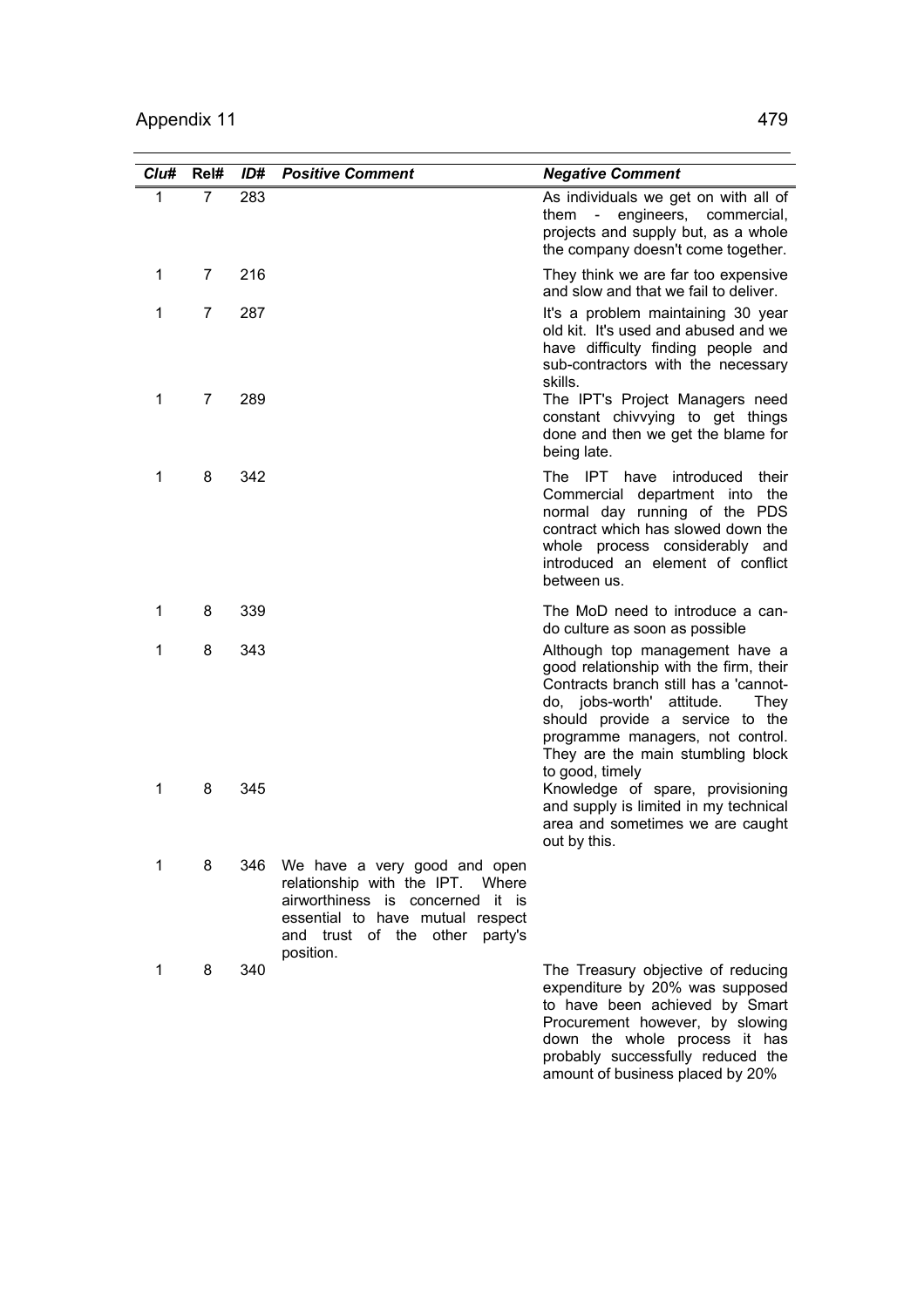| *Clu#* | Rel# | *ID#* | *Positive Comment* | *Negative Comment* |
|---|---|---|---|---|
| 1 | 7 | 283 | | As individuals we get on with all of them - engineers, commercial, projects and supply but, as a whole the company doesn't come together. |
| 1 | 7 | 216 | | They think we are far too expensive and slow and that we fail to deliver. |
| 1 | 7 | 287 | | It's a problem maintaining 30 year old kit. It's used and abused and we have difficulty finding people and sub-contractors with the necessary skills. |
| 1 | 7 | 289 | | The IPT's Project Managers need constant chivvying to get things done and then we get the blame for being late. |
| 1 | 8 | 342 | | The IPT have introduced their Commercial department into the normal day running of the PDS contract which has slowed down the whole process considerably and introduced an element of conflict between us. |
| 1 | 8 | 339 | | The MoD need to introduce a can-do culture as soon as possible |
| 1 | 8 | 343 | | Although top management have a good relationship with the firm, their Contracts branch still has a 'cannot-do, jobs-worth' attitude. They should provide a service to the programme managers, not control. They are the main stumbling block to good, timely |
| 1 | 8 | 345 | | Knowledge of spare, provisioning and supply is limited in my technical area and sometimes we are caught out by this. |
| 1 | 8 | 346 | We have a very good and open relationship with the IPT. Where airworthiness is concerned it is essential to have mutual respect and trust of the other party's position. | |
| 1 | 8 | 340 | | The Treasury objective of reducing expenditure by 20% was supposed to have been achieved by Smart Procurement however, by slowing down the whole process it has probably successfully reduced the amount of business placed by 20% |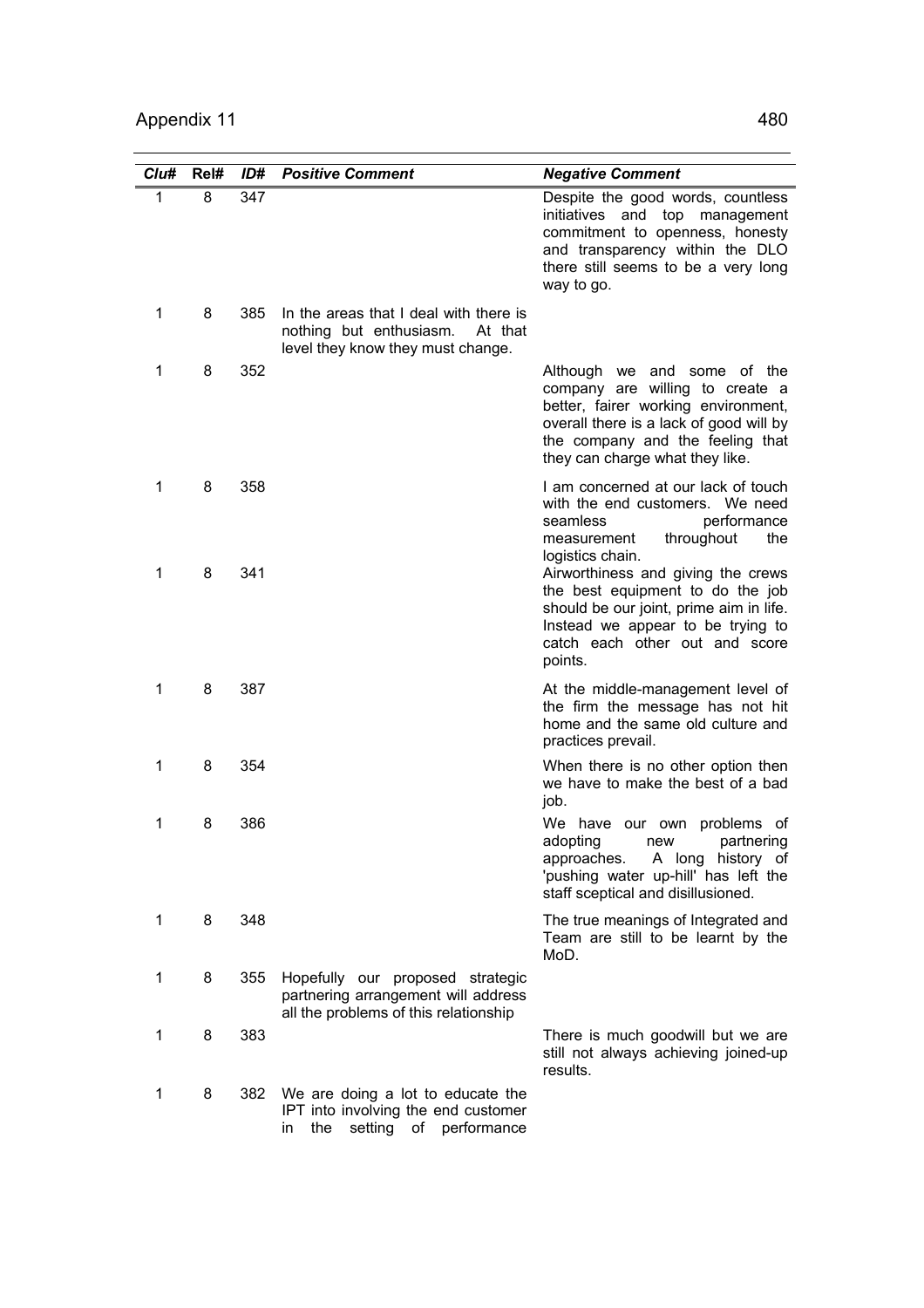| Clu# | Rel# | ID# | Positive Comment | Negative Comment |
|---|---|---|---|---|
| 1 | 8 | 347 | | Despite the good words, countless initiatives and top management commitment to openness, honesty and transparency within the DLO there still seems to be a very long way to go. |
| 1 | 8 | 385 | In the areas that I deal with there is nothing but enthusiasm. At that level they know they must change. | |
| 1 | 8 | 352 | | Although we and some of the company are willing to create a better, fairer working environment, overall there is a lack of good will by the company and the feeling that they can charge what they like. |
| 1 | 8 | 358 | | I am concerned at our lack of touch with the end customers. We need seamless performance measurement throughout the logistics chain. |
| 1 | 8 | 341 | | Airworthiness and giving the crews the best equipment to do the job should be our joint, prime aim in life. Instead we appear to be trying to catch each other out and score points. |
| 1 | 8 | 387 | | At the middle-management level of the firm the message has not hit home and the same old culture and practices prevail. |
| 1 | 8 | 354 | | When there is no other option then we have to make the best of a bad job. |
| 1 | 8 | 386 | | We have our own problems of adopting new partnering approaches. A long history of 'pushing water up-hill' has left the staff sceptical and disillusioned. |
| 1 | 8 | 348 | | The true meanings of Integrated and Team are still to be learnt by the MoD. |
| 1 | 8 | 355 | Hopefully our proposed strategic partnering arrangement will address all the problems of this relationship | |
| 1 | 8 | 383 | | There is much goodwill but we are still not always achieving joined-up results. |
| 1 | 8 | 382 | We are doing a lot to educate the IPT into involving the end customer in the setting of performance | |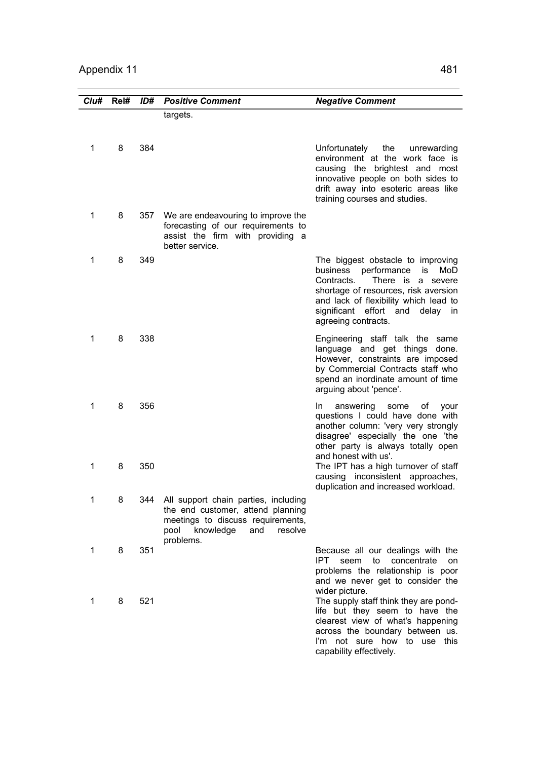| Clu# | Rel# | ID# | Positive Comment | Negative Comment |
|---|---|---|---|---|
| | | | targets. | |
| 1 | 8 | 384 | | Unfortunately the unrewarding environment at the work face is causing the brightest and most innovative people on both sides to drift away into esoteric areas like training courses and studies. |
| 1 | 8 | 357 | We are endeavouring to improve the forecasting of our requirements to assist the firm with providing a better service. | |
| 1 | 8 | 349 | | The biggest obstacle to improving business performance is MoD Contracts. There is a severe shortage of resources, risk aversion and lack of flexibility which lead to significant effort and delay in agreeing contracts. |
| 1 | 8 | 338 | | Engineering staff talk the same language and get things done. However, constraints are imposed by Commercial Contracts staff who spend an inordinate amount of time arguing about 'pence'. |
| 1 | 8 | 356 | | In answering some of your questions I could have done with another column: 'very very strongly disagree' especially the one 'the other party is always totally open and honest with us'. |
| 1 | 8 | 350 | | The IPT has a high turnover of staff causing inconsistent approaches, duplication and increased workload. |
| 1 | 8 | 344 | All support chain parties, including the end customer, attend planning meetings to discuss requirements, pool knowledge and resolve problems. | |
| 1 | 8 | 351 | | Because all our dealings with the IPT seem to concentrate on problems the relationship is poor and we never get to consider the wider picture. |
| 1 | 8 | 521 | | The supply staff think they are pond-life but they seem to have the clearest view of what's happening across the boundary between us. I'm not sure how to use this capability effectively. |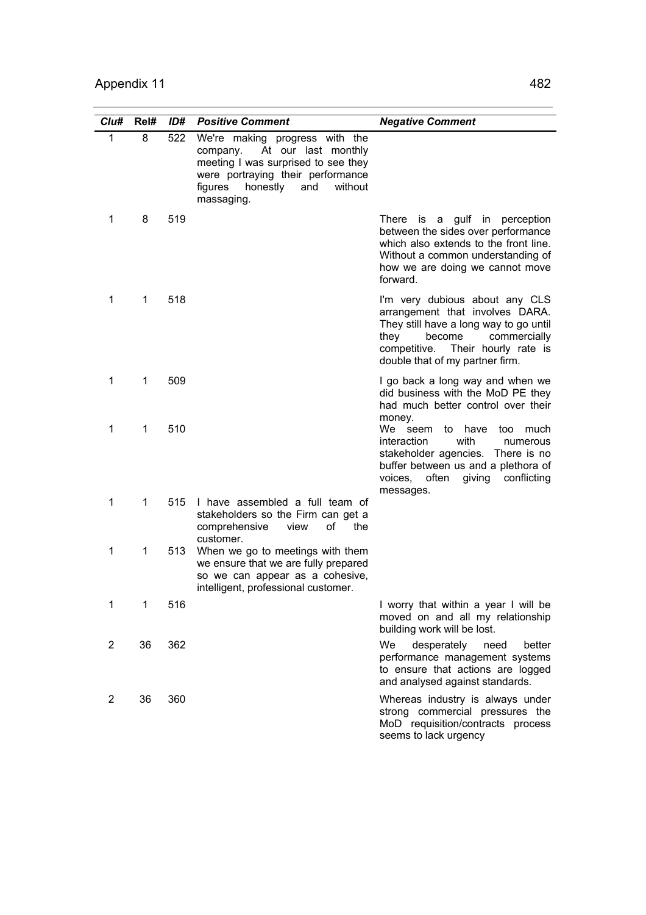| Clu# | Rel# | ID# | Positive Comment | Negative Comment |
|---|---|---|---|---|
| 1 | 8 | 522 | We're making progress with the company. At our last monthly meeting I was surprised to see they were portraying their performance figures honestly and without massaging. | |
| 1 | 8 | 519 | | There is a gulf in perception between the sides over performance which also extends to the front line. Without a common understanding of how we are doing we cannot move forward. |
| 1 | 1 | 518 | | I'm very dubious about any CLS arrangement that involves DARA. They still have a long way to go until they become commercially competitive. Their hourly rate is double that of my partner firm. |
| 1 | 1 | 509 | | I go back a long way and when we did business with the MoD PE they had much better control over their money. |
| 1 | 1 | 510 | | We seem to have too much interaction with numerous stakeholder agencies. There is no buffer between us and a plethora of voices, often giving conflicting messages. |
| 1 | 1 | 515 | I have assembled a full team of stakeholders so the Firm can get a comprehensive view of the customer. | |
| 1 | 1 | 513 | When we go to meetings with them we ensure that we are fully prepared so we can appear as a cohesive, intelligent, professional customer. | |
| 1 | 1 | 516 | | I worry that within a year I will be moved on and all my relationship building work will be lost. |
| 2 | 36 | 362 | | We desperately need better performance management systems to ensure that actions are logged and analysed against standards. |
| 2 | 36 | 360 | | Whereas industry is always under strong commercial pressures the MoD requisition/contracts process seems to lack urgency |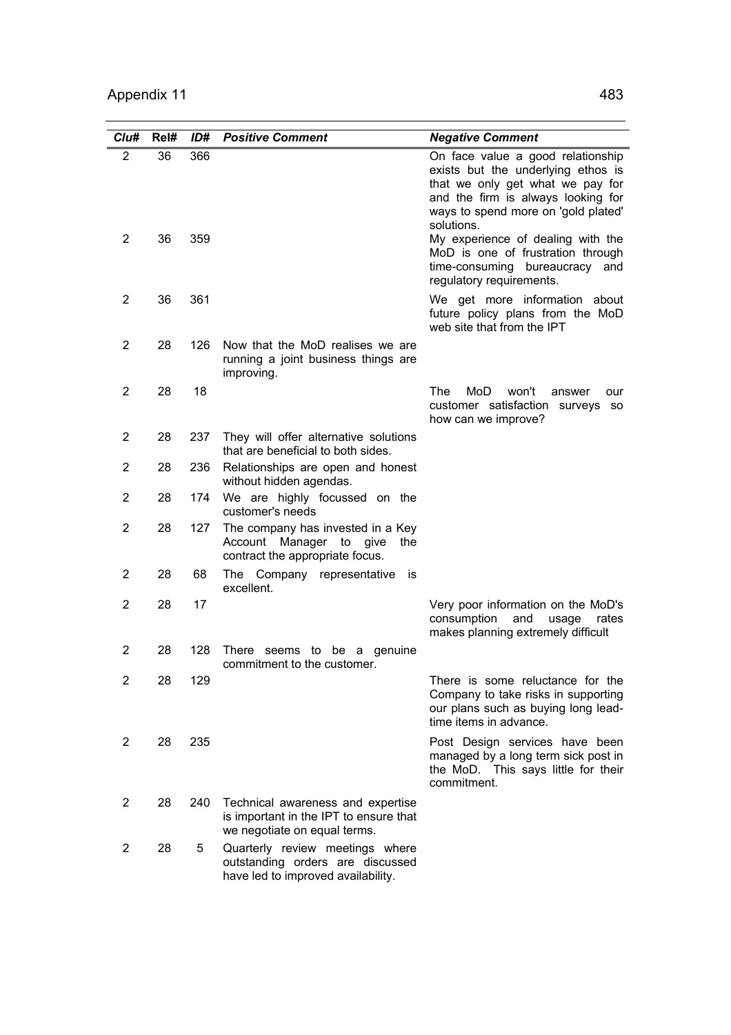| Clu# | Rel# | ID# | Positive Comment | Negative Comment |
|---|---|---|---|---|
| 2 | 36 | 366 | | On face value a good relationship exists but the underlying ethos is that we only get what we pay for and the firm is always looking for ways to spend more on 'gold plated' solutions. |
| 2 | 36 | 359 | | My experience of dealing with the MoD is one of frustration through time-consuming bureaucracy and regulatory requirements. |
| 2 | 36 | 361 | | We get more information about future policy plans from the MoD web site that from the IPT |
| 2 | 28 | 126 | Now that the MoD realises we are running a joint business things are improving. | |
| 2 | 28 | 18 | | The MoD won't answer our customer satisfaction surveys so how can we improve? |
| 2 | 28 | 237 | They will offer alternative solutions that are beneficial to both sides. | |
| 2 | 28 | 236 | Relationships are open and honest without hidden agendas. | |
| 2 | 28 | 174 | We are highly focussed on the customer's needs | |
| 2 | 28 | 127 | The company has invested in a Key Account Manager to give the contract the appropriate focus. | |
| 2 | 28 | 68 | The Company representative is excellent. | |
| 2 | 28 | 17 | | Very poor information on the MoD's consumption and usage rates makes planning extremely difficult |
| 2 | 28 | 128 | There seems to be a genuine commitment to the customer. | |
| 2 | 28 | 129 | | There is some reluctance for the Company to take risks in supporting our plans such as buying long lead-time items in advance. |
| 2 | 28 | 235 | | Post Design services have been managed by a long term sick post in the MoD. This says little for their commitment. |
| 2 | 28 | 240 | Technical awareness and expertise is important in the IPT to ensure that we negotiate on equal terms. | |
| 2 | 28 | 5 | Quarterly review meetings where outstanding orders are discussed have led to improved availability. | |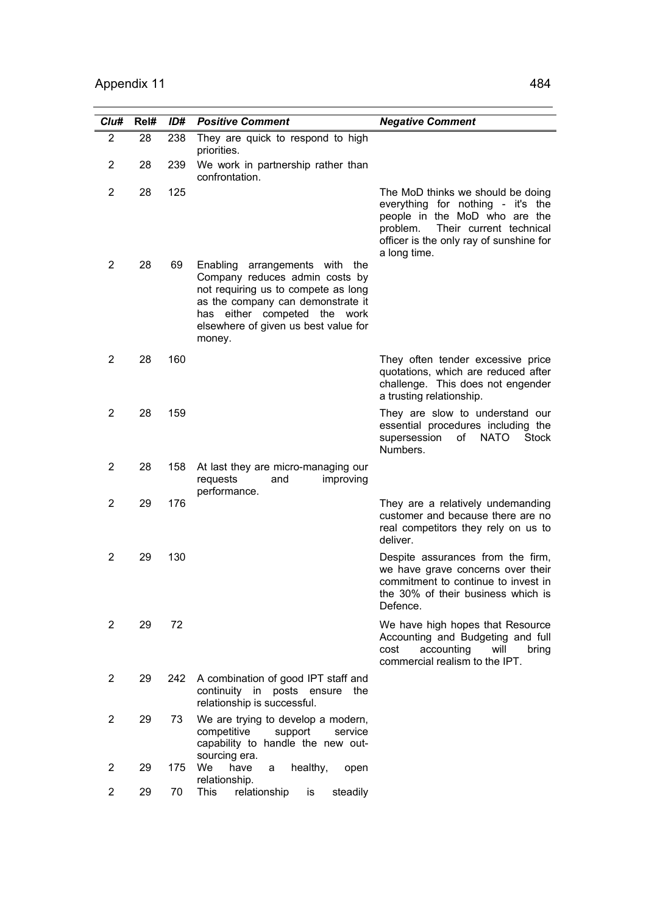| Clu# | Rel# | ID# | Positive Comment | Negative Comment |
|---|---|---|---|---|
| 2 | 28 | 238 | They are quick to respond to high priorities. | |
| 2 | 28 | 239 | We work in partnership rather than confrontation. | |
| 2 | 28 | 125 | | The MoD thinks we should be doing everything for nothing - it's the people in the MoD who are the problem. Their current technical officer is the only ray of sunshine for a long time. |
| 2 | 28 | 69 | Enabling arrangements with the Company reduces admin costs by not requiring us to compete as long as the company can demonstrate it has either competed the work elsewhere of given us best value for money. | |
| 2 | 28 | 160 | | They often tender excessive price quotations, which are reduced after challenge. This does not engender a trusting relationship. |
| 2 | 28 | 159 | | They are slow to understand our essential procedures including the supersession of NATO Stock Numbers. |
| 2 | 28 | 158 | At last they are micro-managing our requests and improving performance. | |
| 2 | 29 | 176 | | They are a relatively undemanding customer and because there are no real competitors they rely on us to deliver. |
| 2 | 29 | 130 | | Despite assurances from the firm, we have grave concerns over their commitment to continue to invest in the 30% of their business which is Defence. |
| 2 | 29 | 72 | | We have high hopes that Resource Accounting and Budgeting and full cost accounting will bring commercial realism to the IPT. |
| 2 | 29 | 242 | A combination of good IPT staff and continuity in posts ensure the relationship is successful. | |
| 2 | 29 | 73 | We are trying to develop a modern, competitive support service capability to handle the new out-sourcing era. | |
| 2 | 29 | 175 | We have a healthy, open relationship. | |
| 2 | 29 | 70 | This relationship is steadily | |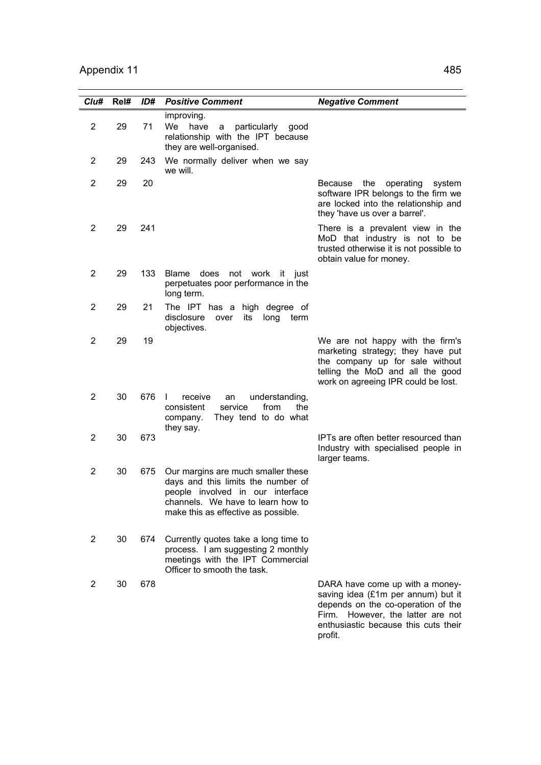| Clu# | Rel# | ID# | Positive Comment | Negative Comment |
|---|---|---|---|---|
| | | | improving. | |
| 2 | 29 | 71 | We have a particularly good relationship with the IPT because they are well-organised. | |
| 2 | 29 | 243 | We normally deliver when we say we will. | |
| 2 | 29 | 20 | | Because the operating system software IPR belongs to the firm we are locked into the relationship and they 'have us over a barrel'. |
| 2 | 29 | 241 | | There is a prevalent view in the MoD that industry is not to be trusted otherwise it is not possible to obtain value for money. |
| 2 | 29 | 133 | Blame does not work it just perpetuates poor performance in the long term. | |
| 2 | 29 | 21 | The IPT has a high degree of disclosure over its long term objectives. | |
| 2 | 29 | 19 | | We are not happy with the firm's marketing strategy; they have put the company up for sale without telling the MoD and all the good work on agreeing IPR could be lost. |
| 2 | 30 | 676 | I receive an understanding, consistent service from the company. They tend to do what they say. | |
| 2 | 30 | 673 | | IPTs are often better resourced than Industry with specialised people in larger teams. |
| 2 | 30 | 675 | Our margins are much smaller these days and this limits the number of people involved in our interface channels. We have to learn how to make this as effective as possible. | |
| 2 | 30 | 674 | Currently quotes take a long time to process. I am suggesting 2 monthly meetings with the IPT Commercial Officer to smooth the task. | |
| 2 | 30 | 678 | | DARA have come up with a money-saving idea (£1m per annum) but it depends on the co-operation of the Firm. However, the latter are not enthusiastic because this cuts their profit. |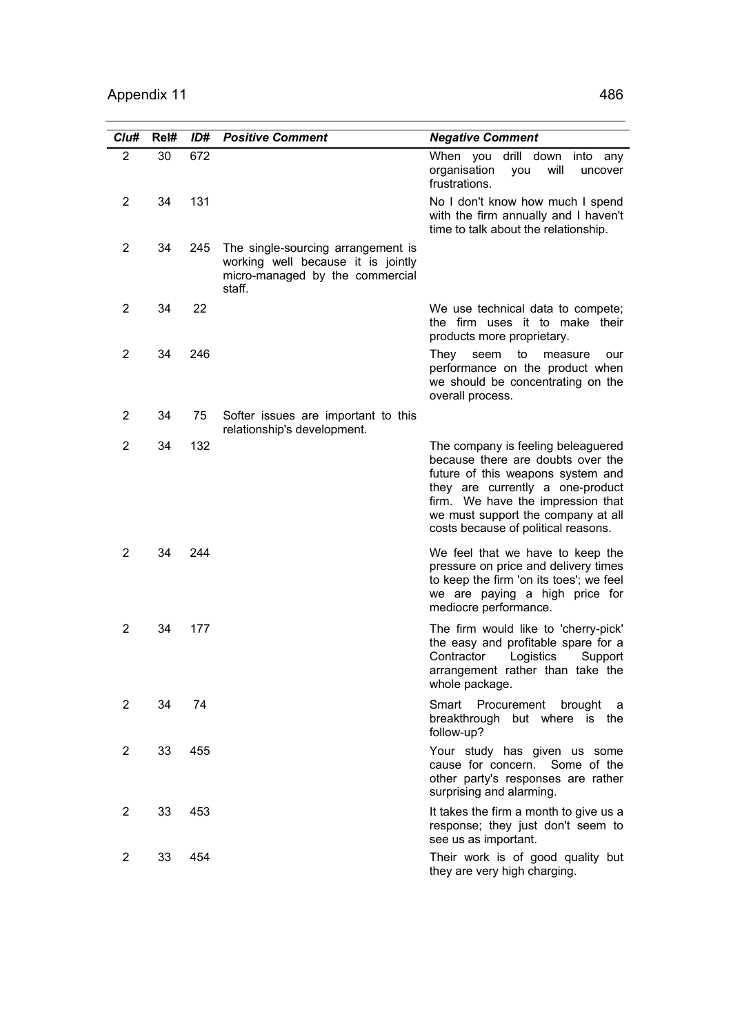| Clu# | Rel# | ID# | Positive Comment | Negative Comment |
|---|---|---|---|---|
| 2 | 30 | 672 | | When you drill down into any organisation you will uncover frustrations. |
| 2 | 34 | 131 | | No I don't know how much I spend with the firm annually and I haven't time to talk about the relationship. |
| 2 | 34 | 245 | The single-sourcing arrangement is working well because it is jointly micro-managed by the commercial staff. | |
| 2 | 34 | 22 | | We use technical data to compete; the firm uses it to make their products more proprietary. |
| 2 | 34 | 246 | | They seem to measure our performance on the product when we should be concentrating on the overall process. |
| 2 | 34 | 75 | Softer issues are important to this relationship's development. | |
| 2 | 34 | 132 | | The company is feeling beleaguered because there are doubts over the future of this weapons system and they are currently a one-product firm. We have the impression that we must support the company at all costs because of political reasons. |
| 2 | 34 | 244 | | We feel that we have to keep the pressure on price and delivery times to keep the firm 'on its toes'; we feel we are paying a high price for mediocre performance. |
| 2 | 34 | 177 | | The firm would like to 'cherry-pick' the easy and profitable spare for a Contractor Logistics Support arrangement rather than take the whole package. |
| 2 | 34 | 74 | | Smart Procurement brought a breakthrough but where is the follow-up? |
| 2 | 33 | 455 | | Your study has given us some cause for concern. Some of the other party's responses are rather surprising and alarming. |
| 2 | 33 | 453 | | It takes the firm a month to give us a response; they just don't seem to see us as important. |
| 2 | 33 | 454 | | Their work is of good quality but they are very high charging. |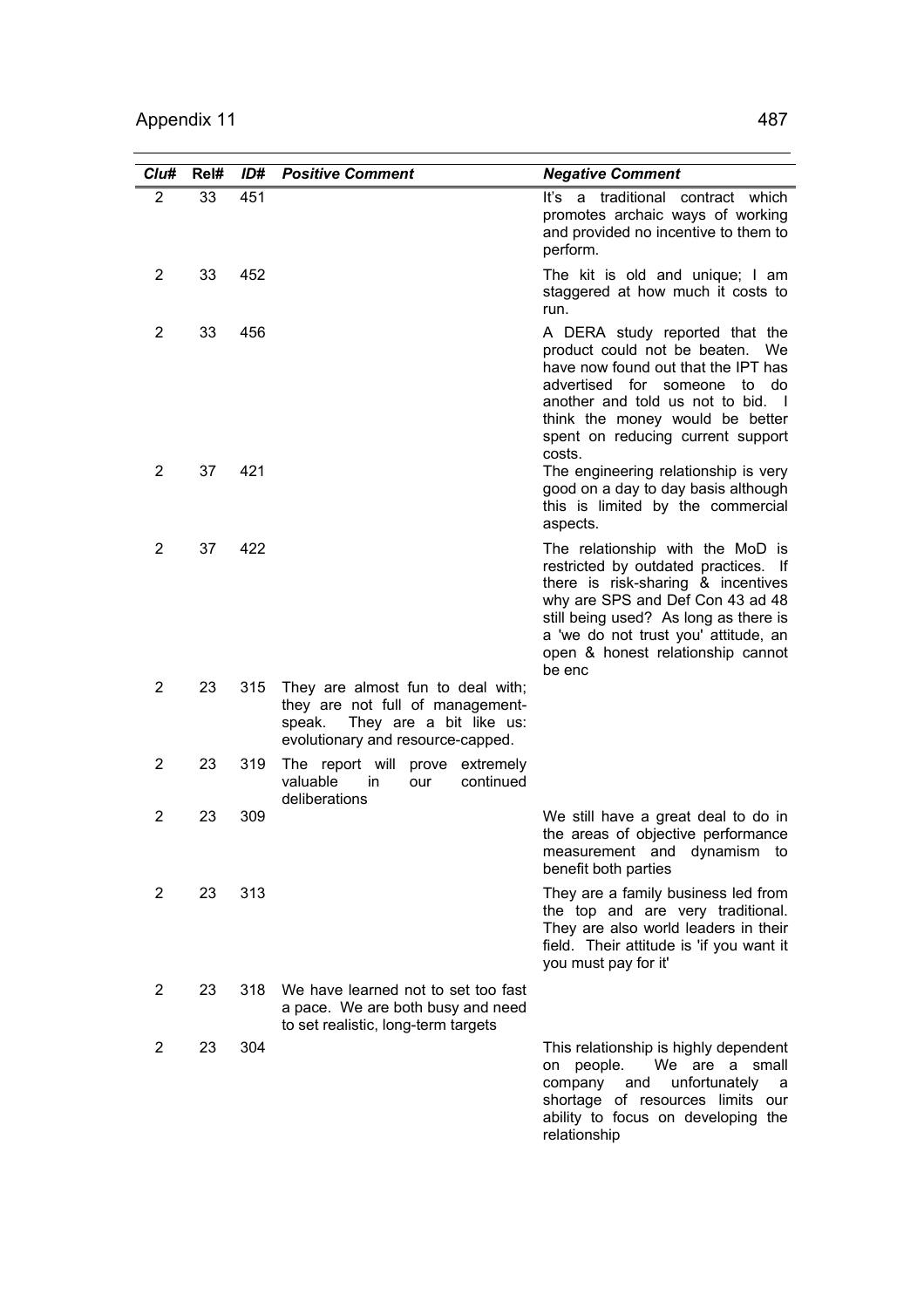| Clu# | Rel# | ID# | Positive Comment | Negative Comment |
|---|---|---|---|---|
| 2 | 33 | 451 | | It's a traditional contract which promotes archaic ways of working and provided no incentive to them to perform. |
| 2 | 33 | 452 | | The kit is old and unique; I am staggered at how much it costs to run. |
| 2 | 33 | 456 | | A DERA study reported that the product could not be beaten. We have now found out that the IPT has advertised for someone to do another and told us not to bid. I think the money would be better spent on reducing current support costs. |
| 2 | 37 | 421 | | The engineering relationship is very good on a day to day basis although this is limited by the commercial aspects. |
| 2 | 37 | 422 | | The relationship with the MoD is restricted by outdated practices. If there is risk-sharing & incentives why are SPS and Def Con 43 ad 48 still being used? As long as there is a 'we do not trust you' attitude, an open & honest relationship cannot be enc |
| 2 | 23 | 315 | They are almost fun to deal with; they are not full of management-speak. They are a bit like us: evolutionary and resource-capped. | |
| 2 | 23 | 319 | The report will prove extremely valuable in our continued deliberations | |
| 2 | 23 | 309 | | We still have a great deal to do in the areas of objective performance measurement and dynamism to benefit both parties |
| 2 | 23 | 313 | | They are a family business led from the top and are very traditional. They are also world leaders in their field. Their attitude is 'if you want it you must pay for it' |
| 2 | 23 | 318 | We have learned not to set too fast a pace. We are both busy and need to set realistic, long-term targets | |
| 2 | 23 | 304 | | This relationship is highly dependent on people. We are a small company and unfortunately a shortage of resources limits our ability to focus on developing the relationship |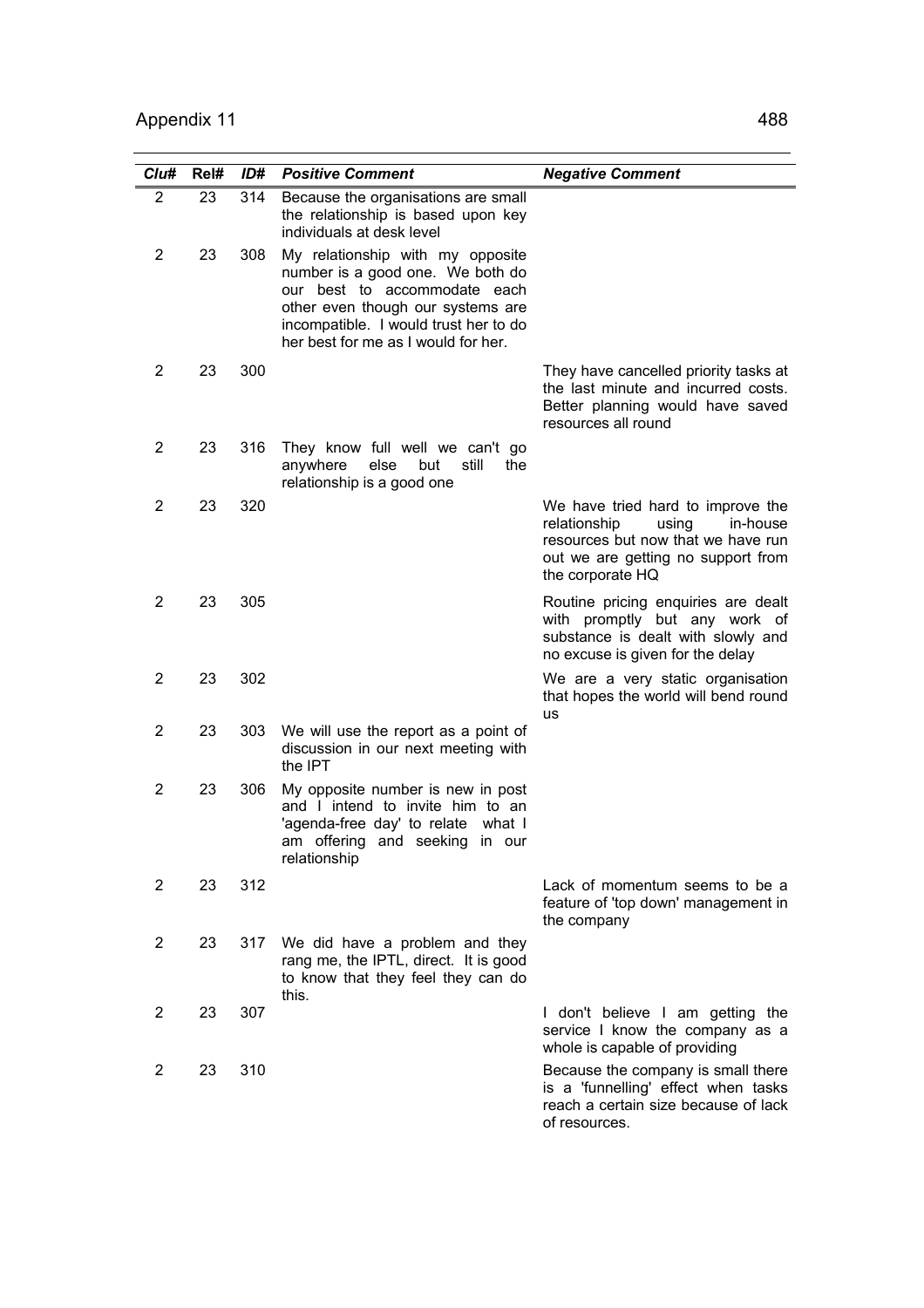| *Clu#* | *Rel#* | *ID#* | *Positive Comment* | *Negative Comment* |
|---|---|---|---|---|
| 2 | 23 | 314 | Because the organisations are small the relationship is based upon key individuals at desk level | |
| 2 | 23 | 308 | My relationship with my opposite number is a good one. We both do our best to accommodate each other even though our systems are incompatible. I would trust her to do her best for me as I would for her. | |
| 2 | 23 | 300 | | They have cancelled priority tasks at the last minute and incurred costs. Better planning would have saved resources all round |
| 2 | 23 | 316 | They know full well we can't go anywhere else but still the relationship is a good one | |
| 2 | 23 | 320 | | We have tried hard to improve the relationship using in-house resources but now that we have run out we are getting no support from the corporate HQ |
| 2 | 23 | 305 | | Routine pricing enquiries are dealt with promptly but any work of substance is dealt with slowly and no excuse is given for the delay |
| 2 | 23 | 302 | | We are a very static organisation that hopes the world will bend round us |
| 2 | 23 | 303 | We will use the report as a point of discussion in our next meeting with the IPT | |
| 2 | 23 | 306 | My opposite number is new in post and I intend to invite him to an 'agenda-free day' to relate what I am offering and seeking in our relationship | |
| 2 | 23 | 312 | | Lack of momentum seems to be a feature of 'top down' management in the company |
| 2 | 23 | 317 | We did have a problem and they rang me, the IPTL, direct. It is good to know that they feel they can do this. | |
| 2 | 23 | 307 | | I don't believe I am getting the service I know the company as a whole is capable of providing |
| 2 | 23 | 310 | | Because the company is small there is a 'funnelling' effect when tasks reach a certain size because of lack of resources. |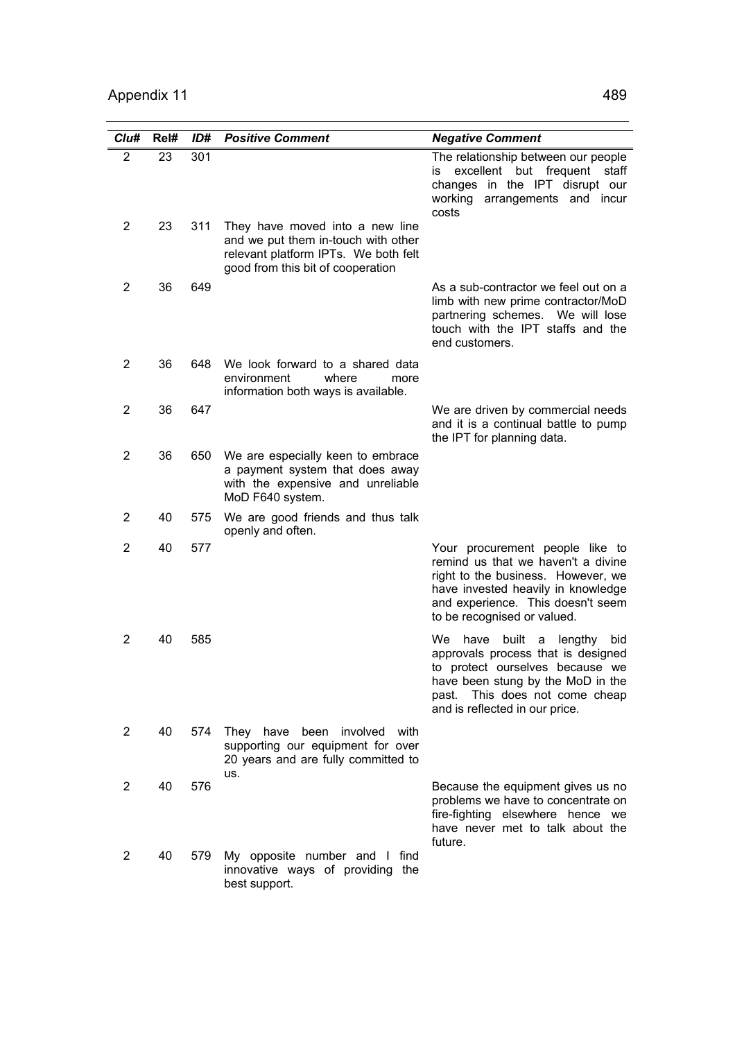| Clu# | Rel# | ID# | Positive Comment | Negative Comment |
|---|---|---|---|---|
| 2 | 23 | 301 | | The relationship between our people is excellent but frequent staff changes in the IPT disrupt our working arrangements and incur costs |
| 2 | 23 | 311 | They have moved into a new line and we put them in-touch with other relevant platform IPTs. We both felt good from this bit of cooperation | |
| 2 | 36 | 649 | | As a sub-contractor we feel out on a limb with new prime contractor/MoD partnering schemes. We will lose touch with the IPT staffs and the end customers. |
| 2 | 36 | 648 | We look forward to a shared data environment where more information both ways is available. | |
| 2 | 36 | 647 | | We are driven by commercial needs and it is a continual battle to pump the IPT for planning data. |
| 2 | 36 | 650 | We are especially keen to embrace a payment system that does away with the expensive and unreliable MoD F640 system. | |
| 2 | 40 | 575 | We are good friends and thus talk openly and often. | |
| 2 | 40 | 577 | | Your procurement people like to remind us that we haven't a divine right to the business. However, we have invested heavily in knowledge and experience. This doesn't seem to be recognised or valued. |
| 2 | 40 | 585 | | We have built a lengthy bid approvals process that is designed to protect ourselves because we have been stung by the MoD in the past. This does not come cheap and is reflected in our price. |
| 2 | 40 | 574 | They have been involved with supporting our equipment for over 20 years and are fully committed to us. | |
| 2 | 40 | 576 | | Because the equipment gives us no problems we have to concentrate on fire-fighting elsewhere hence we have never met to talk about the future. |
| 2 | 40 | 579 | My opposite number and I find innovative ways of providing the best support. | |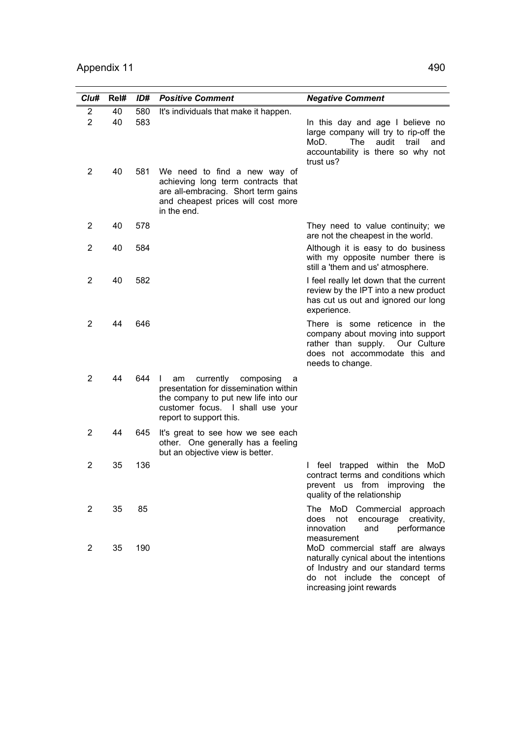| Clu# | Rel# | ID# | Positive Comment | Negative Comment |
|---|---|---|---|---|
| 2 | 40 | 580 | It's individuals that make it happen. | |
| 2 | 40 | 583 | | In this day and age I believe no large company will try to rip-off the MoD. The audit trail and accountability is there so why not trust us? |
| 2 | 40 | 581 | We need to find a new way of achieving long term contracts that are all-embracing. Short term gains and cheapest prices will cost more in the end. | |
| 2 | 40 | 578 | | They need to value continuity; we are not the cheapest in the world. |
| 2 | 40 | 584 | | Although it is easy to do business with my opposite number there is still a 'them and us' atmosphere. |
| 2 | 40 | 582 | | I feel really let down that the current review by the IPT into a new product has cut us out and ignored our long experience. |
| 2 | 44 | 646 | | There is some reticence in the company about moving into support rather than supply. Our Culture does not accommodate this and needs to change. |
| 2 | 44 | 644 | I am currently composing a presentation for dissemination within the company to put new life into our customer focus. I shall use your report to support this. | |
| 2 | 44 | 645 | It's great to see how we see each other. One generally has a feeling but an objective view is better. | |
| 2 | 35 | 136 | | I feel trapped within the MoD contract terms and conditions which prevent us from improving the quality of the relationship |
| 2 | 35 | 85 | | The MoD Commercial approach does not encourage creativity, innovation and performance measurement |
| 2 | 35 | 190 | | MoD commercial staff are always naturally cynical about the intentions of Industry and our standard terms do not include the concept of increasing joint rewards |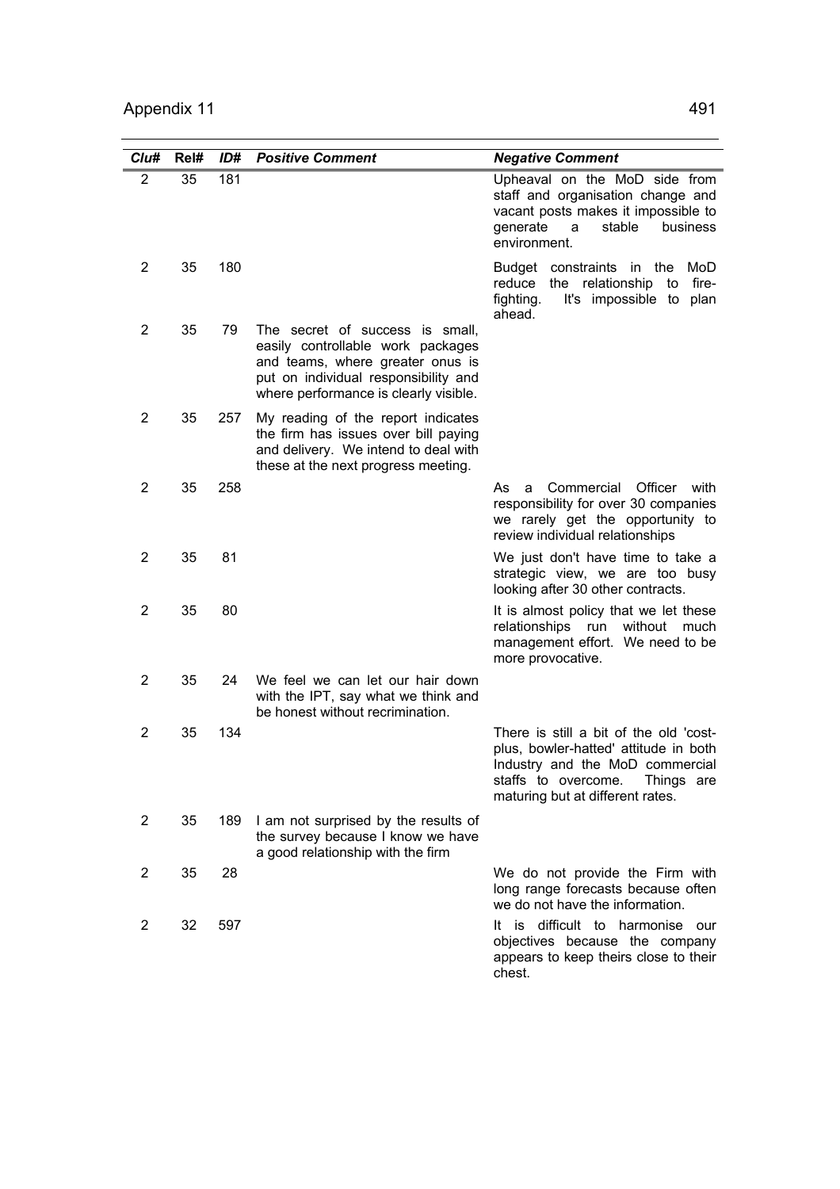| Clu# | Rel# | ID# | Positive Comment | Negative Comment |
|---|---|---|---|---|
| 2 | 35 | 181 | | Upheaval on the MoD side from staff and organisation change and vacant posts makes it impossible to generate a stable business environment. |
| 2 | 35 | 180 | | Budget constraints in the MoD reduce the relationship to fire-fighting. It's impossible to plan ahead. |
| 2 | 35 | 79 | The secret of success is small, easily controllable work packages and teams, where greater onus is put on individual responsibility and where performance is clearly visible. | |
| 2 | 35 | 257 | My reading of the report indicates the firm has issues over bill paying and delivery. We intend to deal with these at the next progress meeting. | |
| 2 | 35 | 258 | | As a Commercial Officer with responsibility for over 30 companies we rarely get the opportunity to review individual relationships |
| 2 | 35 | 81 | | We just don't have time to take a strategic view, we are too busy looking after 30 other contracts. |
| 2 | 35 | 80 | | It is almost policy that we let these relationships run without much management effort. We need to be more provocative. |
| 2 | 35 | 24 | We feel we can let our hair down with the IPT, say what we think and be honest without recrimination. | |
| 2 | 35 | 134 | | There is still a bit of the old 'cost-plus, bowler-hatted' attitude in both Industry and the MoD commercial staffs to overcome. Things are maturing but at different rates. |
| 2 | 35 | 189 | I am not surprised by the results of the survey because I know we have a good relationship with the firm | |
| 2 | 35 | 28 | | We do not provide the Firm with long range forecasts because often we do not have the information. |
| 2 | 32 | 597 | | It is difficult to harmonise our objectives because the company appears to keep theirs close to their chest. |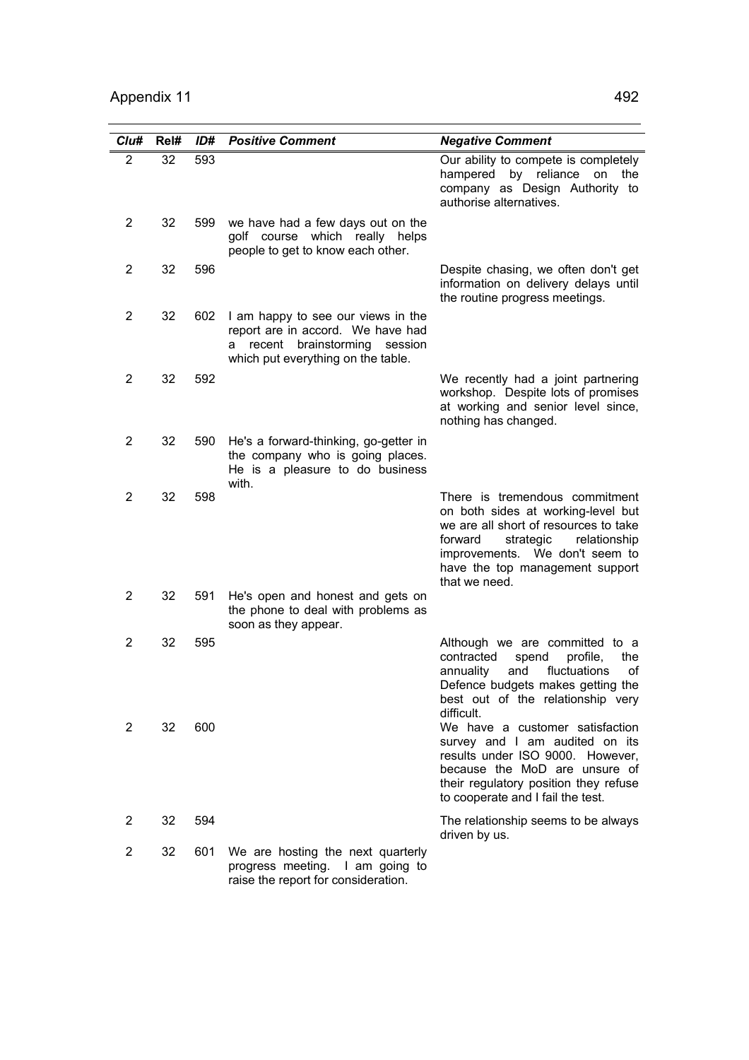| Clu# | Rel# | ID# | Positive Comment | Negative Comment |
|---|---|---|---|---|
| 2 | 32 | 593 | | Our ability to compete is completely hampered by reliance on the company as Design Authority to authorise alternatives. |
| 2 | 32 | 599 | we have had a few days out on the golf course which really helps people to get to know each other. | |
| 2 | 32 | 596 | | Despite chasing, we often don't get information on delivery delays until the routine progress meetings. |
| 2 | 32 | 602 | I am happy to see our views in the report are in accord. We have had a recent brainstorming session which put everything on the table. | |
| 2 | 32 | 592 | | We recently had a joint partnering workshop. Despite lots of promises at working and senior level since, nothing has changed. |
| 2 | 32 | 590 | He's a forward-thinking, go-getter in the company who is going places. He is a pleasure to do business with. | |
| 2 | 32 | 598 | | There is tremendous commitment on both sides at working-level but we are all short of resources to take forward strategic relationship improvements. We don't seem to have the top management support that we need. |
| 2 | 32 | 591 | He's open and honest and gets on the phone to deal with problems as soon as they appear. | |
| 2 | 32 | 595 | | Although we are committed to a contracted spend profile, the annuality and fluctuations of Defence budgets makes getting the best out of the relationship very difficult. |
| 2 | 32 | 600 | | We have a customer satisfaction survey and I am audited on its results under ISO 9000. However, because the MoD are unsure of their regulatory position they refuse to cooperate and I fail the test. |
| 2 | 32 | 594 | | The relationship seems to be always driven by us. |
| 2 | 32 | 601 | We are hosting the next quarterly progress meeting. I am going to raise the report for consideration. | |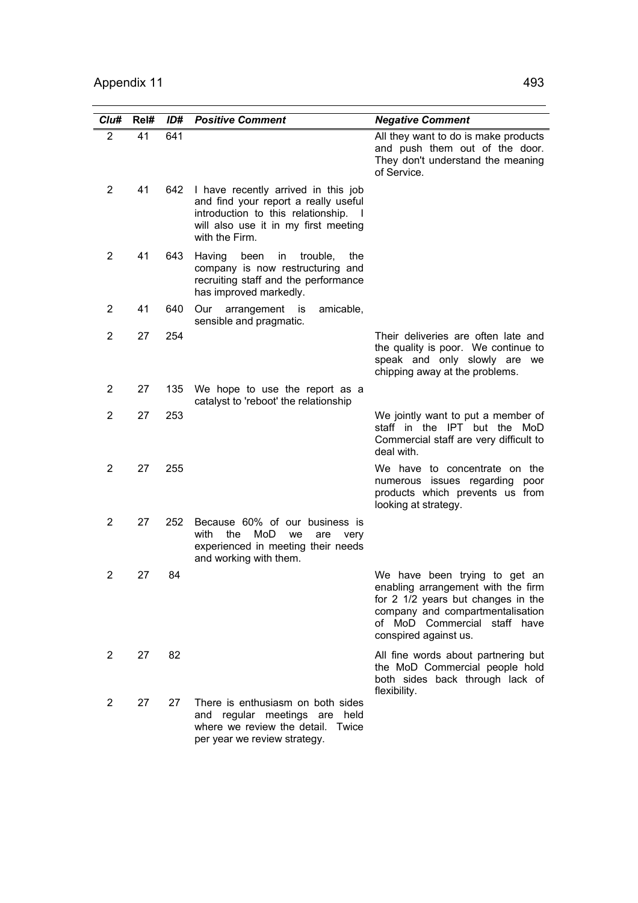| *Clu#* | Rel# | *ID#* | *Positive Comment* | *Negative Comment* |
|---|---|---|---|---|
| 2 | 41 | 641 | | All they want to do is make products and push them out of the door. They don't understand the meaning of Service. |
| 2 | 41 | 642 | I have recently arrived in this job and find your report a really useful introduction to this relationship. I will also use it in my first meeting with the Firm. | |
| 2 | 41 | 643 | Having been in trouble, the company is now restructuring and recruiting staff and the performance has improved markedly. | |
| 2 | 41 | 640 | Our arrangement is amicable, sensible and pragmatic. | |
| 2 | 27 | 254 | | Their deliveries are often late and the quality is poor. We continue to speak and only slowly are we chipping away at the problems. |
| 2 | 27 | 135 | We hope to use the report as a catalyst to 'reboot' the relationship | |
| 2 | 27 | 253 | | We jointly want to put a member of staff in the IPT but the MoD Commercial staff are very difficult to deal with. |
| 2 | 27 | 255 | | We have to concentrate on the numerous issues regarding poor products which prevents us from looking at strategy. |
| 2 | 27 | 252 | Because 60% of our business is with the MoD we are very experienced in meeting their needs and working with them. | |
| 2 | 27 | 84 | | We have been trying to get an enabling arrangement with the firm for 2 1/2 years but changes in the company and compartmentalisation of MoD Commercial staff have conspired against us. |
| 2 | 27 | 82 | | All fine words about partnering but the MoD Commercial people hold both sides back through lack of flexibility. |
| 2 | 27 | 27 | There is enthusiasm on both sides and regular meetings are held where we review the detail. Twice per year we review strategy. | |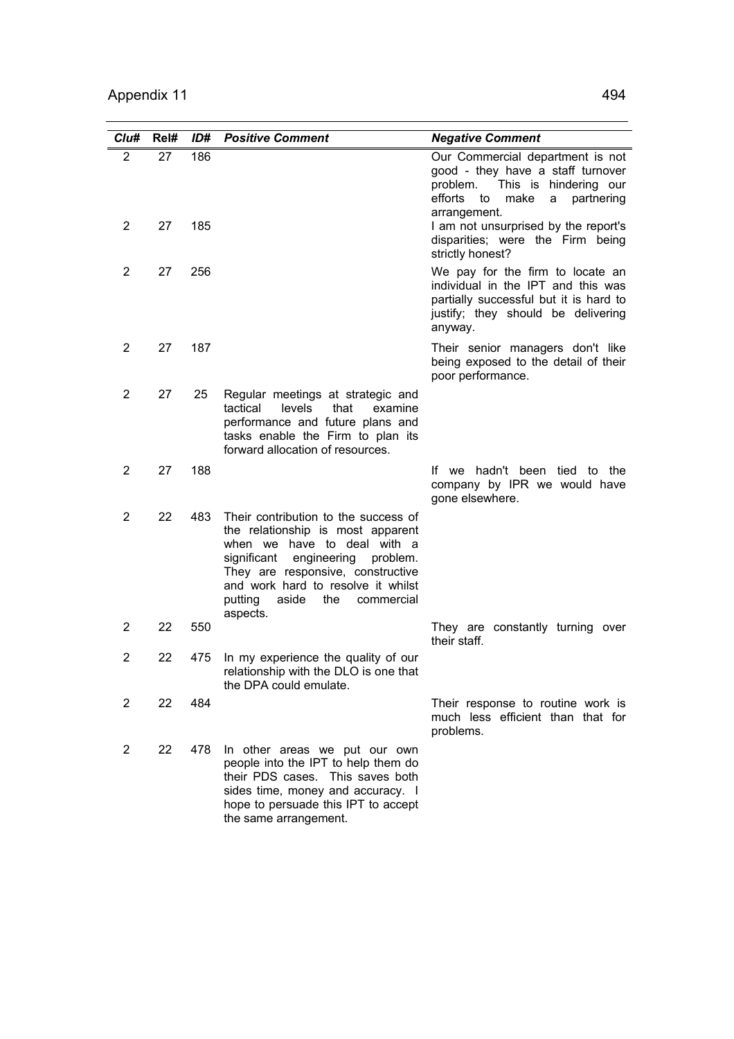| Clu# | Rel# | ID# | Positive Comment | Negative Comment |
|---|---|---|---|---|
| 2 | 27 | 186 | | Our Commercial department is not good - they have a staff turnover problem. This is hindering our efforts to make a partnering arrangement. |
| 2 | 27 | 185 | | I am not unsurprised by the report's disparities; were the Firm being strictly honest? |
| 2 | 27 | 256 | | We pay for the firm to locate an individual in the IPT and this was partially successful but it is hard to justify; they should be delivering anyway. |
| 2 | 27 | 187 | | Their senior managers don't like being exposed to the detail of their poor performance. |
| 2 | 27 | 25 | Regular meetings at strategic and tactical levels that examine performance and future plans and tasks enable the Firm to plan its forward allocation of resources. | |
| 2 | 27 | 188 | | If we hadn't been tied to the company by IPR we would have gone elsewhere. |
| 2 | 22 | 483 | Their contribution to the success of the relationship is most apparent when we have to deal with a significant engineering problem. They are responsive, constructive and work hard to resolve it whilst putting aside the commercial aspects. | |
| 2 | 22 | 550 | | They are constantly turning over their staff. |
| 2 | 22 | 475 | In my experience the quality of our relationship with the DLO is one that the DPA could emulate. | |
| 2 | 22 | 484 | | Their response to routine work is much less efficient than that for problems. |
| 2 | 22 | 478 | In other areas we put our own people into the IPT to help them do their PDS cases. This saves both sides time, money and accuracy. I hope to persuade this IPT to accept the same arrangement. | |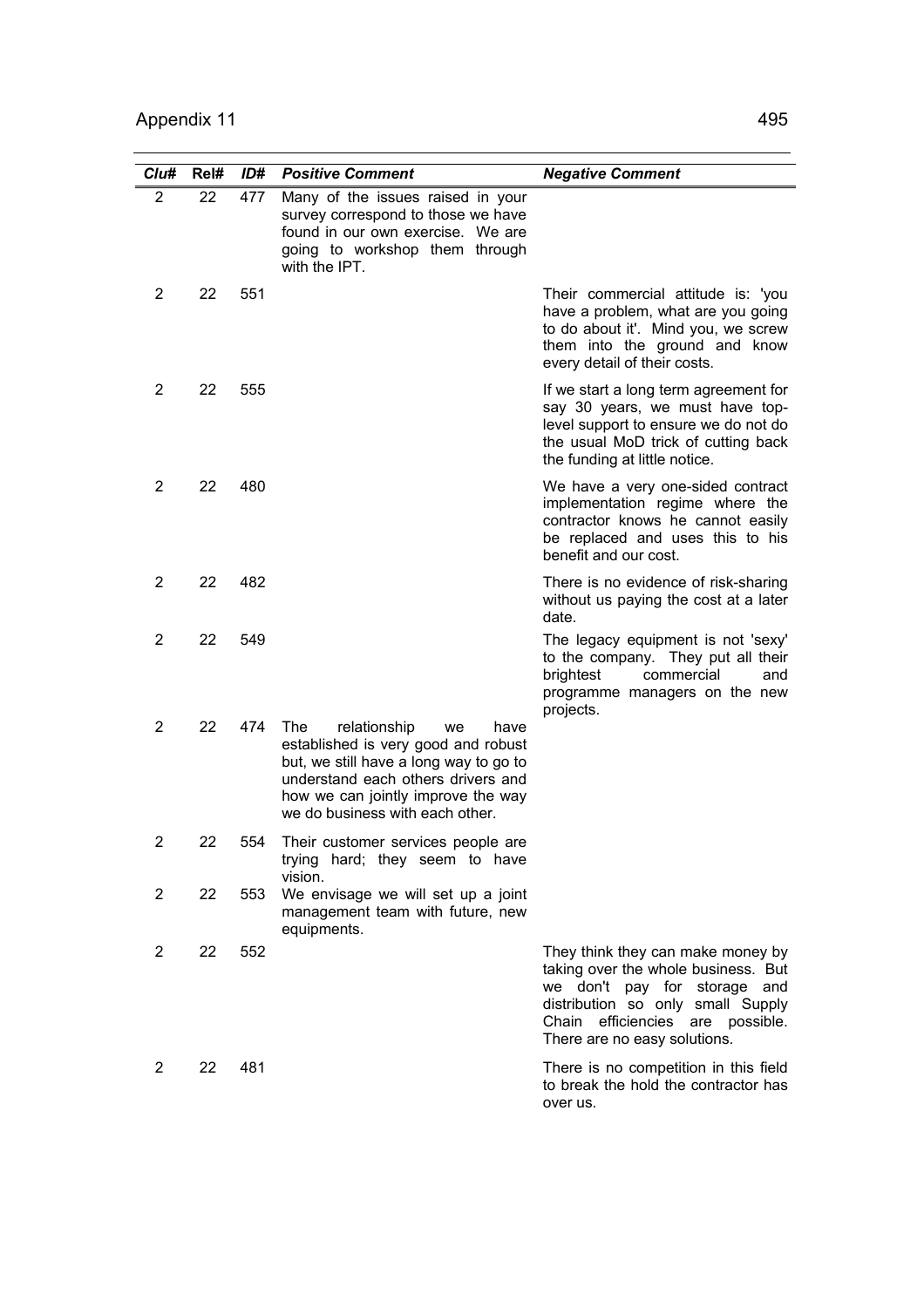| *Clu#* | Rel# | *ID#* | *Positive Comment* | *Negative Comment* |
|---|---|---|---|---|
| 2 | 22 | 477 | Many of the issues raised in your survey correspond to those we have found in our own exercise. We are going to workshop them through with the IPT. | |
| 2 | 22 | 551 | | Their commercial attitude is: 'you have a problem, what are you going to do about it'. Mind you, we screw them into the ground and know every detail of their costs. |
| 2 | 22 | 555 | | If we start a long term agreement for say 30 years, we must have top-level support to ensure we do not do the usual MoD trick of cutting back the funding at little notice. |
| 2 | 22 | 480 | | We have a very one-sided contract implementation regime where the contractor knows he cannot easily be replaced and uses this to his benefit and our cost. |
| 2 | 22 | 482 | | There is no evidence of risk-sharing without us paying the cost at a later date. |
| 2 | 22 | 549 | | The legacy equipment is not 'sexy' to the company. They put all their brightest commercial and programme managers on the new projects. |
| 2 | 22 | 474 | The relationship we have established is very good and robust but, we still have a long way to go to understand each others drivers and how we can jointly improve the way we do business with each other. | |
| 2 | 22 | 554 | Their customer services people are trying hard; they seem to have vision. | |
| 2 | 22 | 553 | We envisage we will set up a joint management team with future, new equipments. | |
| 2 | 22 | 552 | | They think they can make money by taking over the whole business. But we don't pay for storage and distribution so only small Supply Chain efficiencies are possible. There are no easy solutions. |
| 2 | 22 | 481 | | There is no competition in this field to break the hold the contractor has over us. |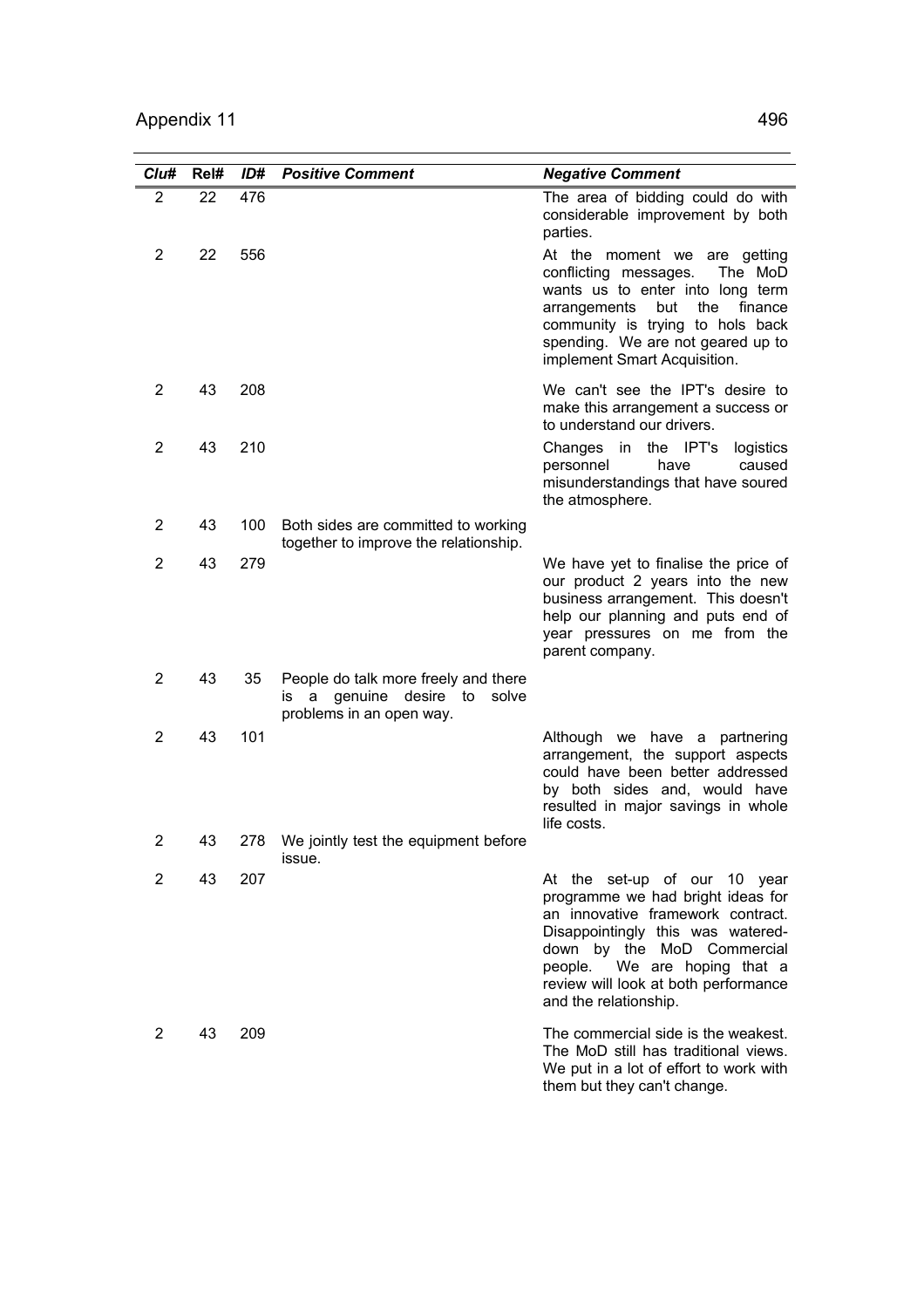| Clu# | Rel# | ID# | Positive Comment | Negative Comment |
|---|---|---|---|---|
| 2 | 22 | 476 | | The area of bidding could do with considerable improvement by both parties. |
| 2 | 22 | 556 | | At the moment we are getting conflicting messages. The MoD wants us to enter into long term arrangements but the finance community is trying to hols back spending. We are not geared up to implement Smart Acquisition. |
| 2 | 43 | 208 | | We can't see the IPT's desire to make this arrangement a success or to understand our drivers. |
| 2 | 43 | 210 | | Changes in the IPT's logistics personnel have caused misunderstandings that have soured the atmosphere. |
| 2 | 43 | 100 | Both sides are committed to working together to improve the relationship. | |
| 2 | 43 | 279 | | We have yet to finalise the price of our product 2 years into the new business arrangement. This doesn't help our planning and puts end of year pressures on me from the parent company. |
| 2 | 43 | 35 | People do talk more freely and there is a genuine desire to solve problems in an open way. | |
| 2 | 43 | 101 | | Although we have a partnering arrangement, the support aspects could have been better addressed by both sides and, would have resulted in major savings in whole life costs. |
| 2 | 43 | 278 | We jointly test the equipment before issue. | |
| 2 | 43 | 207 | | At the set-up of our 10 year programme we had bright ideas for an innovative framework contract. Disappointingly this was watered-down by the MoD Commercial people. We are hoping that a review will look at both performance and the relationship. |
| 2 | 43 | 209 | | The commercial side is the weakest. The MoD still has traditional views. We put in a lot of effort to work with them but they can't change. |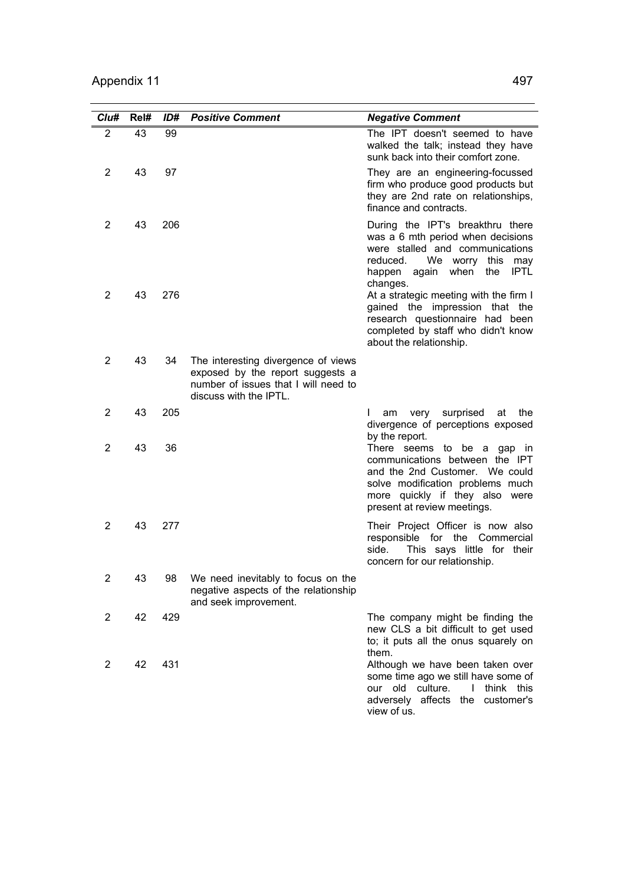| Clu# | Rel# | ID# | Positive Comment | Negative Comment |
|---|---|---|---|---|
| 2 | 43 | 99 | | The IPT doesn't seemed to have walked the talk; instead they have sunk back into their comfort zone. |
| 2 | 43 | 97 | | They are an engineering-focussed firm who produce good products but they are 2nd rate on relationships, finance and contracts. |
| 2 | 43 | 206 | | During the IPT's breakthru there was a 6 mth period when decisions were stalled and communications reduced. We worry this may happen again when the IPTL changes. |
| 2 | 43 | 276 | | At a strategic meeting with the firm I gained the impression that the research questionnaire had been completed by staff who didn't know about the relationship. |
| 2 | 43 | 34 | The interesting divergence of views exposed by the report suggests a number of issues that I will need to discuss with the IPTL. | |
| 2 | 43 | 205 | | I am very surprised at the divergence of perceptions exposed by the report. |
| 2 | 43 | 36 | | There seems to be a gap in communications between the IPT and the 2nd Customer. We could solve modification problems much more quickly if they also were present at review meetings. |
| 2 | 43 | 277 | | Their Project Officer is now also responsible for the Commercial side. This says little for their concern for our relationship. |
| 2 | 43 | 98 | We need inevitably to focus on the negative aspects of the relationship and seek improvement. | |
| 2 | 42 | 429 | | The company might be finding the new CLS a bit difficult to get used to; it puts all the onus squarely on them. |
| 2 | 42 | 431 | | Although we have been taken over some time ago we still have some of our old culture. I think this adversely affects the customer's view of us. |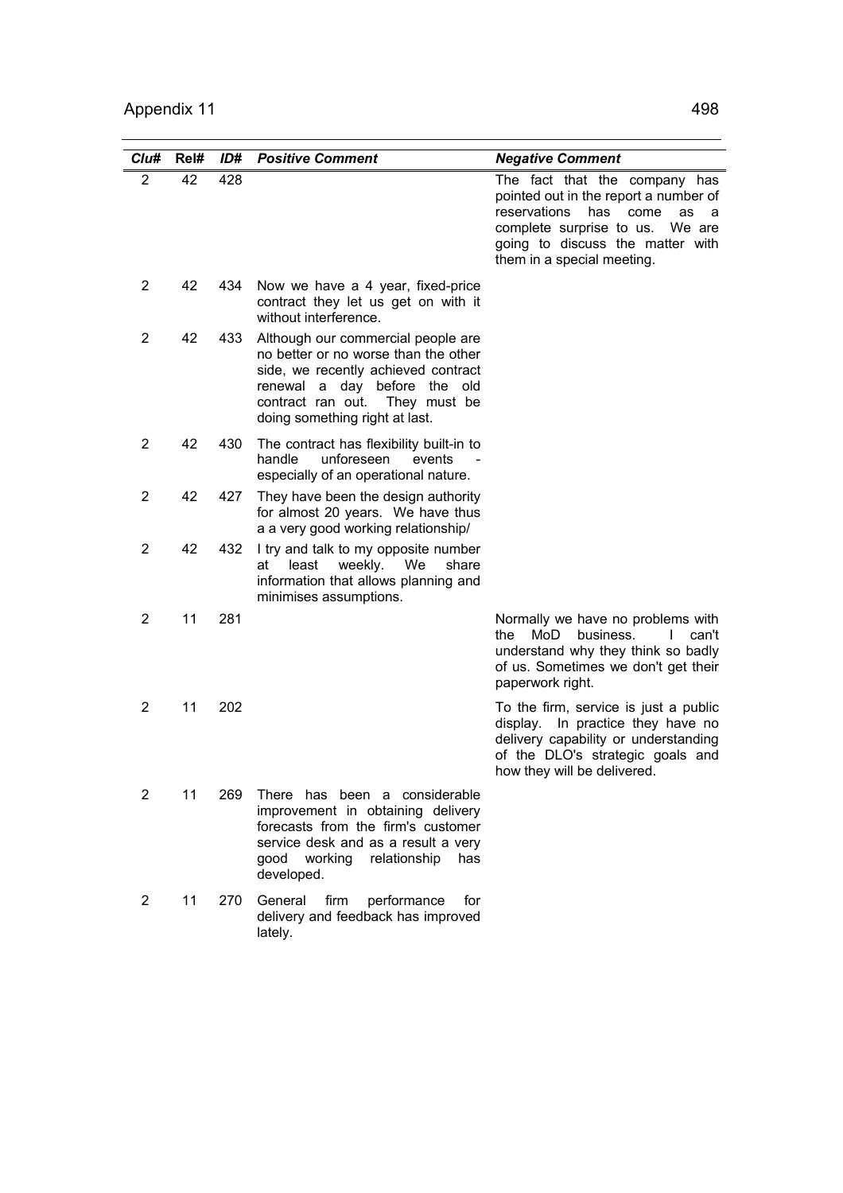| *Clu#* | Rel# | *ID#* | *Positive Comment* | *Negative Comment* |
|---|---|---|---|---|
| 2 | 42 | 428 | | The fact that the company has pointed out in the report a number of reservations has come as a complete surprise to us. We are going to discuss the matter with them in a special meeting. |
| 2 | 42 | 434 | Now we have a 4 year, fixed-price contract they let us get on with it without interference. | |
| 2 | 42 | 433 | Although our commercial people are no better or no worse than the other side, we recently achieved contract renewal a day before the old contract ran out. They must be doing something right at last. | |
| 2 | 42 | 430 | The contract has flexibility built-in to handle unforeseen events - especially of an operational nature. | |
| 2 | 42 | 427 | They have been the design authority for almost 20 years. We have thus a a very good working relationship/ | |
| 2 | 42 | 432 | I try and talk to my opposite number at least weekly. We share information that allows planning and minimises assumptions. | |
| 2 | 11 | 281 | | Normally we have no problems with the MoD business. I can't understand why they think so badly of us. Sometimes we don't get their paperwork right. |
| 2 | 11 | 202 | | To the firm, service is just a public display. In practice they have no delivery capability or understanding of the DLO's strategic goals and how they will be delivered. |
| 2 | 11 | 269 | There has been a considerable improvement in obtaining delivery forecasts from the firm's customer service desk and as a result a very good working relationship has developed. | |
| 2 | 11 | 270 | General firm performance for delivery and feedback has improved lately. | |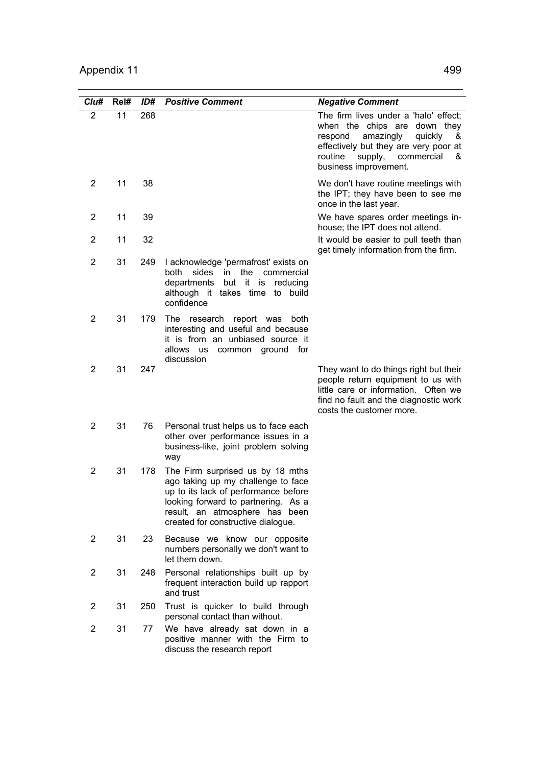| *Clu#* | *Rel#* | *ID#* | *Positive Comment* | *Negative Comment* |
|---|---|---|---|---|
| 2 | 11 | 268 | | The firm lives under a 'halo' effect; when the chips are down they respond amazingly quickly & effectively but they are very poor at routine supply, commercial & business improvement. |
| 2 | 11 | 38 | | We don't have routine meetings with the IPT; they have been to see me once in the last year. |
| 2 | 11 | 39 | | We have spares order meetings in-house; the IPT does not attend. |
| 2 | 11 | 32 | | It would be easier to pull teeth than get timely information from the firm. |
| 2 | 31 | 249 | I acknowledge 'permafrost' exists on both sides in the commercial departments but it is reducing although it takes time to build confidence | |
| 2 | 31 | 179 | The research report was both interesting and useful and because it is from an unbiased source it allows us common ground for discussion | |
| 2 | 31 | 247 | | They want to do things right but their people return equipment to us with little care or information. Often we find no fault and the diagnostic work costs the customer more. |
| 2 | 31 | 76 | Personal trust helps us to face each other over performance issues in a business-like, joint problem solving way | |
| 2 | 31 | 178 | The Firm surprised us by 18 mths ago taking up my challenge to face up to its lack of performance before looking forward to partnering. As a result, an atmosphere has been created for constructive dialogue. | |
| 2 | 31 | 23 | Because we know our opposite numbers personally we don't want to let them down. | |
| 2 | 31 | 248 | Personal relationships built up by frequent interaction build up rapport and trust | |
| 2 | 31 | 250 | Trust is quicker to build through personal contact than without. | |
| 2 | 31 | 77 | We have already sat down in a positive manner with the Firm to discuss the research report | |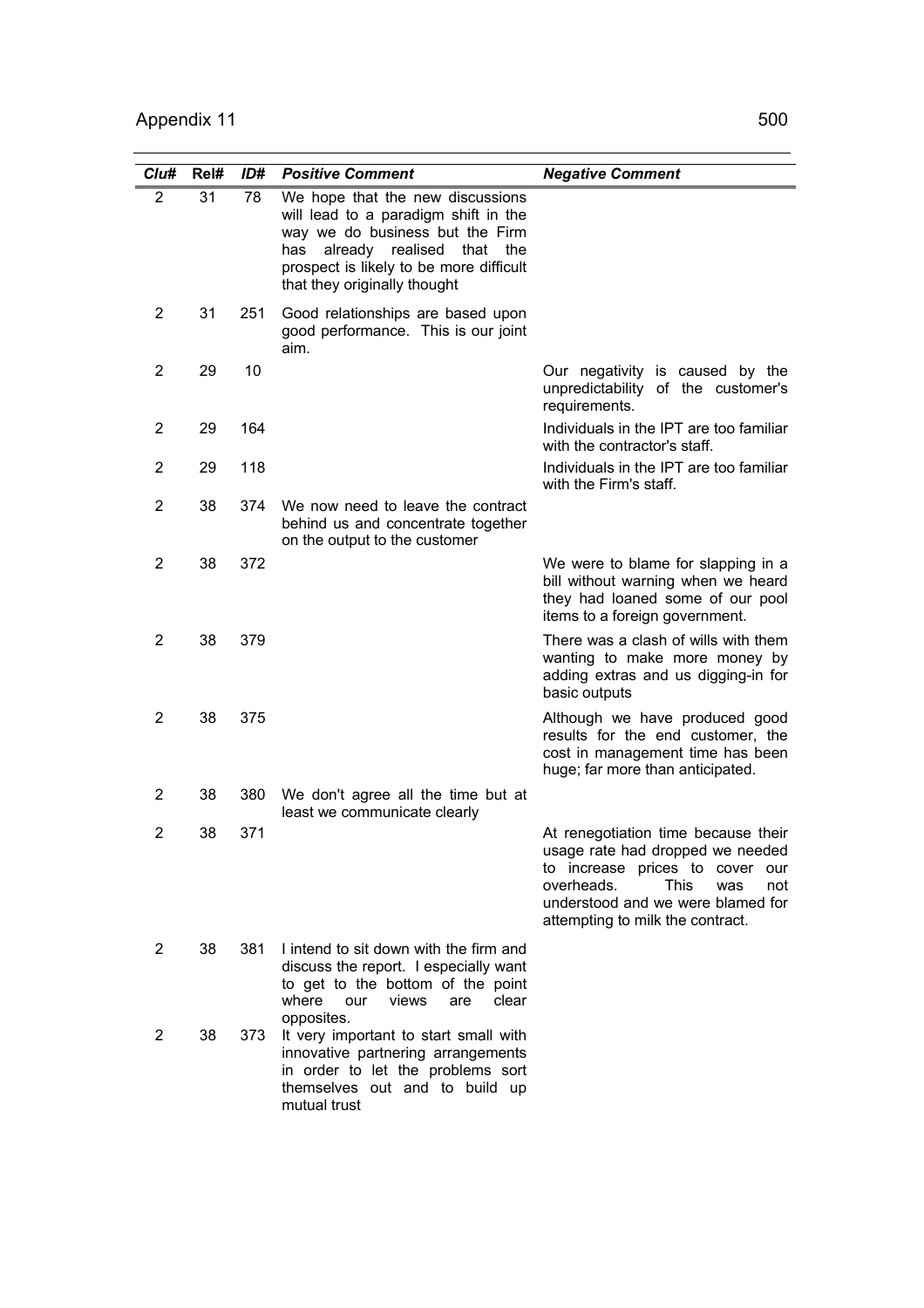| Clu# | Rel# | ID# | Positive Comment | Negative Comment |
|---|---|---|---|---|
| 2 | 31 | 78 | We hope that the new discussions will lead to a paradigm shift in the way we do business but the Firm has already realised that the prospect is likely to be more difficult that they originally thought | |
| 2 | 31 | 251 | Good relationships are based upon good performance. This is our joint aim. | |
| 2 | 29 | 10 | | Our negativity is caused by the unpredictability of the customer's requirements. |
| 2 | 29 | 164 | | Individuals in the IPT are too familiar with the contractor's staff. |
| 2 | 29 | 118 | | Individuals in the IPT are too familiar with the Firm's staff. |
| 2 | 38 | 374 | We now need to leave the contract behind us and concentrate together on the output to the customer | |
| 2 | 38 | 372 | | We were to blame for slapping in a bill without warning when we heard they had loaned some of our pool items to a foreign government. |
| 2 | 38 | 379 | | There was a clash of wills with them wanting to make more money by adding extras and us digging-in for basic outputs |
| 2 | 38 | 375 | | Although we have produced good results for the end customer, the cost in management time has been huge; far more than anticipated. |
| 2 | 38 | 380 | We don't agree all the time but at least we communicate clearly | |
| 2 | 38 | 371 | | At renegotiation time because their usage rate had dropped we needed to increase prices to cover our overheads. This was not understood and we were blamed for attempting to milk the contract. |
| 2 | 38 | 381 | I intend to sit down with the firm and discuss the report. I especially want to get to the bottom of the point where our views are clear opposites. | |
| 2 | 38 | 373 | It very important to start small with innovative partnering arrangements in order to let the problems sort themselves out and to build up mutual trust | |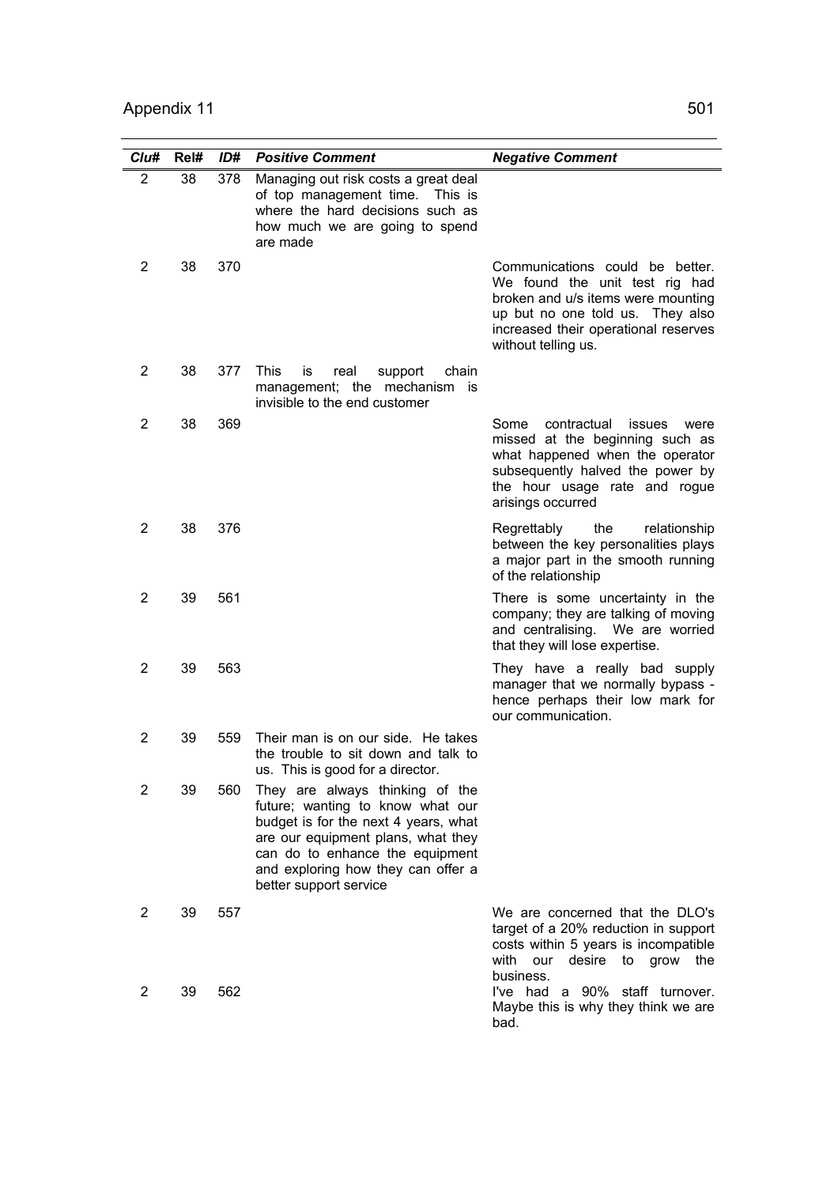| Clu# | Rel# | ID# | Positive Comment | Negative Comment |
|---|---|---|---|---|
| 2 | 38 | 378 | Managing out risk costs a great deal of top management time. This is where the hard decisions such as how much we are going to spend are made | |
| 2 | 38 | 370 | | Communications could be better. We found the unit test rig had broken and u/s items were mounting up but no one told us. They also increased their operational reserves without telling us. |
| 2 | 38 | 377 | This is real support chain management; the mechanism is invisible to the end customer | |
| 2 | 38 | 369 | | Some contractual issues were missed at the beginning such as what happened when the operator subsequently halved the power by the hour usage rate and rogue arisings occurred |
| 2 | 38 | 376 | | Regrettably the relationship between the key personalities plays a major part in the smooth running of the relationship |
| 2 | 39 | 561 | | There is some uncertainty in the company; they are talking of moving and centralising. We are worried that they will lose expertise. |
| 2 | 39 | 563 | | They have a really bad supply manager that we normally bypass - hence perhaps their low mark for our communication. |
| 2 | 39 | 559 | Their man is on our side. He takes the trouble to sit down and talk to us. This is good for a director. | |
| 2 | 39 | 560 | They are always thinking of the future; wanting to know what our budget is for the next 4 years, what are our equipment plans, what they can do to enhance the equipment and exploring how they can offer a better support service | |
| 2 | 39 | 557 | | We are concerned that the DLO's target of a 20% reduction in support costs within 5 years is incompatible with our desire to grow the business. |
| 2 | 39 | 562 | | I've had a 90% staff turnover. Maybe this is why they think we are bad. |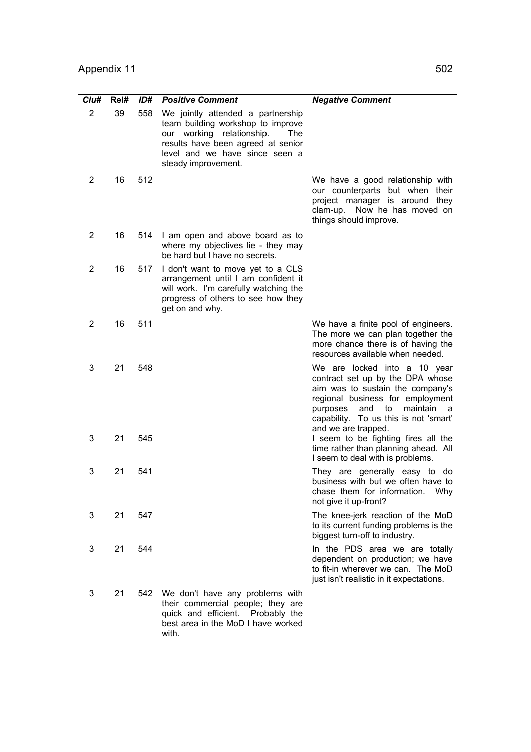| Clu# | Rel# | ID# | Positive Comment | Negative Comment |
|---|---|---|---|---|
| 2 | 39 | 558 | We jointly attended a partnership team building workshop to improve our working relationship. The results have been agreed at senior level and we have since seen a steady improvement. | |
| 2 | 16 | 512 | | We have a good relationship with our counterparts but when their project manager is around they clam-up. Now he has moved on things should improve. |
| 2 | 16 | 514 | I am open and above board as to where my objectives lie - they may be hard but I have no secrets. | |
| 2 | 16 | 517 | I don't want to move yet to a CLS arrangement until I am confident it will work. I'm carefully watching the progress of others to see how they get on and why. | |
| 2 | 16 | 511 | | We have a finite pool of engineers. The more we can plan together the more chance there is of having the resources available when needed. |
| 3 | 21 | 548 | | We are locked into a 10 year contract set up by the DPA whose aim was to sustain the company's regional business for employment purposes and to maintain a capability. To us this is not 'smart' and we are trapped. |
| 3 | 21 | 545 | | I seem to be fighting fires all the time rather than planning ahead. All I seem to deal with is problems. |
| 3 | 21 | 541 | | They are generally easy to do business with but we often have to chase them for information. Why not give it up-front? |
| 3 | 21 | 547 | | The knee-jerk reaction of the MoD to its current funding problems is the biggest turn-off to industry. |
| 3 | 21 | 544 | | In the PDS area we are totally dependent on production; we have to fit-in wherever we can. The MoD just isn't realistic in it expectations. |
| 3 | 21 | 542 | We don't have any problems with their commercial people; they are quick and efficient. Probably the best area in the MoD I have worked with. | |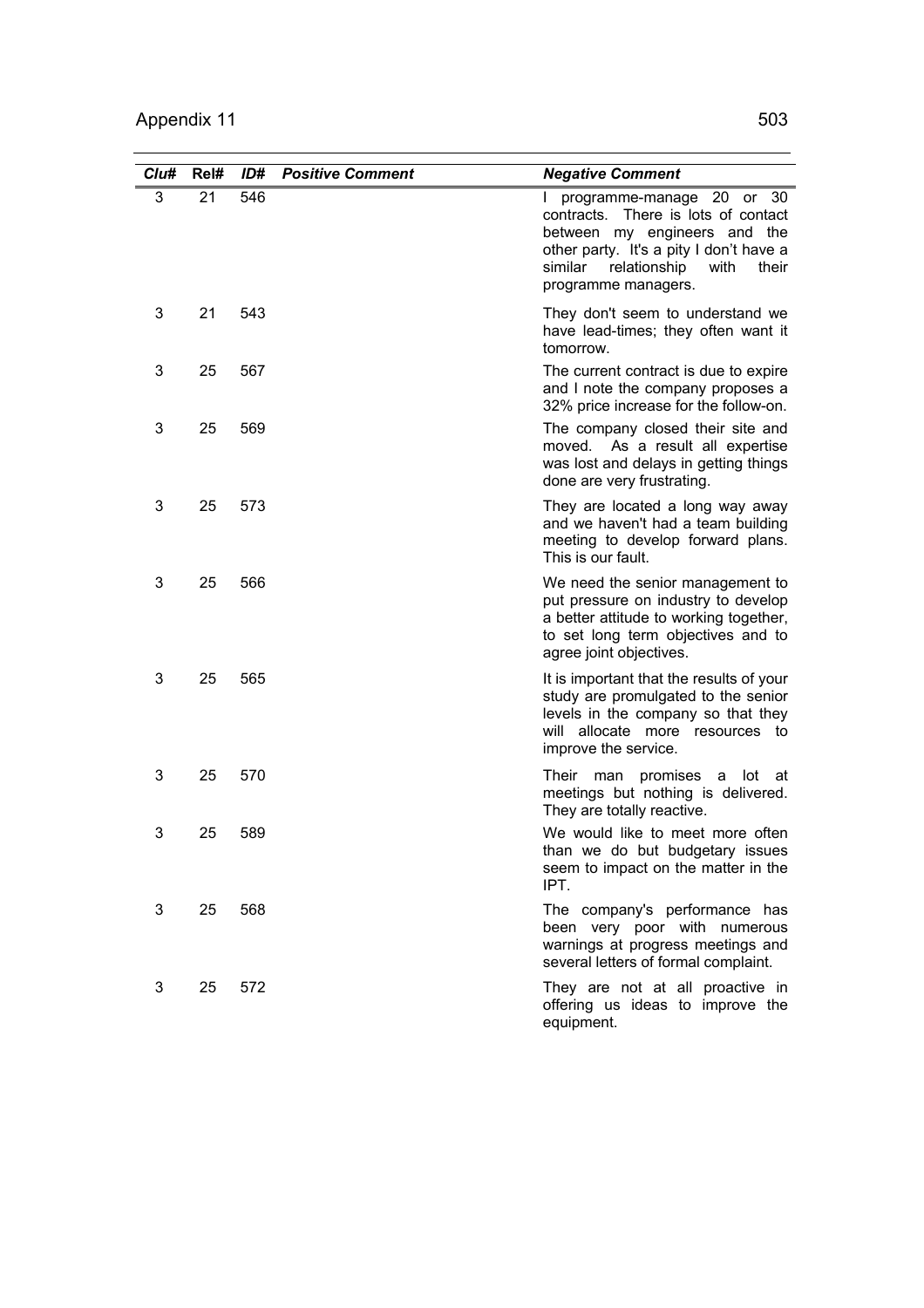| *Clu#* | Rel# | *ID#* | *Positive Comment* | *Negative Comment* |
|---|---|---|---|---|
| 3 | 21 | 546 | | I programme-manage 20 or 30 contracts. There is lots of contact between my engineers and the other party. It's a pity I don't have a similar relationship with their programme managers. |
| 3 | 21 | 543 | | They don't seem to understand we have lead-times; they often want it tomorrow. |
| 3 | 25 | 567 | | The current contract is due to expire and I note the company proposes a 32% price increase for the follow-on. |
| 3 | 25 | 569 | | The company closed their site and moved. As a result all expertise was lost and delays in getting things done are very frustrating. |
| 3 | 25 | 573 | | They are located a long way away and we haven't had a team building meeting to develop forward plans. This is our fault. |
| 3 | 25 | 566 | | We need the senior management to put pressure on industry to develop a better attitude to working together, to set long term objectives and to agree joint objectives. |
| 3 | 25 | 565 | | It is important that the results of your study are promulgated to the senior levels in the company so that they will allocate more resources to improve the service. |
| 3 | 25 | 570 | | Their man promises a lot at meetings but nothing is delivered. They are totally reactive. |
| 3 | 25 | 589 | | We would like to meet more often than we do but budgetary issues seem to impact on the matter in the IPT. |
| 3 | 25 | 568 | | The company's performance has been very poor with numerous warnings at progress meetings and several letters of formal complaint. |
| 3 | 25 | 572 | | They are not at all proactive in offering us ideas to improve the equipment. |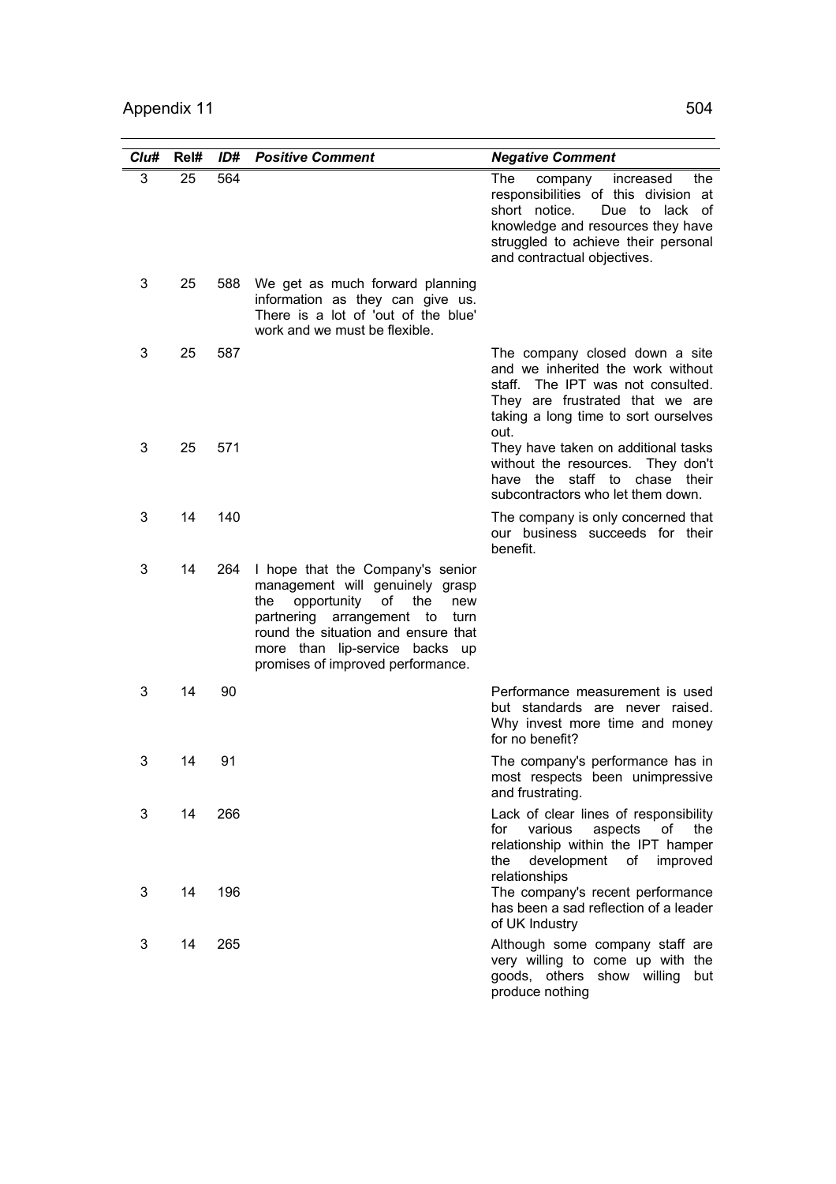| Clu# | Rel# | ID# | Positive Comment | Negative Comment |
|---|---|---|---|---|
| 3 | 25 | 564 | | The company increased the responsibilities of this division at short notice. Due to lack of knowledge and resources they have struggled to achieve their personal and contractual objectives. |
| 3 | 25 | 588 | We get as much forward planning information as they can give us. There is a lot of 'out of the blue' work and we must be flexible. | |
| 3 | 25 | 587 | | The company closed down a site and we inherited the work without staff. The IPT was not consulted. They are frustrated that we are taking a long time to sort ourselves out. |
| 3 | 25 | 571 | | They have taken on additional tasks without the resources. They don't have the staff to chase their subcontractors who let them down. |
| 3 | 14 | 140 | | The company is only concerned that our business succeeds for their benefit. |
| 3 | 14 | 264 | I hope that the Company's senior management will genuinely grasp the opportunity of the new partnering arrangement to turn round the situation and ensure that more than lip-service backs up promises of improved performance. | |
| 3 | 14 | 90 | | Performance measurement is used but standards are never raised. Why invest more time and money for no benefit? |
| 3 | 14 | 91 | | The company's performance has in most respects been unimpressive and frustrating. |
| 3 | 14 | 266 | | Lack of clear lines of responsibility for various aspects of the relationship within the IPT hamper the development of improved relationships |
| 3 | 14 | 196 | | The company's recent performance has been a sad reflection of a leader of UK Industry |
| 3 | 14 | 265 | | Although some company staff are very willing to come up with the goods, others show willing but produce nothing |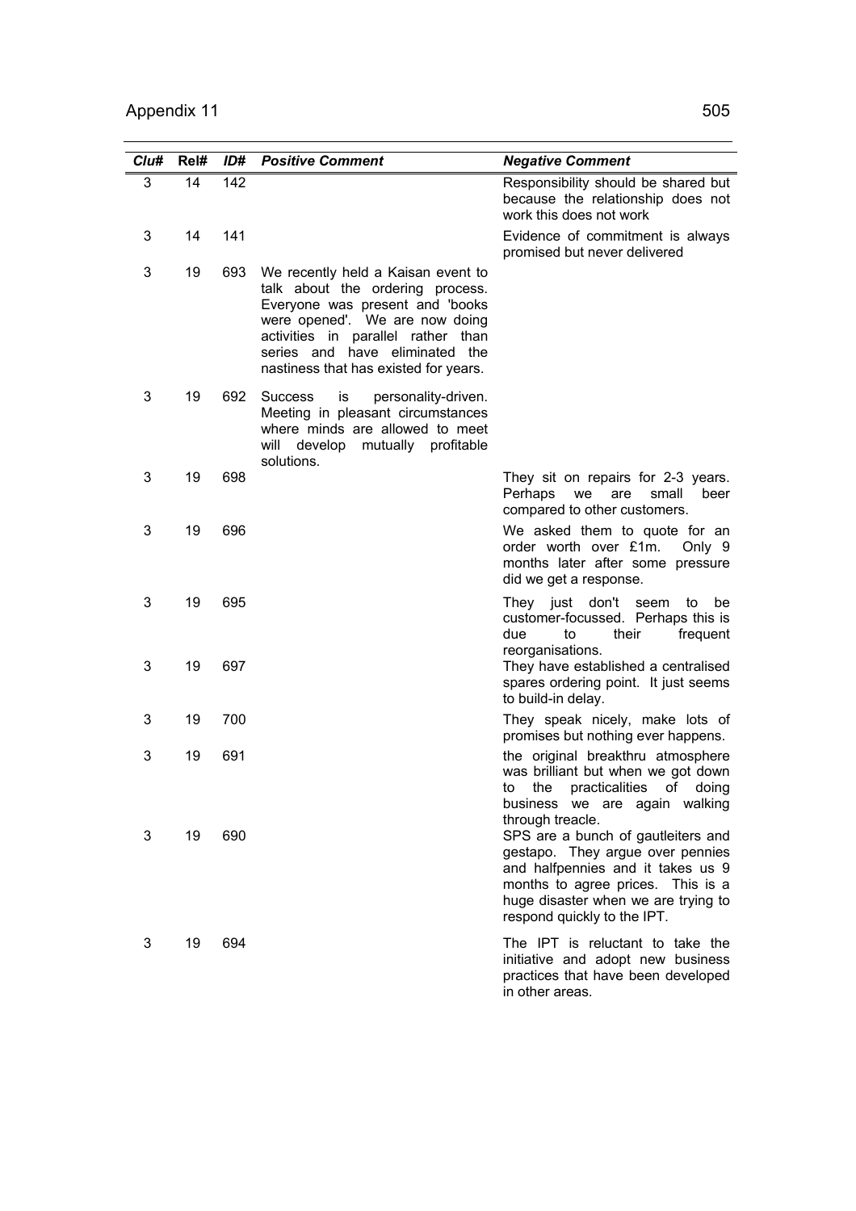| Clu# | Rel# | ID# | Positive Comment | Negative Comment |
|---|---|---|---|---|
| 3 | 14 | 142 | | Responsibility should be shared but because the relationship does not work this does not work |
| 3 | 14 | 141 | | Evidence of commitment is always promised but never delivered |
| 3 | 19 | 693 | We recently held a Kaisan event to talk about the ordering process. Everyone was present and 'books were opened'. We are now doing activities in parallel rather than series and have eliminated the nastiness that has existed for years. | |
| 3 | 19 | 692 | Success is personality-driven. Meeting in pleasant circumstances where minds are allowed to meet will develop mutually profitable solutions. | |
| 3 | 19 | 698 | | They sit on repairs for 2-3 years. Perhaps we are small beer compared to other customers. |
| 3 | 19 | 696 | | We asked them to quote for an order worth over £1m. Only 9 months later after some pressure did we get a response. |
| 3 | 19 | 695 | | They just don't seem to be customer-focussed. Perhaps this is due to their frequent reorganisations. |
| 3 | 19 | 697 | | They have established a centralised spares ordering point. It just seems to build-in delay. |
| 3 | 19 | 700 | | They speak nicely, make lots of promises but nothing ever happens. |
| 3 | 19 | 691 | | the original breakthru atmosphere was brilliant but when we got down to the practicalities of doing business we are again walking through treacle. |
| 3 | 19 | 690 | | SPS are a bunch of gautleiters and gestapo. They argue over pennies and halfpennies and it takes us 9 months to agree prices. This is a huge disaster when we are trying to respond quickly to the IPT. |
| 3 | 19 | 694 | | The IPT is reluctant to take the initiative and adopt new business practices that have been developed in other areas. |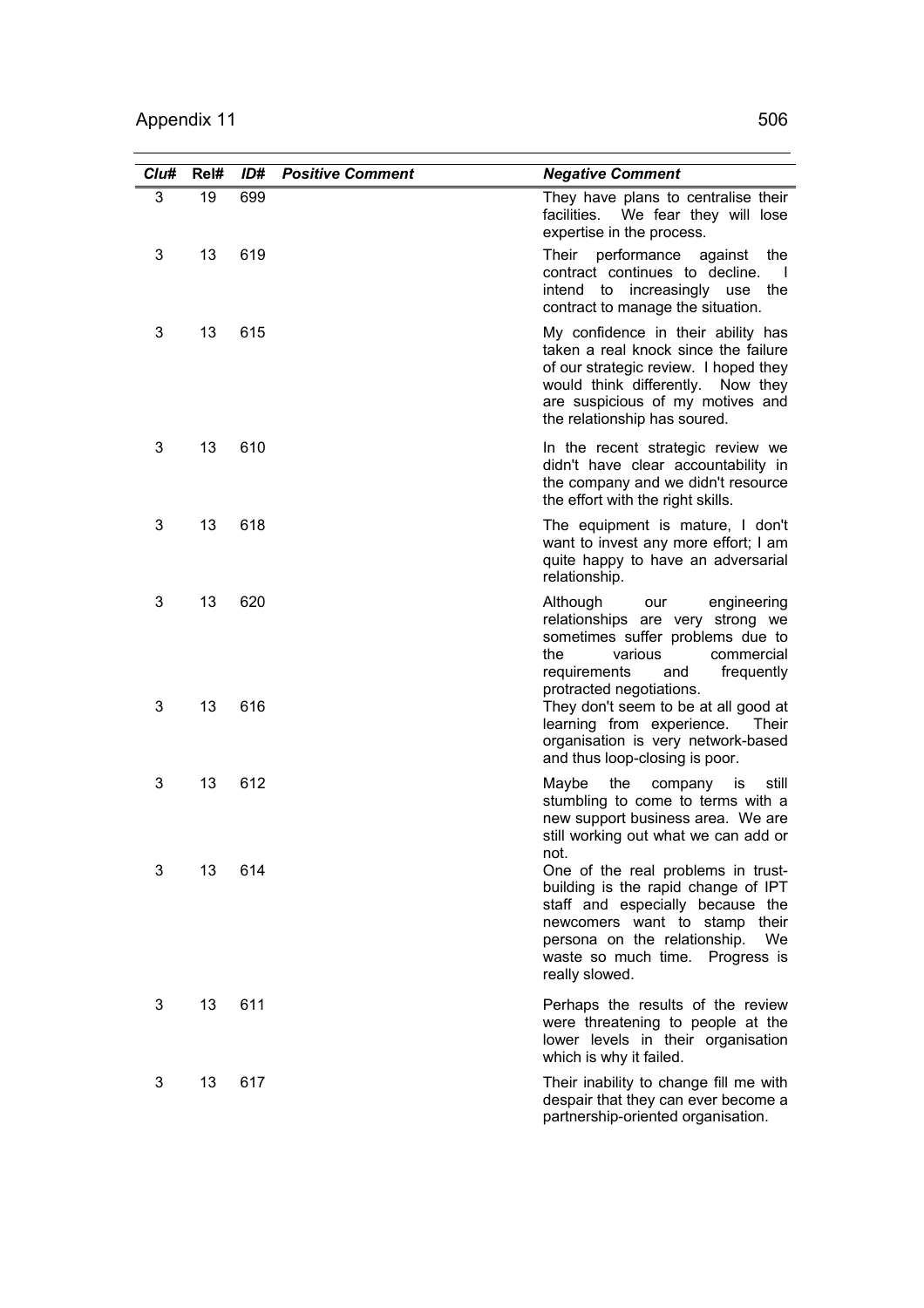| Clu# | Rel# | ID# | Positive Comment | Negative Comment |
|---|---|---|---|---|
| 3 | 19 | 699 | | They have plans to centralise their facilities. We fear they will lose expertise in the process. |
| 3 | 13 | 619 | | Their performance against the contract continues to decline. I intend to increasingly use the contract to manage the situation. |
| 3 | 13 | 615 | | My confidence in their ability has taken a real knock since the failure of our strategic review. I hoped they would think differently. Now they are suspicious of my motives and the relationship has soured. |
| 3 | 13 | 610 | | In the recent strategic review we didn't have clear accountability in the company and we didn't resource the effort with the right skills. |
| 3 | 13 | 618 | | The equipment is mature, I don't want to invest any more effort; I am quite happy to have an adversarial relationship. |
| 3 | 13 | 620 | | Although our engineering relationships are very strong we sometimes suffer problems due to the various commercial requirements and frequently protracted negotiations. |
| 3 | 13 | 616 | | They don't seem to be at all good at learning from experience. Their organisation is very network-based and thus loop-closing is poor. |
| 3 | 13 | 612 | | Maybe the company is still stumbling to come to terms with a new support business area. We are still working out what we can add or not. |
| 3 | 13 | 614 | | One of the real problems in trust-building is the rapid change of IPT staff and especially because the newcomers want to stamp their persona on the relationship. We waste so much time. Progress is really slowed. |
| 3 | 13 | 611 | | Perhaps the results of the review were threatening to people at the lower levels in their organisation which is why it failed. |
| 3 | 13 | 617 | | Their inability to change fill me with despair that they can ever become a partnership-oriented organisation. |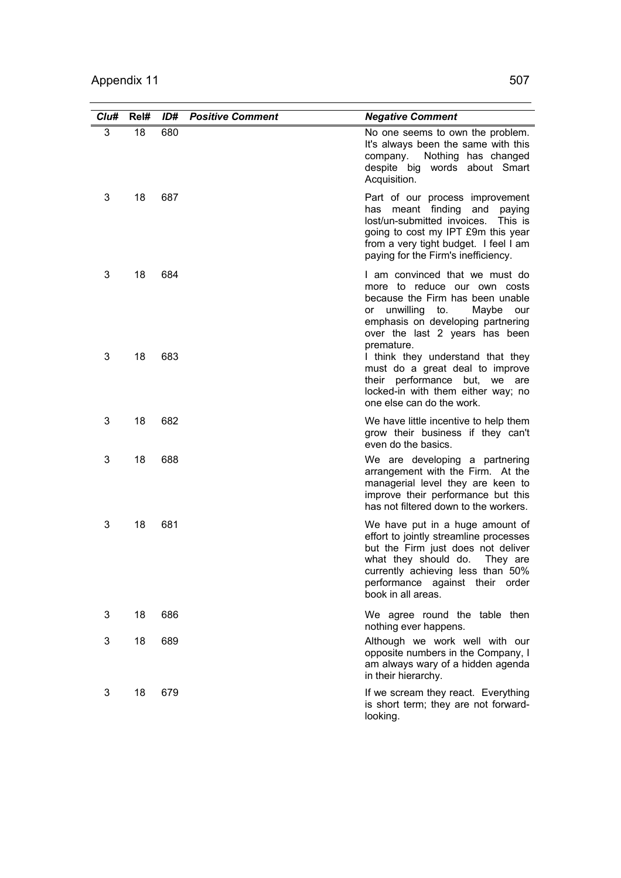| Clu# | Rel# | ID# | Positive Comment | Negative Comment |
|---|---|---|---|---|
| 3 | 18 | 680 | | No one seems to own the problem. It's always been the same with this company. Nothing has changed despite big words about Smart Acquisition. |
| 3 | 18 | 687 | | Part of our process improvement has meant finding and paying lost/un-submitted invoices. This is going to cost my IPT £9m this year from a very tight budget. I feel I am paying for the Firm's inefficiency. |
| 3 | 18 | 684 | | I am convinced that we must do more to reduce our own costs because the Firm has been unable or unwilling to. Maybe our emphasis on developing partnering over the last 2 years has been premature. |
| 3 | 18 | 683 | | I think they understand that they must do a great deal to improve their performance but, we are locked-in with them either way; no one else can do the work. |
| 3 | 18 | 682 | | We have little incentive to help them grow their business if they can't even do the basics. |
| 3 | 18 | 688 | | We are developing a partnering arrangement with the Firm. At the managerial level they are keen to improve their performance but this has not filtered down to the workers. |
| 3 | 18 | 681 | | We have put in a huge amount of effort to jointly streamline processes but the Firm just does not deliver what they should do. They are currently achieving less than 50% performance against their order book in all areas. |
| 3 | 18 | 686 | | We agree round the table then nothing ever happens. |
| 3 | 18 | 689 | | Although we work well with our opposite numbers in the Company, I am always wary of a hidden agenda in their hierarchy. |
| 3 | 18 | 679 | | If we scream they react. Everything is short term; they are not forward-looking. |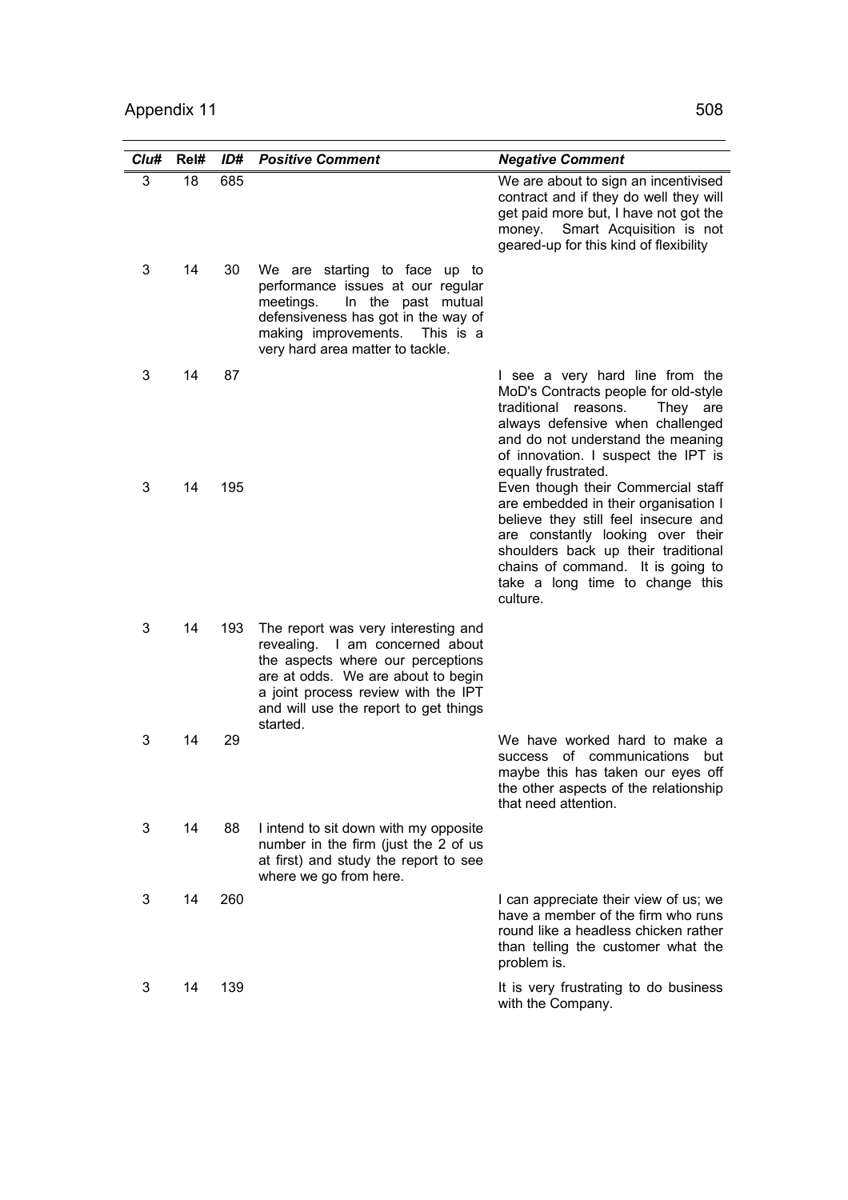| *Clu#* | **Rel#** | *ID#* | ***Positive Comment*** | ***Negative Comment*** |
|---|---|---|---|---|
| 3 | 18 | 685 | | We are about to sign an incentivised contract and if they do well they will get paid more but, I have not got the money. Smart Acquisition is not geared-up for this kind of flexibility |
| 3 | 14 | 30 | We are starting to face up to performance issues at our regular meetings. In the past mutual defensiveness has got in the way of making improvements. This is a very hard area matter to tackle. | |
| 3 | 14 | 87 | | I see a very hard line from the MoD's Contracts people for old-style traditional reasons. They are always defensive when challenged and do not understand the meaning of innovation. I suspect the IPT is equally frustrated. |
| 3 | 14 | 195 | | Even though their Commercial staff are embedded in their organisation I believe they still feel insecure and are constantly looking over their shoulders back up their traditional chains of command. It is going to take a long time to change this culture. |
| 3 | 14 | 193 | The report was very interesting and revealing. I am concerned about the aspects where our perceptions are at odds. We are about to begin a joint process review with the IPT and will use the report to get things started. | |
| 3 | 14 | 29 | | We have worked hard to make a success of communications but maybe this has taken our eyes off the other aspects of the relationship that need attention. |
| 3 | 14 | 88 | I intend to sit down with my opposite number in the firm (just the 2 of us at first) and study the report to see where we go from here. | |
| 3 | 14 | 260 | | I can appreciate their view of us; we have a member of the firm who runs round like a headless chicken rather than telling the customer what the problem is. |
| 3 | 14 | 139 | | It is very frustrating to do business with the Company. |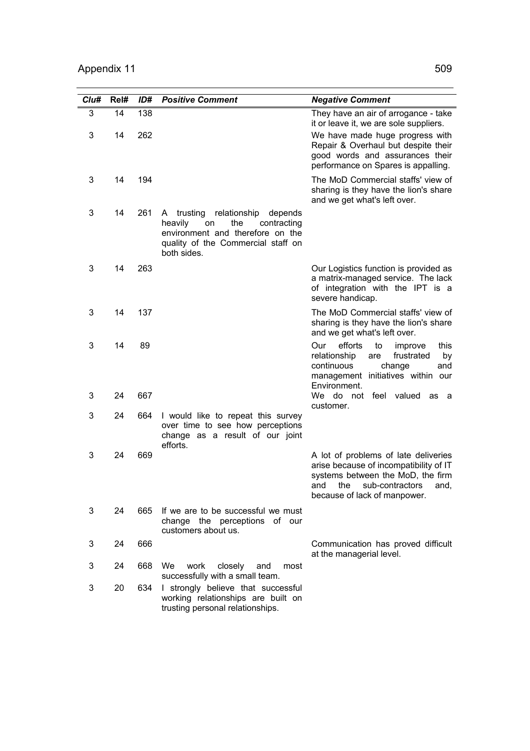| Clu# | Rel# | ID# | Positive Comment | Negative Comment |
|---|---|---|---|---|
| 3 | 14 | 138 | | They have an air of arrogance - take it or leave it, we are sole suppliers. |
| 3 | 14 | 262 | | We have made huge progress with Repair & Overhaul but despite their good words and assurances their performance on Spares is appalling. |
| 3 | 14 | 194 | | The MoD Commercial staffs' view of sharing is they have the lion's share and we get what's left over. |
| 3 | 14 | 261 | A trusting relationship depends heavily on the contracting environment and therefore on the quality of the Commercial staff on both sides. | |
| 3 | 14 | 263 | | Our Logistics function is provided as a matrix-managed service. The lack of integration with the IPT is a severe handicap. |
| 3 | 14 | 137 | | The MoD Commercial staffs' view of sharing is they have the lion's share and we get what's left over. |
| 3 | 14 | 89 | | Our efforts to improve this relationship are frustrated by continuous change and management initiatives within our Environment. |
| 3 | 24 | 667 | | We do not feel valued as a customer. |
| 3 | 24 | 664 | I would like to repeat this survey over time to see how perceptions change as a result of our joint efforts. | |
| 3 | 24 | 669 | | A lot of problems of late deliveries arise because of incompatibility of IT systems between the MoD, the firm and the sub-contractors and, because of lack of manpower. |
| 3 | 24 | 665 | If we are to be successful we must change the perceptions of our customers about us. | |
| 3 | 24 | 666 | | Communication has proved difficult at the managerial level. |
| 3 | 24 | 668 | We work closely and most successfully with a small team. | |
| 3 | 20 | 634 | I strongly believe that successful working relationships are built on trusting personal relationships. | |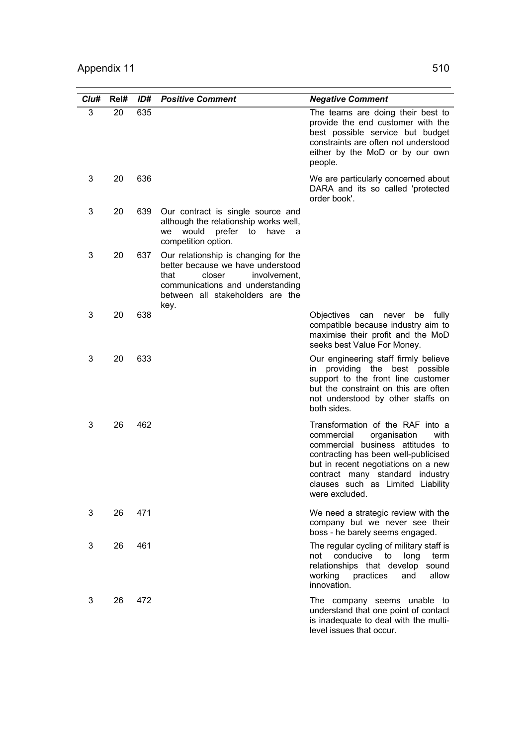| Clu# | Rel# | ID# | Positive Comment | Negative Comment |
|---|---|---|---|---|
| 3 | 20 | 635 | | The teams are doing their best to provide the end customer with the best possible service but budget constraints are often not understood either by the MoD or by our own people. |
| 3 | 20 | 636 | | We are particularly concerned about DARA and its so called 'protected order book'. |
| 3 | 20 | 639 | Our contract is single source and although the relationship works well, we would prefer to have a competition option. | |
| 3 | 20 | 637 | Our relationship is changing for the better because we have understood that closer involvement, communications and understanding between all stakeholders are the key. | |
| 3 | 20 | 638 | | Objectives can never be fully compatible because industry aim to maximise their profit and the MoD seeks best Value For Money. |
| 3 | 20 | 633 | | Our engineering staff firmly believe in providing the best possible support to the front line customer but the constraint on this are often not understood by other staffs on both sides. |
| 3 | 26 | 462 | | Transformation of the RAF into a commercial organisation with commercial business attitudes to contracting has been well-publicised but in recent negotiations on a new contract many standard industry clauses such as Limited Liability were excluded. |
| 3 | 26 | 471 | | We need a strategic review with the company but we never see their boss - he barely seems engaged. |
| 3 | 26 | 461 | | The regular cycling of military staff is not conducive to long term relationships that develop sound working practices and allow innovation. |
| 3 | 26 | 472 | | The company seems unable to understand that one point of contact is inadequate to deal with the multi-level issues that occur. |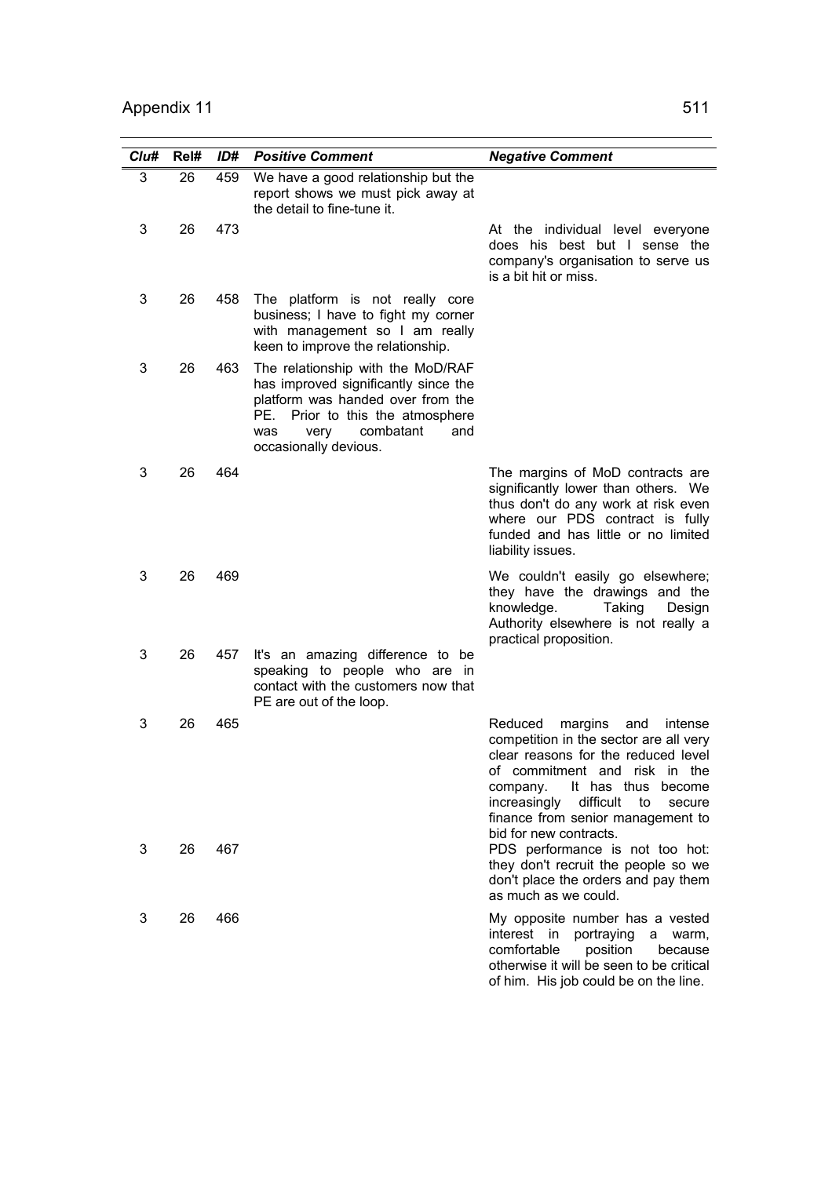| Clu# | Rel# | ID# | Positive Comment | Negative Comment |
|---|---|---|---|---|
| 3 | 26 | 459 | We have a good relationship but the report shows we must pick away at the detail to fine-tune it. | |
| 3 | 26 | 473 | | At the individual level everyone does his best but I sense the company's organisation to serve us is a bit hit or miss. |
| 3 | 26 | 458 | The platform is not really core business; I have to fight my corner with management so I am really keen to improve the relationship. | |
| 3 | 26 | 463 | The relationship with the MoD/RAF has improved significantly since the platform was handed over from the PE. Prior to this the atmosphere was very combatant and occasionally devious. | |
| 3 | 26 | 464 | | The margins of MoD contracts are significantly lower than others. We thus don't do any work at risk even where our PDS contract is fully funded and has little or no limited liability issues. |
| 3 | 26 | 469 | | We couldn't easily go elsewhere; they have the drawings and the knowledge. Taking Design Authority elsewhere is not really a practical proposition. |
| 3 | 26 | 457 | It's an amazing difference to be speaking to people who are in contact with the customers now that PE are out of the loop. | |
| 3 | 26 | 465 | | Reduced margins and intense competition in the sector are all very clear reasons for the reduced level of commitment and risk in the company. It has thus become increasingly difficult to secure finance from senior management to bid for new contracts. |
| 3 | 26 | 467 | | PDS performance is not too hot: they don't recruit the people so we don't place the orders and pay them as much as we could. |
| 3 | 26 | 466 | | My opposite number has a vested interest in portraying a warm, comfortable position because otherwise it will be seen to be critical of him. His job could be on the line. |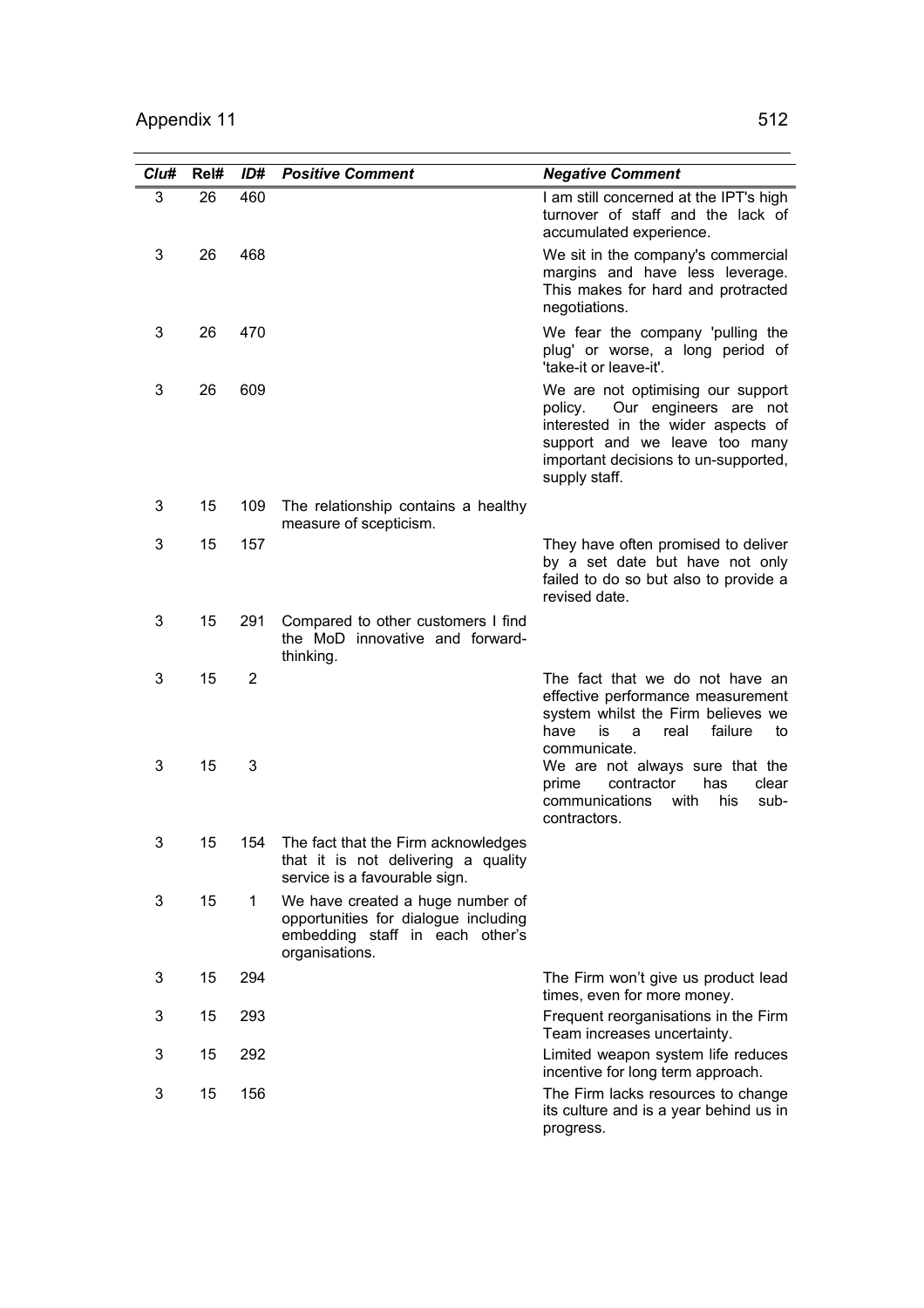| Clu# | Rel# | ID# | Positive Comment | Negative Comment |
|---|---|---|---|---|
| 3 | 26 | 460 | | I am still concerned at the IPT's high turnover of staff and the lack of accumulated experience. |
| 3 | 26 | 468 | | We sit in the company's commercial margins and have less leverage. This makes for hard and protracted negotiations. |
| 3 | 26 | 470 | | We fear the company 'pulling the plug' or worse, a long period of 'take-it or leave-it'. |
| 3 | 26 | 609 | | We are not optimising our support policy. Our engineers are not interested in the wider aspects of support and we leave too many important decisions to un-supported, supply staff. |
| 3 | 15 | 109 | The relationship contains a healthy measure of scepticism. | |
| 3 | 15 | 157 | | They have often promised to deliver by a set date but have not only failed to do so but also to provide a revised date. |
| 3 | 15 | 291 | Compared to other customers I find the MoD innovative and forward-thinking. | |
| 3 | 15 | 2 | | The fact that we do not have an effective performance measurement system whilst the Firm believes we have is a real failure to communicate. |
| 3 | 15 | 3 | | We are not always sure that the prime contractor has clear communications with his sub-contractors. |
| 3 | 15 | 154 | The fact that the Firm acknowledges that it is not delivering a quality service is a favourable sign. | |
| 3 | 15 | 1 | We have created a huge number of opportunities for dialogue including embedding staff in each other's organisations. | |
| 3 | 15 | 294 | | The Firm won't give us product lead times, even for more money. |
| 3 | 15 | 293 | | Frequent reorganisations in the Firm Team increases uncertainty. |
| 3 | 15 | 292 | | Limited weapon system life reduces incentive for long term approach. |
| 3 | 15 | 156 | | The Firm lacks resources to change its culture and is a year behind us in progress. |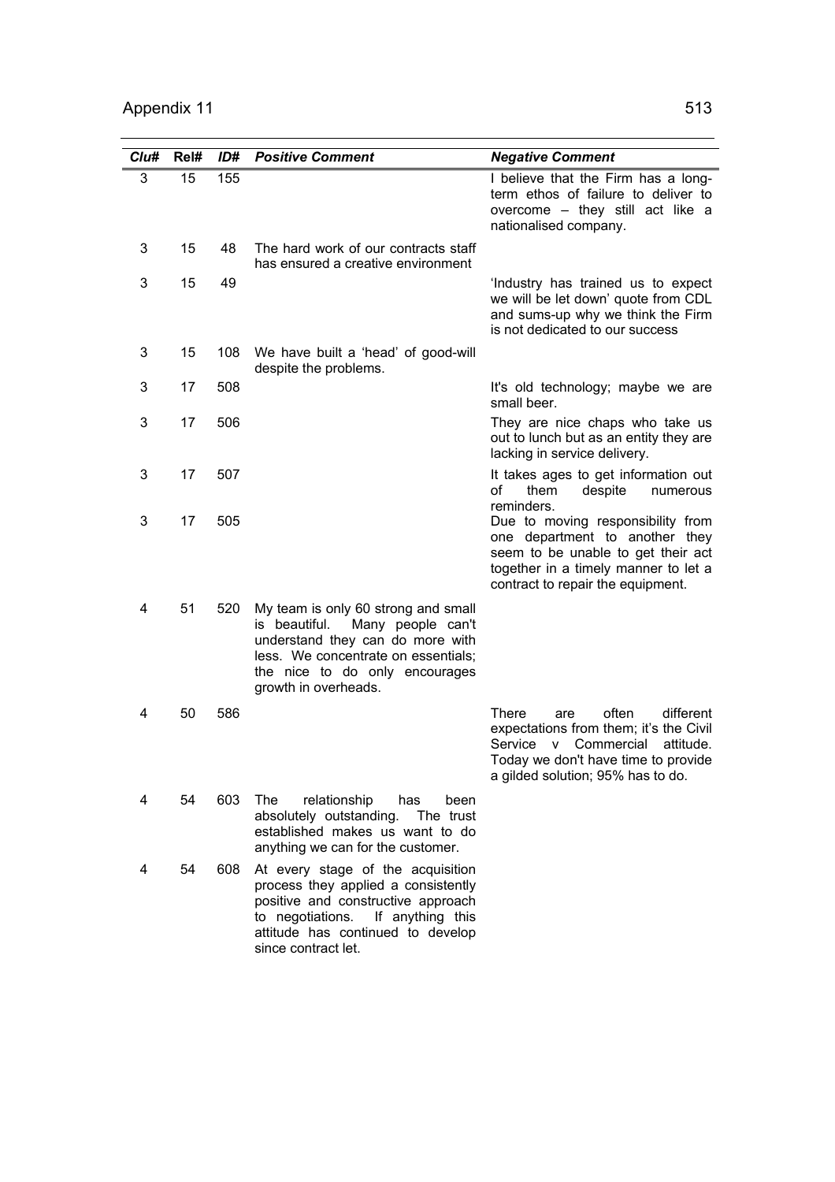| *Clu#* | *Rel#* | *ID#* | *Positive Comment* | *Negative Comment* |
|---|---|---|---|---|
| 3 | 15 | 155 | | I believe that the Firm has a long-term ethos of failure to deliver to overcome – they still act like a nationalised company. |
| 3 | 15 | 48 | The hard work of our contracts staff has ensured a creative environment | |
| 3 | 15 | 49 | | 'Industry has trained us to expect we will be let down' quote from CDL and sums-up why we think the Firm is not dedicated to our success |
| 3 | 15 | 108 | We have built a 'head' of good-will despite the problems. | |
| 3 | 17 | 508 | | It's old technology; maybe we are small beer. |
| 3 | 17 | 506 | | They are nice chaps who take us out to lunch but as an entity they are lacking in service delivery. |
| 3 | 17 | 507 | | It takes ages to get information out of them despite numerous reminders. |
| 3 | 17 | 505 | | Due to moving responsibility from one department to another they seem to be unable to get their act together in a timely manner to let a contract to repair the equipment. |
| 4 | 51 | 520 | My team is only 60 strong and small is beautiful. Many people can't understand they can do more with less. We concentrate on essentials; the nice to do only encourages growth in overheads. | |
| 4 | 50 | 586 | | There are often different expectations from them; it's the Civil Service v Commercial attitude. Today we don't have time to provide a gilded solution; 95% has to do. |
| 4 | 54 | 603 | The relationship has been absolutely outstanding. The trust established makes us want to do anything we can for the customer. | |
| 4 | 54 | 608 | At every stage of the acquisition process they applied a consistently positive and constructive approach to negotiations. If anything this attitude has continued to develop since contract let. | |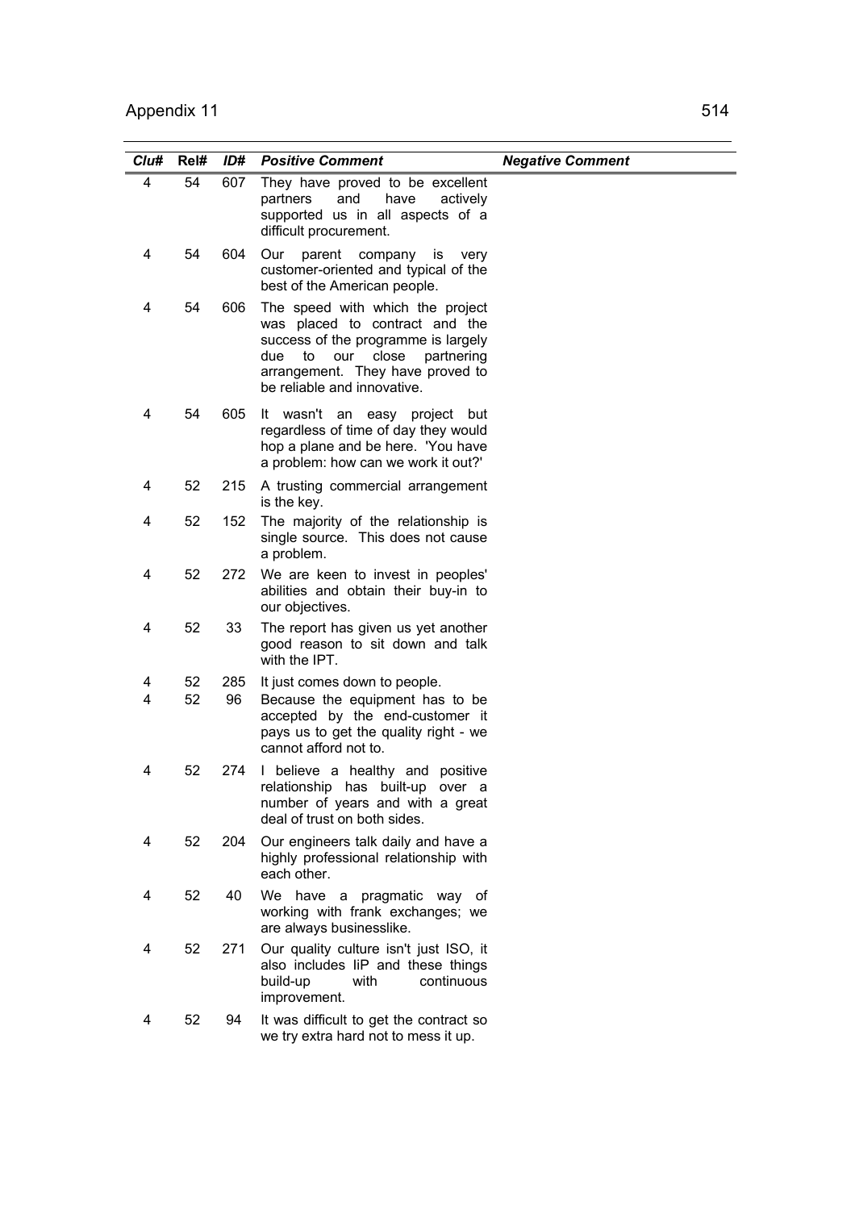| Clu# | Rel# | ID# | Positive Comment | Negative Comment |
|---|---|---|---|---|
| 4 | 54 | 607 | They have proved to be excellent partners and have actively supported us in all aspects of a difficult procurement. | |
| 4 | 54 | 604 | Our parent company is very customer-oriented and typical of the best of the American people. | |
| 4 | 54 | 606 | The speed with which the project was placed to contract and the success of the programme is largely due to our close partnering arrangement. They have proved to be reliable and innovative. | |
| 4 | 54 | 605 | It wasn't an easy project but regardless of time of day they would hop a plane and be here. 'You have a problem: how can we work it out?' | |
| 4 | 52 | 215 | A trusting commercial arrangement is the key. | |
| 4 | 52 | 152 | The majority of the relationship is single source. This does not cause a problem. | |
| 4 | 52 | 272 | We are keen to invest in peoples' abilities and obtain their buy-in to our objectives. | |
| 4 | 52 | 33 | The report has given us yet another good reason to sit down and talk with the IPT. | |
| 4 | 52 | 285 | It just comes down to people. | |
| 4 | 52 | 96 | Because the equipment has to be accepted by the end-customer it pays us to get the quality right - we cannot afford not to. | |
| 4 | 52 | 274 | I believe a healthy and positive relationship has built-up over a number of years and with a great deal of trust on both sides. | |
| 4 | 52 | 204 | Our engineers talk daily and have a highly professional relationship with each other. | |
| 4 | 52 | 40 | We have a pragmatic way of working with frank exchanges; we are always businesslike. | |
| 4 | 52 | 271 | Our quality culture isn't just ISO, it also includes IiP and these things build-up with continuous improvement. | |
| 4 | 52 | 94 | It was difficult to get the contract so we try extra hard not to mess it up. | |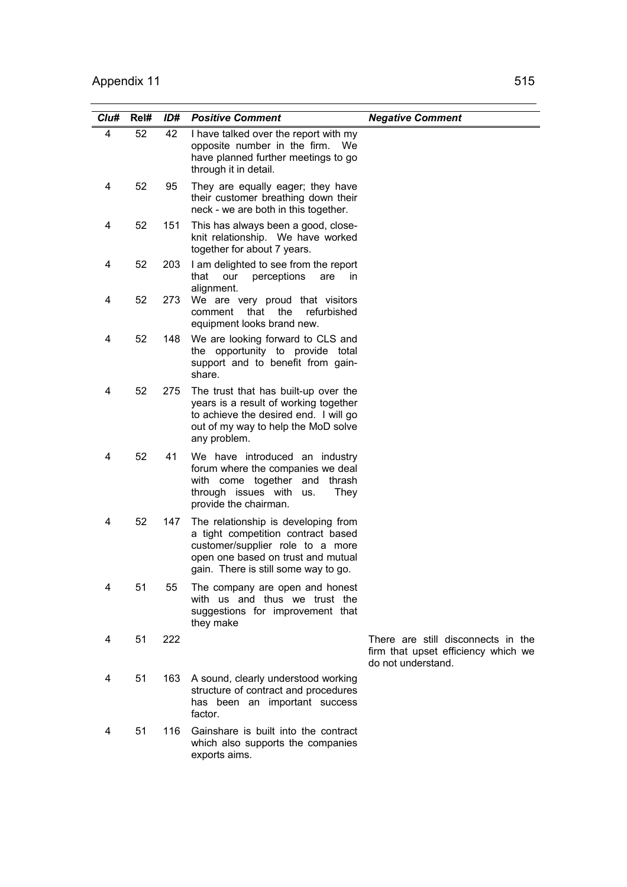| Clu# | Rel# | ID# | Positive Comment | Negative Comment |
|---|---|---|---|---|
| 4 | 52 | 42 | I have talked over the report with my opposite number in the firm. We have planned further meetings to go through it in detail. | |
| 4 | 52 | 95 | They are equally eager; they have their customer breathing down their neck - we are both in this together. | |
| 4 | 52 | 151 | This has always been a good, close-knit relationship. We have worked together for about 7 years. | |
| 4 | 52 | 203 | I am delighted to see from the report that our perceptions are in alignment. | |
| 4 | 52 | 273 | We are very proud that visitors comment that the refurbished equipment looks brand new. | |
| 4 | 52 | 148 | We are looking forward to CLS and the opportunity to provide total support and to benefit from gain-share. | |
| 4 | 52 | 275 | The trust that has built-up over the years is a result of working together to achieve the desired end. I will go out of my way to help the MoD solve any problem. | |
| 4 | 52 | 41 | We have introduced an industry forum where the companies we deal with come together and thrash through issues with us. They provide the chairman. | |
| 4 | 52 | 147 | The relationship is developing from a tight competition contract based customer/supplier role to a more open one based on trust and mutual gain. There is still some way to go. | |
| 4 | 51 | 55 | The company are open and honest with us and thus we trust the suggestions for improvement that they make | |
| 4 | 51 | 222 | | There are still disconnects in the firm that upset efficiency which we do not understand. |
| 4 | 51 | 163 | A sound, clearly understood working structure of contract and procedures has been an important success factor. | |
| 4 | 51 | 116 | Gainshare is built into the contract which also supports the companies exports aims. | |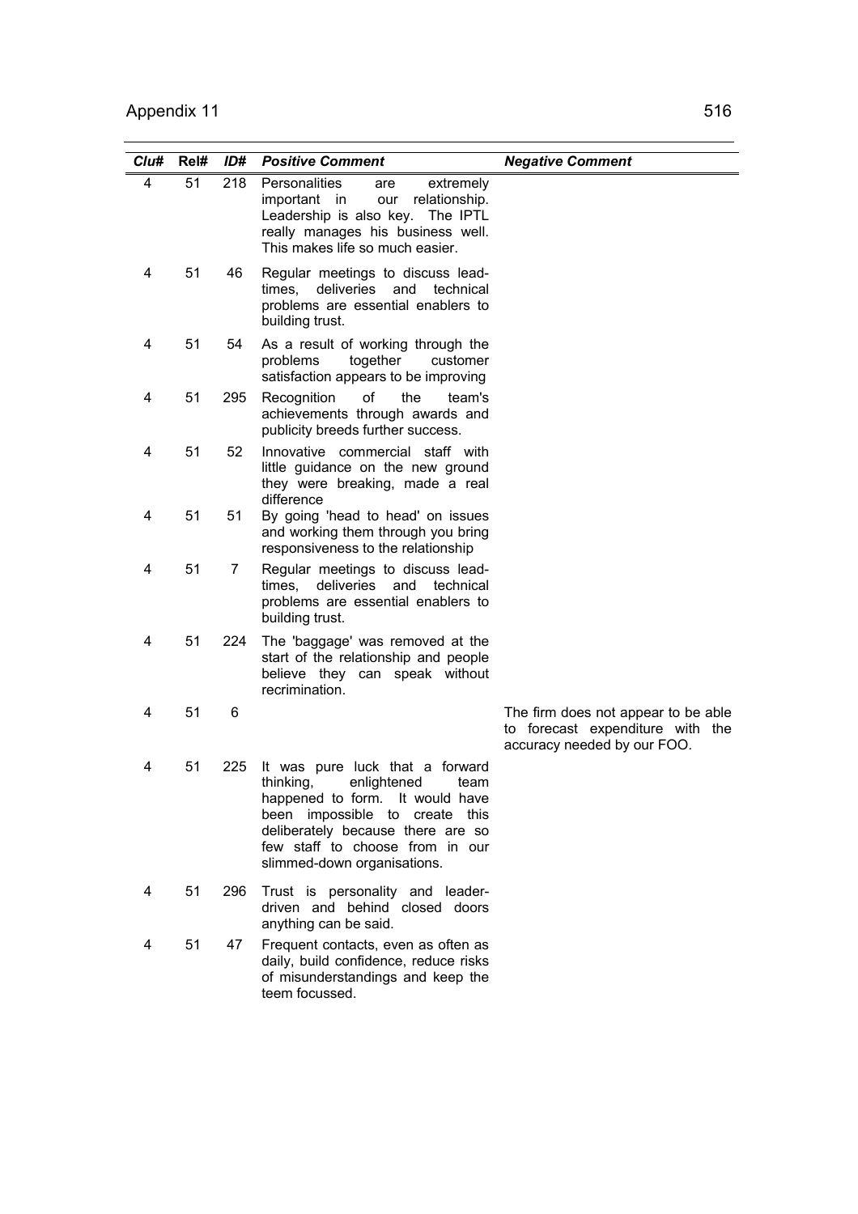| *Clu#* | Rel# | *ID#* | *Positive Comment* | *Negative Comment* |
|---|---|---|---|---|
| 4 | 51 | 218 | Personalities are extremely important in our relationship. Leadership is also key. The IPTL really manages his business well. This makes life so much easier. | |
| 4 | 51 | 46 | Regular meetings to discuss lead-times, deliveries and technical problems are essential enablers to building trust. | |
| 4 | 51 | 54 | As a result of working through the problems together customer satisfaction appears to be improving | |
| 4 | 51 | 295 | Recognition of the team's achievements through awards and publicity breeds further success. | |
| 4 | 51 | 52 | Innovative commercial staff with little guidance on the new ground they were breaking, made a real difference | |
| 4 | 51 | 51 | By going 'head to head' on issues and working them through you bring responsiveness to the relationship | |
| 4 | 51 | 7 | Regular meetings to discuss lead-times, deliveries and technical problems are essential enablers to building trust. | |
| 4 | 51 | 224 | The 'baggage' was removed at the start of the relationship and people believe they can speak without recrimination. | |
| 4 | 51 | 6 | | The firm does not appear to be able to forecast expenditure with the accuracy needed by our FOO. |
| 4 | 51 | 225 | It was pure luck that a forward thinking, enlightened team happened to form. It would have been impossible to create this deliberately because there are so few staff to choose from in our slimmed-down organisations. | |
| 4 | 51 | 296 | Trust is personality and leader-driven and behind closed doors anything can be said. | |
| 4 | 51 | 47 | Frequent contacts, even as often as daily, build confidence, reduce risks of misunderstandings and keep the teem focussed. | |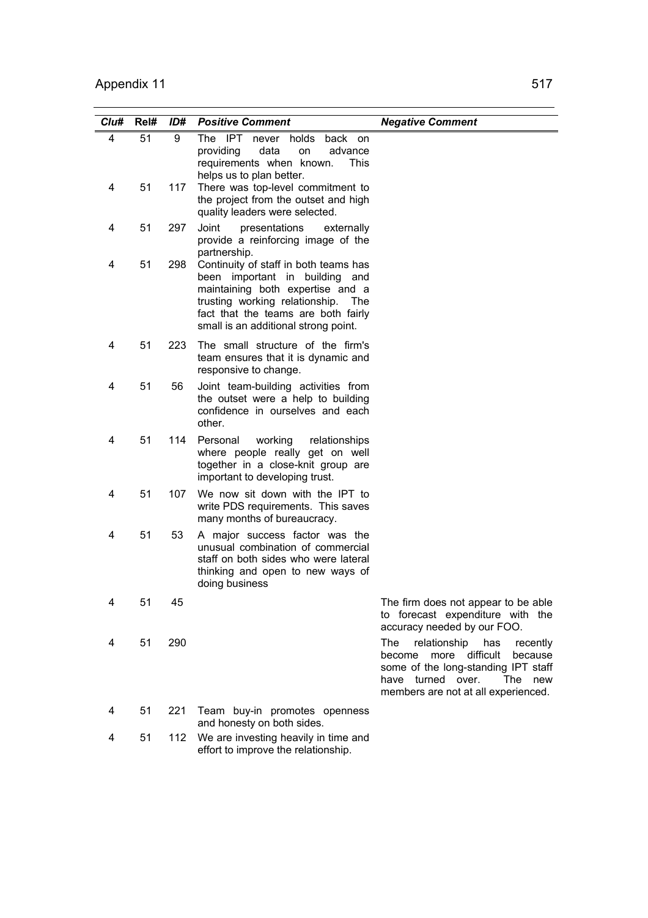| *Clu#* | Rel# | *ID#* | *Positive Comment* | *Negative Comment* |
|---|---|---|---|---|
| 4 | 51 | 9 | The IPT never holds back on providing data on advance requirements when known. This helps us to plan better. | |
| 4 | 51 | 117 | There was top-level commitment to the project from the outset and high quality leaders were selected. | |
| 4 | 51 | 297 | Joint presentations externally provide a reinforcing image of the partnership. | |
| 4 | 51 | 298 | Continuity of staff in both teams has been important in building and maintaining both expertise and a trusting working relationship. The fact that the teams are both fairly small is an additional strong point. | |
| 4 | 51 | 223 | The small structure of the firm's team ensures that it is dynamic and responsive to change. | |
| 4 | 51 | 56 | Joint team-building activities from the outset were a help to building confidence in ourselves and each other. | |
| 4 | 51 | 114 | Personal working relationships where people really get on well together in a close-knit group are important to developing trust. | |
| 4 | 51 | 107 | We now sit down with the IPT to write PDS requirements. This saves many months of bureaucracy. | |
| 4 | 51 | 53 | A major success factor was the unusual combination of commercial staff on both sides who were lateral thinking and open to new ways of doing business | |
| 4 | 51 | 45 | | The firm does not appear to be able to forecast expenditure with the accuracy needed by our FOO. |
| 4 | 51 | 290 | | The relationship has recently become more difficult because some of the long-standing IPT staff have turned over. The new members are not at all experienced. |
| 4 | 51 | 221 | Team buy-in promotes openness and honesty on both sides. | |
| 4 | 51 | 112 | We are investing heavily in time and effort to improve the relationship. | |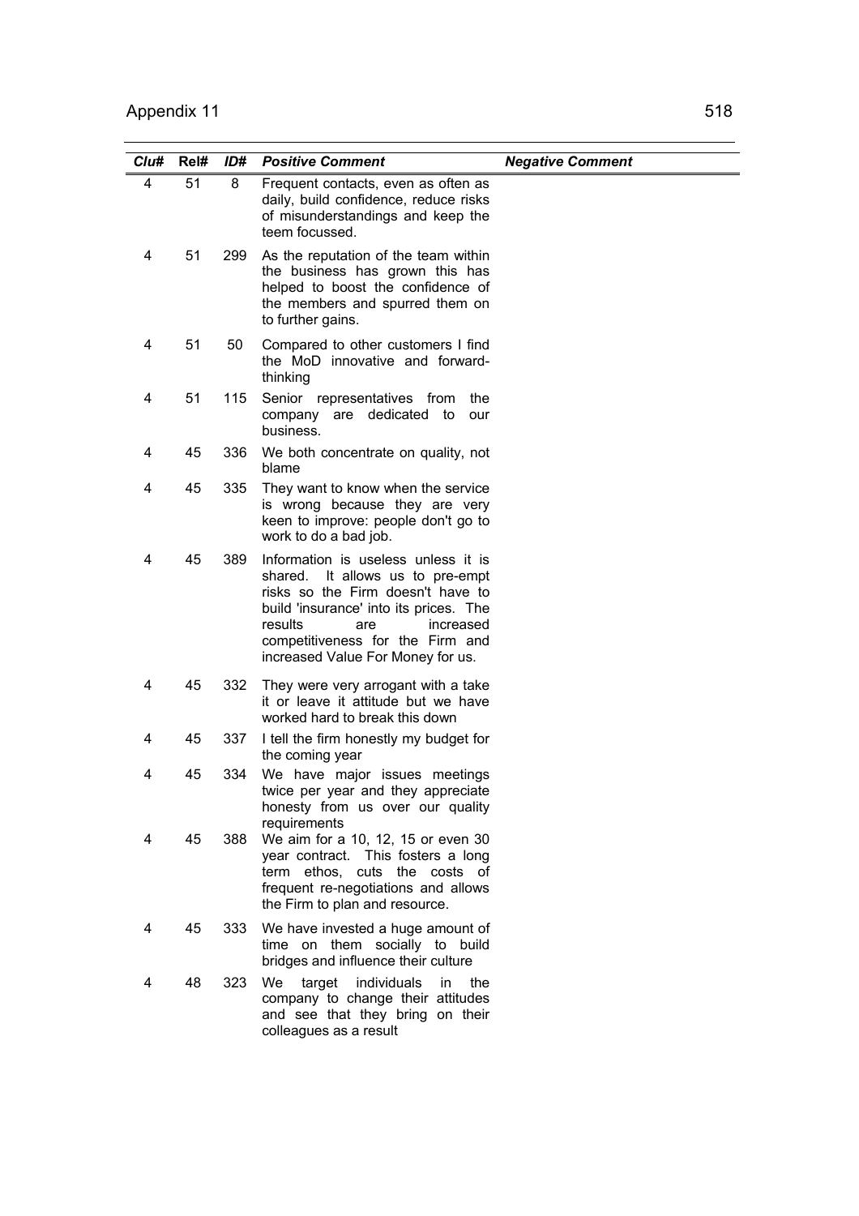| Clu# | Rel# | ID# | *Positive Comment* | *Negative Comment* |
|---|---|---|---|---|
| 4 | 51 | 8 | Frequent contacts, even as often as daily, build confidence, reduce risks of misunderstandings and keep the teem focussed. | |
| 4 | 51 | 299 | As the reputation of the team within the business has grown this has helped to boost the confidence of the members and spurred them on to further gains. | |
| 4 | 51 | 50 | Compared to other customers I find the MoD innovative and forward-thinking | |
| 4 | 51 | 115 | Senior representatives from the company are dedicated to our business. | |
| 4 | 45 | 336 | We both concentrate on quality, not blame | |
| 4 | 45 | 335 | They want to know when the service is wrong because they are very keen to improve: people don't go to work to do a bad job. | |
| 4 | 45 | 389 | Information is useless unless it is shared. It allows us to pre-empt risks so the Firm doesn't have to build 'insurance' into its prices. The results are increased competitiveness for the Firm and increased Value For Money for us. | |
| 4 | 45 | 332 | They were very arrogant with a take it or leave it attitude but we have worked hard to break this down | |
| 4 | 45 | 337 | I tell the firm honestly my budget for the coming year | |
| 4 | 45 | 334 | We have major issues meetings twice per year and they appreciate honesty from us over our quality requirements | |
| 4 | 45 | 388 | We aim for a 10, 12, 15 or even 30 year contract. This fosters a long term ethos, cuts the costs of frequent re-negotiations and allows the Firm to plan and resource. | |
| 4 | 45 | 333 | We have invested a huge amount of time on them socially to build bridges and influence their culture | |
| 4 | 48 | 323 | We target individuals in the company to change their attitudes and see that they bring on their colleagues as a result | |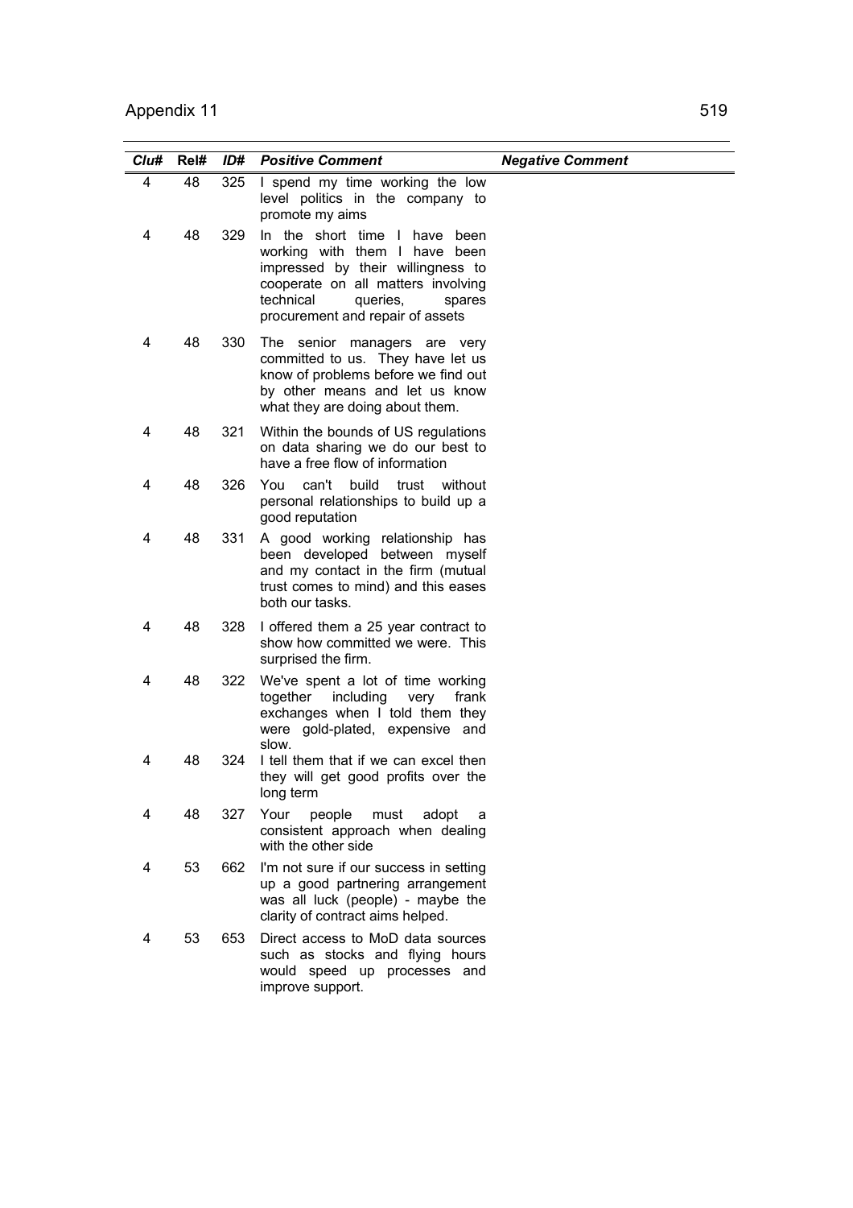| Clu# | Rel# | ID# | Positive Comment | Negative Comment |
|---|---|---|---|---|
| 4 | 48 | 325 | I spend my time working the low level politics in the company to promote my aims | |
| 4 | 48 | 329 | In the short time I have been working with them I have been impressed by their willingness to cooperate on all matters involving technical queries, spares procurement and repair of assets | |
| 4 | 48 | 330 | The senior managers are very committed to us. They have let us know of problems before we find out by other means and let us know what they are doing about them. | |
| 4 | 48 | 321 | Within the bounds of US regulations on data sharing we do our best to have a free flow of information | |
| 4 | 48 | 326 | You can't build trust without personal relationships to build up a good reputation | |
| 4 | 48 | 331 | A good working relationship has been developed between myself and my contact in the firm (mutual trust comes to mind) and this eases both our tasks. | |
| 4 | 48 | 328 | I offered them a 25 year contract to show how committed we were. This surprised the firm. | |
| 4 | 48 | 322 | We've spent a lot of time working together including very frank exchanges when I told them they were gold-plated, expensive and slow. | |
| 4 | 48 | 324 | I tell them that if we can excel then they will get good profits over the long term | |
| 4 | 48 | 327 | Your people must adopt a consistent approach when dealing with the other side | |
| 4 | 53 | 662 | I'm not sure if our success in setting up a good partnering arrangement was all luck (people) - maybe the clarity of contract aims helped. | |
| 4 | 53 | 653 | Direct access to MoD data sources such as stocks and flying hours would speed up processes and improve support. | |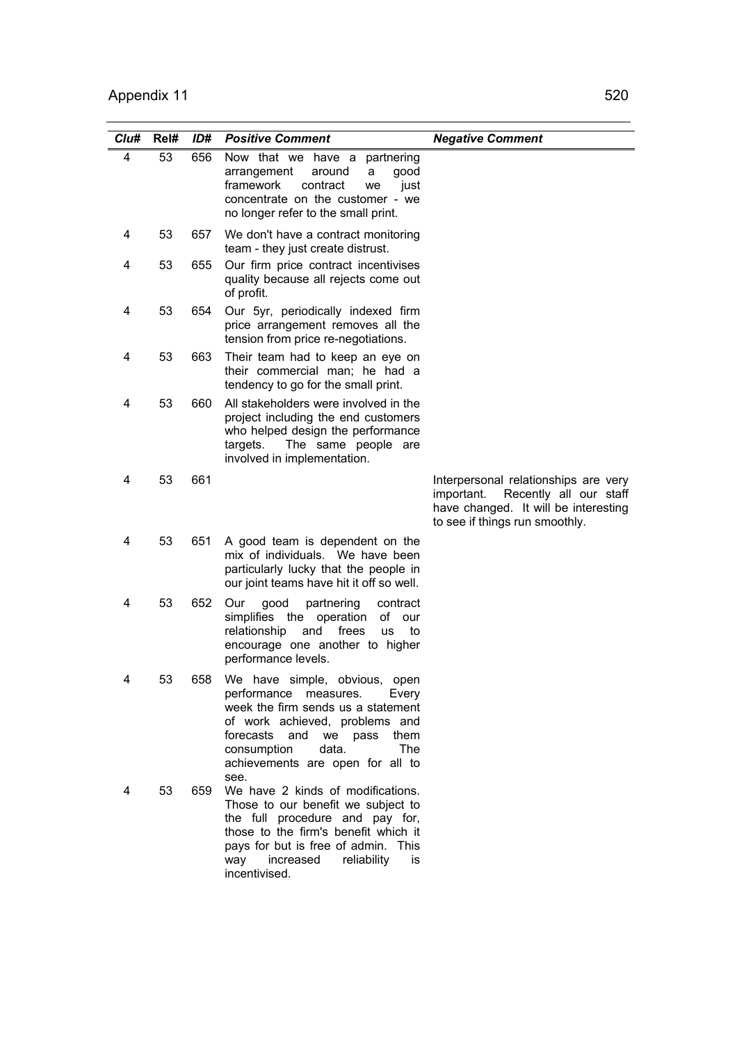| Clu# | Rel# | ID# | *Positive Comment* | *Negative Comment* |
|---|---|---|---|---|
| 4 | 53 | 656 | Now that we have a partnering arrangement around a good framework contract we just concentrate on the customer - we no longer refer to the small print. | |
| 4 | 53 | 657 | We don't have a contract monitoring team - they just create distrust. | |
| 4 | 53 | 655 | Our firm price contract incentivises quality because all rejects come out of profit. | |
| 4 | 53 | 654 | Our 5yr, periodically indexed firm price arrangement removes all the tension from price re-negotiations. | |
| 4 | 53 | 663 | Their team had to keep an eye on their commercial man; he had a tendency to go for the small print. | |
| 4 | 53 | 660 | All stakeholders were involved in the project including the end customers who helped design the performance targets. The same people are involved in implementation. | |
| 4 | 53 | 661 | | Interpersonal relationships are very important. Recently all our staff have changed. It will be interesting to see if things run smoothly. |
| 4 | 53 | 651 | A good team is dependent on the mix of individuals. We have been particularly lucky that the people in our joint teams have hit it off so well. | |
| 4 | 53 | 652 | Our good partnering contract simplifies the operation of our relationship and frees us to encourage one another to higher performance levels. | |
| 4 | 53 | 658 | We have simple, obvious, open performance measures. Every week the firm sends us a statement of work achieved, problems and forecasts and we pass them consumption data. The achievements are open for all to see. | |
| 4 | 53 | 659 | We have 2 kinds of modifications. Those to our benefit we subject to the full procedure and pay for, those to the firm's benefit which it pays for but is free of admin. This way increased reliability is incentivised. | |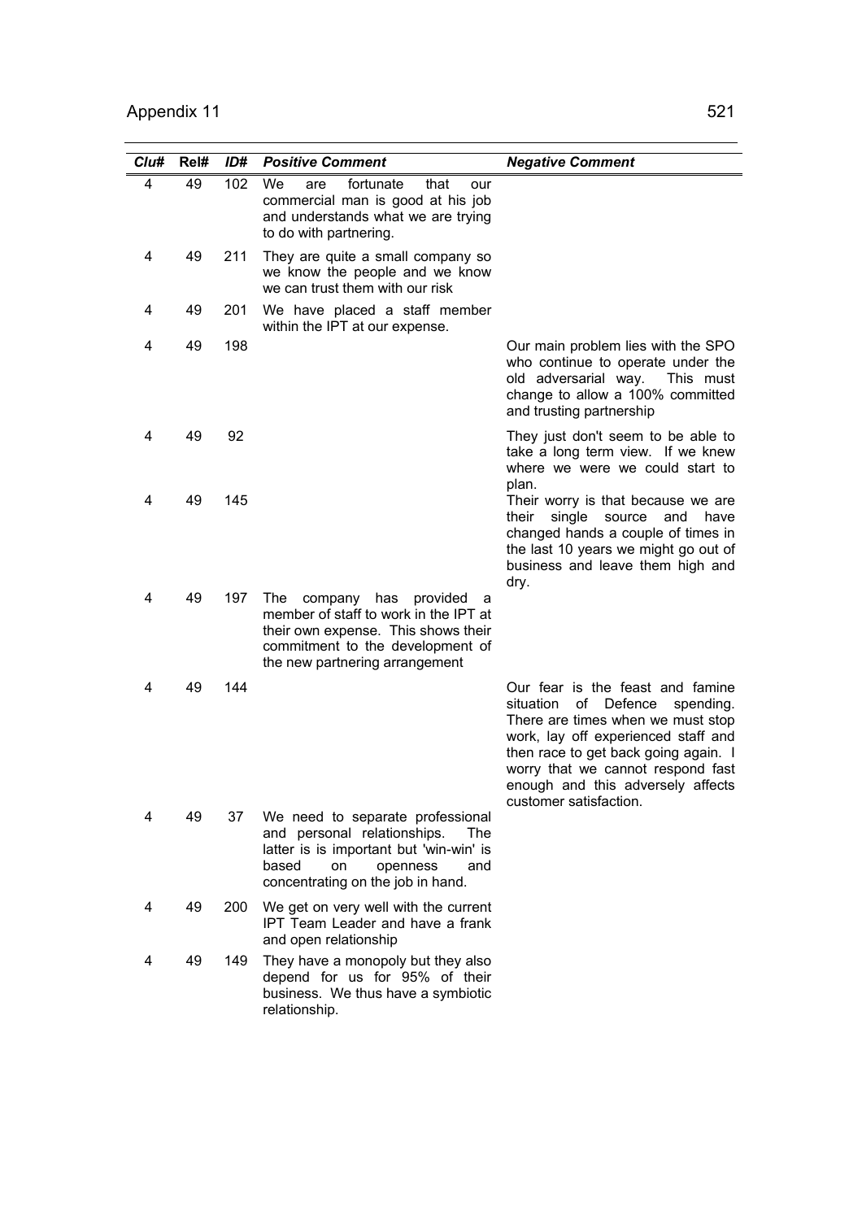| *Clu#* | **Rel#** | *ID#* | ***Positive Comment*** | ***Negative Comment*** |
|---|---|---|---|---|
| 4 | 49 | 102 | We are fortunate that our commercial man is good at his job and understands what we are trying to do with partnering. | |
| 4 | 49 | 211 | They are quite a small company so we know the people and we know we can trust them with our risk | |
| 4 | 49 | 201 | We have placed a staff member within the IPT at our expense. | |
| 4 | 49 | 198 | | Our main problem lies with the SPO who continue to operate under the old adversarial way. This must change to allow a 100% committed and trusting partnership |
| 4 | 49 | 92 | | They just don't seem to be able to take a long term view. If we knew where we were we could start to plan. |
| 4 | 49 | 145 | | Their worry is that because we are their single source and have changed hands a couple of times in the last 10 years we might go out of business and leave them high and dry. |
| 4 | 49 | 197 | The company has provided a member of staff to work in the IPT at their own expense. This shows their commitment to the development of the new partnering arrangement | |
| 4 | 49 | 144 | | Our fear is the feast and famine situation of Defence spending. There are times when we must stop work, lay off experienced staff and then race to get back going again. I worry that we cannot respond fast enough and this adversely affects customer satisfaction. |
| 4 | 49 | 37 | We need to separate professional and personal relationships. The latter is is important but 'win-win' is based on openness and concentrating on the job in hand. | |
| 4 | 49 | 200 | We get on very well with the current IPT Team Leader and have a frank and open relationship | |
| 4 | 49 | 149 | They have a monopoly but they also depend for us for 95% of their business. We thus have a symbiotic relationship. | |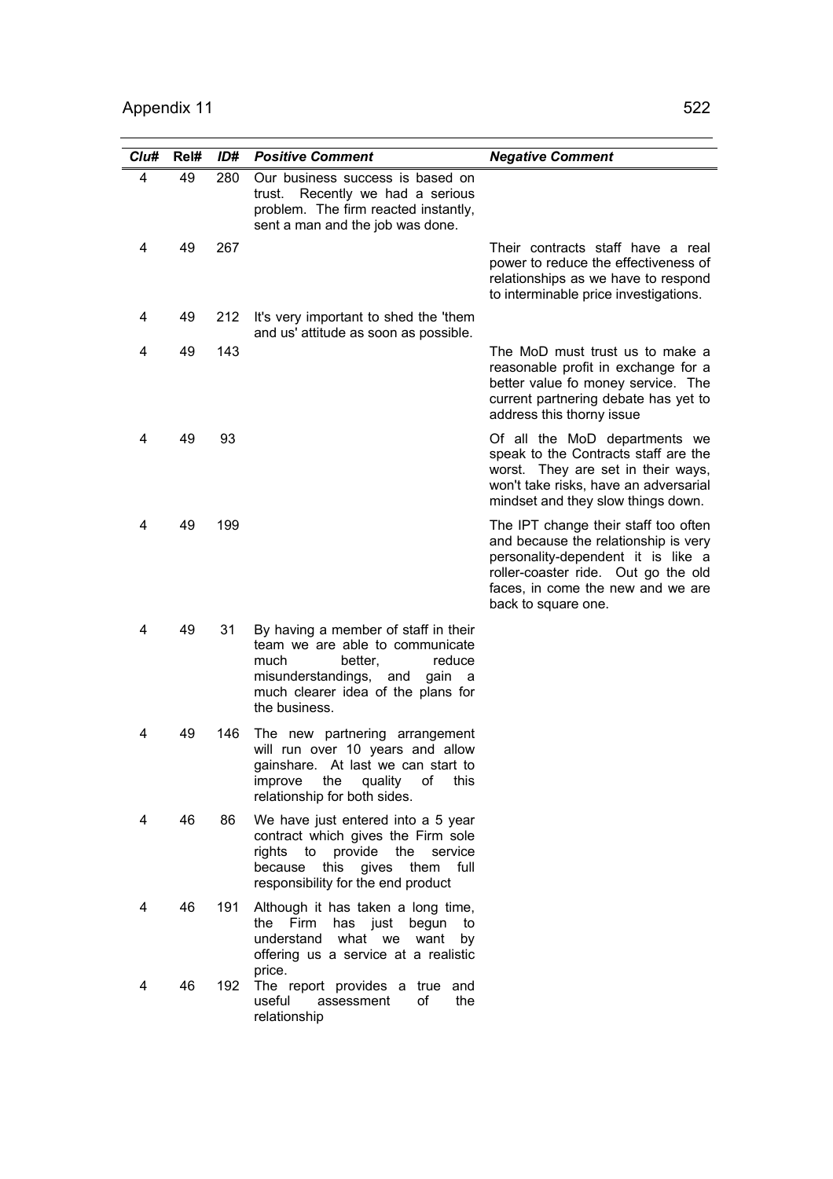| *Clu#* | *Rel#* | *ID#* | *Positive Comment* | *Negative Comment* |
|---|---|---|---|---|
| 4 | 49 | 280 | Our business success is based on trust. Recently we had a serious problem. The firm reacted instantly, sent a man and the job was done. | |
| 4 | 49 | 267 | | Their contracts staff have a real power to reduce the effectiveness of relationships as we have to respond to interminable price investigations. |
| 4 | 49 | 212 | It's very important to shed the 'them and us' attitude as soon as possible. | |
| 4 | 49 | 143 | | The MoD must trust us to make a reasonable profit in exchange for a better value fo money service. The current partnering debate has yet to address this thorny issue |
| 4 | 49 | 93 | | Of all the MoD departments we speak to the Contracts staff are the worst. They are set in their ways, won't take risks, have an adversarial mindset and they slow things down. |
| 4 | 49 | 199 | | The IPT change their staff too often and because the relationship is very personality-dependent it is like a roller-coaster ride. Out go the old faces, in come the new and we are back to square one. |
| 4 | 49 | 31 | By having a member of staff in their team we are able to communicate much better, reduce misunderstandings, and gain a much clearer idea of the plans for the business. | |
| 4 | 49 | 146 | The new partnering arrangement will run over 10 years and allow gainshare. At last we can start to improve the quality of this relationship for both sides. | |
| 4 | 46 | 86 | We have just entered into a 5 year contract which gives the Firm sole rights to provide the service because this gives them full responsibility for the end product | |
| 4 | 46 | 191 | Although it has taken a long time, the Firm has just begun to understand what we want by offering us a service at a realistic price. | |
| 4 | 46 | 192 | The report provides a true and useful assessment of the relationship | |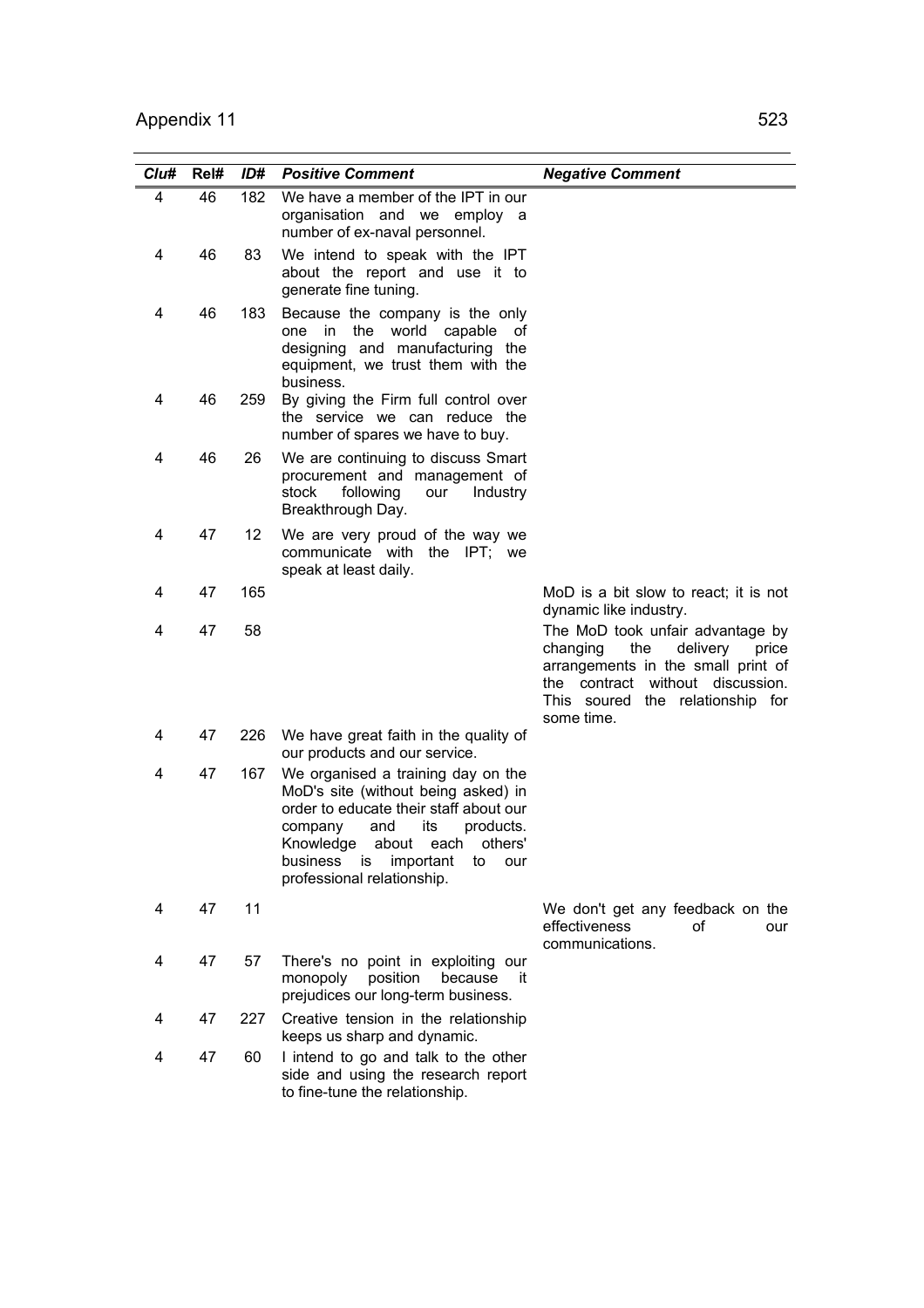| Clu# | Rel# | ID# | Positive Comment | Negative Comment |
|---|---|---|---|---|
| 4 | 46 | 182 | We have a member of the IPT in our organisation and we employ a number of ex-naval personnel. | |
| 4 | 46 | 83 | We intend to speak with the IPT about the report and use it to generate fine tuning. | |
| 4 | 46 | 183 | Because the company is the only one in the world capable of designing and manufacturing the equipment, we trust them with the business. | |
| 4 | 46 | 259 | By giving the Firm full control over the service we can reduce the number of spares we have to buy. | |
| 4 | 46 | 26 | We are continuing to discuss Smart procurement and management of stock following our Industry Breakthrough Day. | |
| 4 | 47 | 12 | We are very proud of the way we communicate with the IPT; we speak at least daily. | |
| 4 | 47 | 165 | | MoD is a bit slow to react; it is not dynamic like industry. |
| 4 | 47 | 58 | | The MoD took unfair advantage by changing the delivery price arrangements in the small print of the contract without discussion. This soured the relationship for some time. |
| 4 | 47 | 226 | We have great faith in the quality of our products and our service. | |
| 4 | 47 | 167 | We organised a training day on the MoD's site (without being asked) in order to educate their staff about our company and its products. Knowledge about each others' business is important to our professional relationship. | |
| 4 | 47 | 11 | | We don't get any feedback on the effectiveness of our communications. |
| 4 | 47 | 57 | There's no point in exploiting our monopoly position because it prejudices our long-term business. | |
| 4 | 47 | 227 | Creative tension in the relationship keeps us sharp and dynamic. | |
| 4 | 47 | 60 | I intend to go and talk to the other side and using the research report to fine-tune the relationship. | |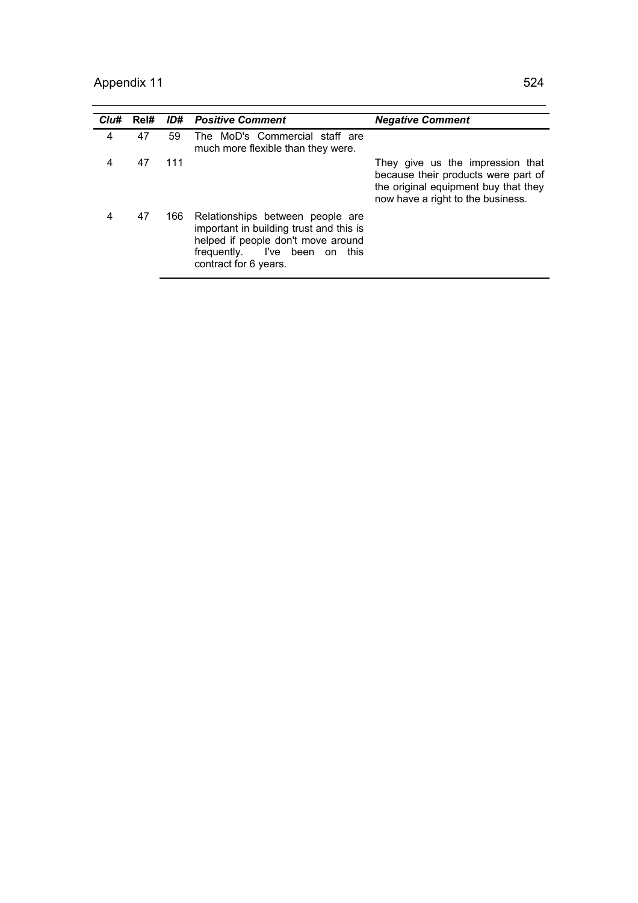| *Clu#* | Rel# | *ID#* | *Positive Comment* | *Negative Comment* |
|---|---|---|---|---|
| 4 | 47 | 59 | The MoD's Commercial staff are much more flexible than they were. | |
| 4 | 47 | 111 | | They give us the impression that because their products were part of the original equipment buy that they now have a right to the business. |
| 4 | 47 | 166 | Relationships between people are important in building trust and this is helped if people don't move around frequently. I've been on this contract for 6 years. | |